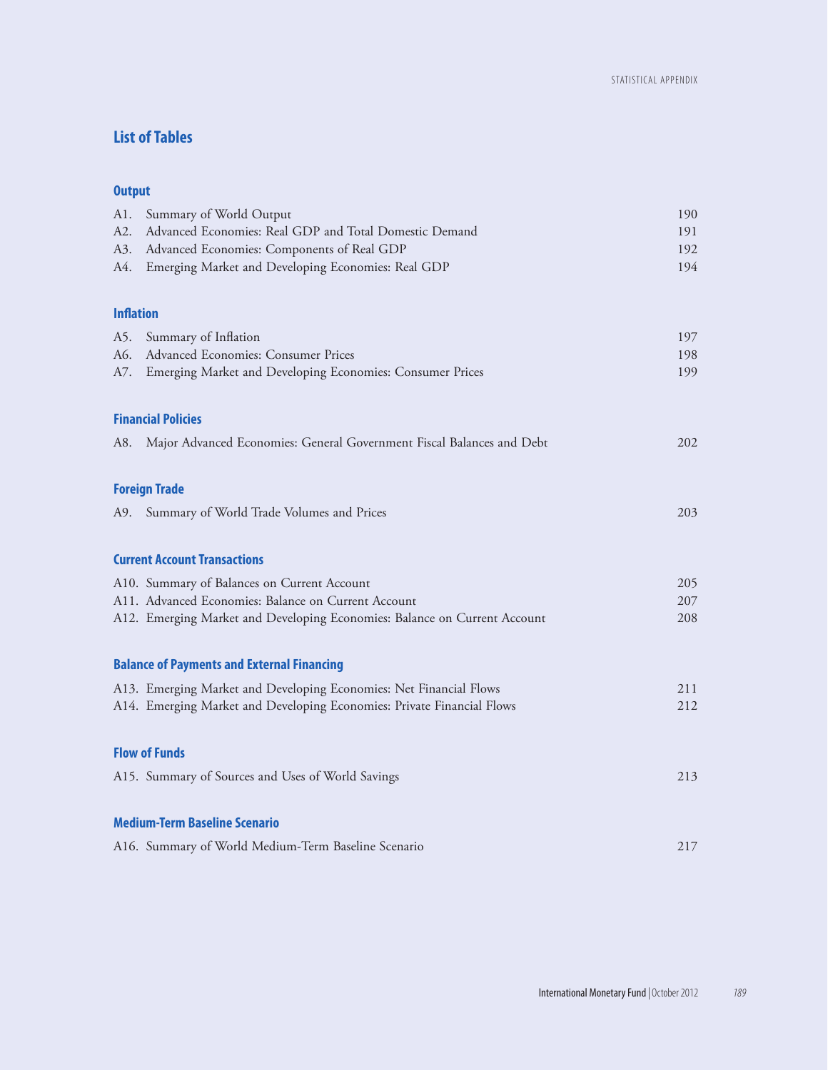## List of Tables

### Output

| | | |
|---|---|---|
| A1. | Summary of World Output | 190 |
| A2. | Advanced Economies: Real GDP and Total Domestic Demand | 191 |
| A3. | Advanced Economies: Components of Real GDP | 192 |
| A4. | Emerging Market and Developing Economies: Real GDP | 194 |

### Inflation

| | | |
|---|---|---|
| A5. | Summary of Inflation | 197 |
| A6. | Advanced Economies: Consumer Prices | 198 |
| A7. | Emerging Market and Developing Economies: Consumer Prices | 199 |

### Financial Policies

| | | |
|---|---|---|
| A8. | Major Advanced Economies: General Government Fiscal Balances and Debt | 202 |

### Foreign Trade

| | | |
|---|---|---|
| A9. | Summary of World Trade Volumes and Prices | 203 |

### Current Account Transactions

| | | |
|---|---|---|
| A10. | Summary of Balances on Current Account | 205 |
| A11. | Advanced Economies: Balance on Current Account | 207 |
| A12. | Emerging Market and Developing Economies: Balance on Current Account | 208 |

### Balance of Payments and External Financing

| | | |
|---|---|---|
| A13. | Emerging Market and Developing Economies: Net Financial Flows | 211 |
| A14. | Emerging Market and Developing Economies: Private Financial Flows | 212 |

### Flow of Funds

| | | |
|---|---|---|
| A15. | Summary of Sources and Uses of World Savings | 213 |

### Medium-Term Baseline Scenario

| | | |
|---|---|---|
| A16. | Summary of World Medium-Term Baseline Scenario | 217 |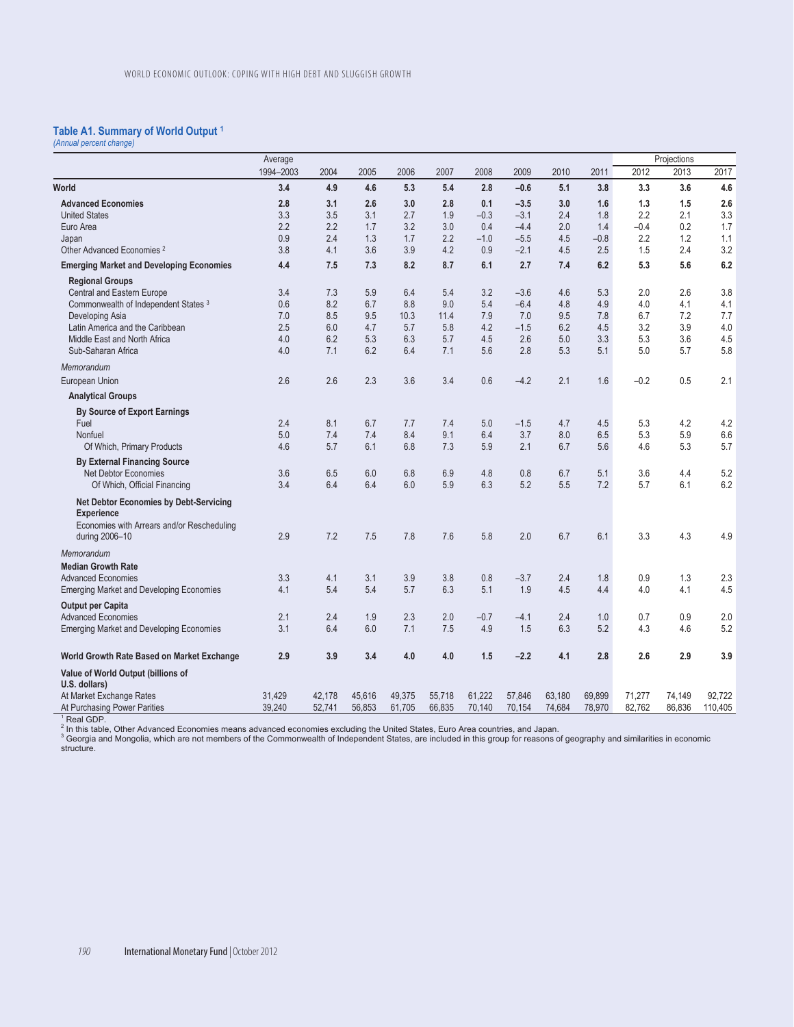### Table A1. Summary of World Output [1]

*(Annual percent change)*

| | Average 1994–2003 | 2004 | 2005 | 2006 | 2007 | 2008 | 2009 | 2010 | 2011 | Projections 2012 | 2013 | 2017 |
|---|---|---|---|---|---|---|---|---|---|---|---|---|
| **World** | **3.4** | **4.9** | **4.6** | **5.3** | **5.4** | **2.8** | **–0.6** | **5.1** | **3.8** | **3.3** | **3.6** | **4.6** |
| **Advanced Economies** | **2.8** | **3.1** | **2.6** | **3.0** | **2.8** | **0.1** | **–3.5** | **3.0** | **1.6** | **1.3** | **1.5** | **2.6** |
| United States | 3.3 | 3.5 | 3.1 | 2.7 | 1.9 | –0.3 | –3.1 | 2.4 | 1.8 | 2.2 | 2.1 | 3.3 |
| Euro Area | 2.2 | 2.2 | 1.7 | 3.2 | 3.0 | 0.4 | –4.4 | 2.0 | 1.4 | –0.4 | 0.2 | 1.7 |
| Japan | 0.9 | 2.4 | 1.3 | 1.7 | 2.2 | –1.0 | –5.5 | 4.5 | –0.8 | 2.2 | 1.2 | 1.1 |
| Other Advanced Economies [2] | 3.8 | 4.1 | 3.6 | 3.9 | 4.2 | 0.9 | –2.1 | 4.5 | 2.5 | 1.5 | 2.4 | 3.2 |
| **Emerging Market and Developing Economies** | **4.4** | **7.5** | **7.3** | **8.2** | **8.7** | **6.1** | **2.7** | **7.4** | **6.2** | **5.3** | **5.6** | **6.2** |
| **Regional Groups** | | | | | | | | | | | | |
| Central and Eastern Europe | 3.4 | 7.3 | 5.9 | 6.4 | 5.4 | 3.2 | –3.6 | 4.6 | 5.3 | 2.0 | 2.6 | 3.8 |
| Commonwealth of Independent States [3] | 0.6 | 8.2 | 6.7 | 8.8 | 9.0 | 5.4 | –6.4 | 4.8 | 4.9 | 4.0 | 4.1 | 4.1 |
| Developing Asia | 7.0 | 8.5 | 9.5 | 10.3 | 11.4 | 7.9 | 7.0 | 9.5 | 7.8 | 6.7 | 7.2 | 7.7 |
| Latin America and the Caribbean | 2.5 | 6.0 | 4.7 | 5.7 | 5.8 | 4.2 | –1.5 | 6.2 | 4.5 | 3.2 | 3.9 | 4.0 |
| Middle East and North Africa | 4.0 | 6.2 | 5.3 | 6.3 | 5.7 | 4.5 | 2.6 | 5.0 | 3.3 | 5.3 | 3.6 | 4.5 |
| Sub-Saharan Africa | 4.0 | 7.1 | 6.2 | 6.4 | 7.1 | 5.6 | 2.8 | 5.3 | 5.1 | 5.0 | 5.7 | 5.8 |
| *Memorandum* | | | | | | | | | | | | |
| European Union | 2.6 | 2.6 | 2.3 | 3.6 | 3.4 | 0.6 | –4.2 | 2.1 | 1.6 | –0.2 | 0.5 | 2.1 |
| **Analytical Groups** | | | | | | | | | | | | |
| **By Source of Export Earnings** | | | | | | | | | | | | |
| Fuel | 2.4 | 8.1 | 6.7 | 7.7 | 7.4 | 5.0 | –1.5 | 4.7 | 4.5 | 5.3 | 4.2 | 4.2 |
| Nonfuel | 5.0 | 7.4 | 7.4 | 8.4 | 9.1 | 6.4 | 3.7 | 8.0 | 6.5 | 5.3 | 5.9 | 6.6 |
| Of Which, Primary Products | 4.6 | 5.7 | 6.1 | 6.8 | 7.3 | 5.9 | 2.1 | 6.7 | 5.6 | 4.6 | 5.3 | 5.7 |
| **By External Financing Source** | | | | | | | | | | | | |
| Net Debtor Economies | 3.6 | 6.5 | 6.0 | 6.8 | 6.9 | 4.8 | 0.8 | 6.7 | 5.1 | 3.6 | 4.4 | 5.2 |
| Of Which, Official Financing | 3.4 | 6.4 | 6.4 | 6.0 | 5.9 | 6.3 | 5.2 | 5.5 | 7.2 | 5.7 | 6.1 | 6.2 |
| **Net Debtor Economies by Debt-Servicing Experience** | | | | | | | | | | | | |
| Economies with Arrears and/or Rescheduling during 2006–10 | 2.9 | 7.2 | 7.5 | 7.8 | 7.6 | 5.8 | 2.0 | 6.7 | 6.1 | 3.3 | 4.3 | 4.9 |
| *Memorandum* | | | | | | | | | | | | |
| **Median Growth Rate** | | | | | | | | | | | | |
| Advanced Economies | 3.3 | 4.1 | 3.1 | 3.9 | 3.8 | 0.8 | –3.7 | 2.4 | 1.8 | 0.9 | 1.3 | 2.3 |
| Emerging Market and Developing Economies | 4.1 | 5.4 | 5.4 | 5.7 | 6.3 | 5.1 | 1.9 | 4.5 | 4.4 | 4.0 | 4.1 | 4.5 |
| **Output per Capita** | | | | | | | | | | | | |
| Advanced Economies | 2.1 | 2.4 | 1.9 | 2.3 | 2.0 | –0.7 | –4.1 | 2.4 | 1.0 | 0.7 | 0.9 | 2.0 |
| Emerging Market and Developing Economies | 3.1 | 6.4 | 6.0 | 7.1 | 7.5 | 4.9 | 1.5 | 6.3 | 5.2 | 4.3 | 4.6 | 5.2 |
| **World Growth Rate Based on Market Exchange** | **2.9** | **3.9** | **3.4** | **4.0** | **4.0** | **1.5** | **–2.2** | **4.1** | **2.8** | **2.6** | **2.9** | **3.9** |
| **Value of World Output (billions of U.S. dollars)** | | | | | | | | | | | | |
| At Market Exchange Rates | 31,429 | 42,178 | 45,616 | 49,375 | 55,718 | 61,222 | 57,846 | 63,180 | 69,899 | 71,277 | 74,149 | 92,722 |
| At Purchasing Power Parities | 39,240 | 52,741 | 56,853 | 61,705 | 66,835 | 70,140 | 70,154 | 74,684 | 78,970 | 82,762 | 86,836 | 110,405 |

[1] Real GDP.
[2] In this table, Other Advanced Economies means advanced economies excluding the United States, Euro Area countries, and Japan.
[3] Georgia and Mongolia, which are not members of the Commonwealth of Independent States, are included in this group for reasons of geography and similarities in economic structure.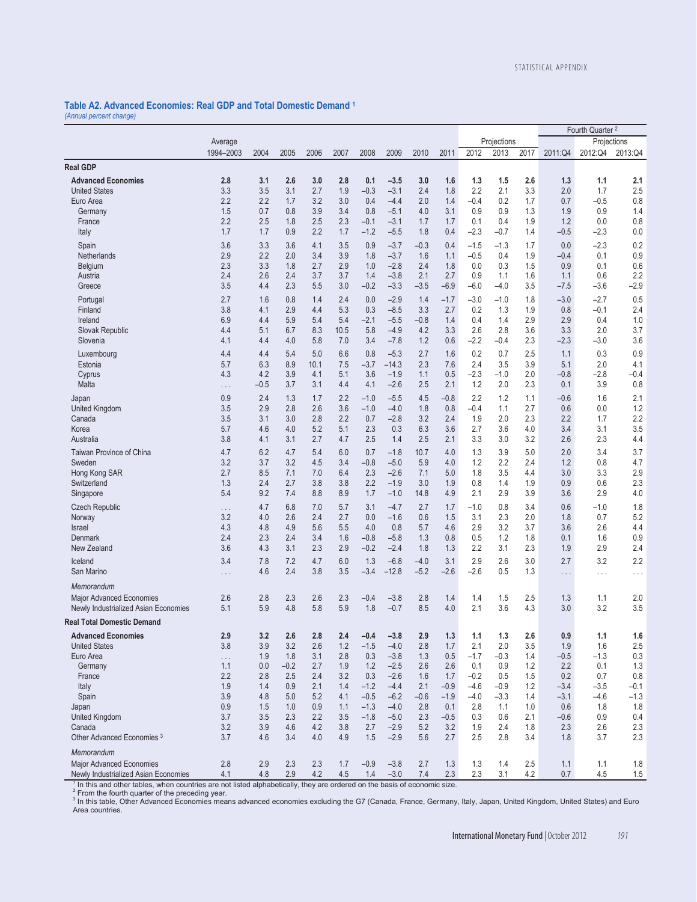### Table A2. Advanced Economies: Real GDP and Total Domestic Demand [1]

*(Annual percent change)*

| | Average | | | | | | | | | Projections | | | Fourth Quarter [2] | Projections | |
|---|---|---|---|---|---|---|---|---|---|---|---|---|---|---|---|
| | 1994–2003 | 2004 | 2005 | 2006 | 2007 | 2008 | 2009 | 2010 | 2011 | 2012 | 2013 | 2017 | 2011:Q4 | 2012:Q4 | 2013:Q4 |
| **Real GDP** | | | | | | | | | | | | | | | |
| **Advanced Economies** | **2.8** | **3.1** | **2.6** | **3.0** | **2.8** | **0.1** | **–3.5** | **3.0** | **1.6** | **1.3** | **1.5** | **2.6** | **1.3** | **1.1** | **2.1** |
| United States | 3.3 | 3.5 | 3.1 | 2.7 | 1.9 | –0.3 | –3.1 | 2.4 | 1.8 | 2.2 | 2.1 | 3.3 | 2.0 | 1.7 | 2.5 |
| Euro Area | 2.2 | 2.2 | 1.7 | 3.2 | 3.0 | 0.4 | –4.4 | 2.0 | 1.4 | –0.4 | 0.2 | 1.7 | 0.7 | –0.5 | 0.8 |
| Germany | 1.5 | 0.7 | 0.8 | 3.9 | 3.4 | 0.8 | –5.1 | 4.0 | 3.1 | 0.9 | 0.9 | 1.3 | 1.9 | 0.9 | 1.4 |
| France | 2.2 | 2.5 | 1.8 | 2.5 | 2.3 | –0.1 | –3.1 | 1.7 | 1.7 | 0.1 | 0.4 | 1.9 | 1.2 | 0.0 | 0.8 |
| Italy | 1.7 | 1.7 | 0.9 | 2.2 | 1.7 | –1.2 | –5.5 | 1.8 | 0.4 | –2.3 | –0.7 | 1.4 | –0.5 | –2.3 | 0.0 |
| Spain | 3.6 | 3.3 | 3.6 | 4.1 | 3.5 | 0.9 | –3.7 | –0.3 | 0.4 | –1.5 | –1.3 | 1.7 | 0.0 | –2.3 | 0.2 |
| Netherlands | 2.9 | 2.2 | 2.0 | 3.4 | 3.9 | 1.8 | –3.7 | 1.6 | 1.1 | –0.5 | 0.4 | 1.9 | –0.4 | 0.1 | 0.9 |
| Belgium | 2.3 | 3.3 | 1.8 | 2.7 | 2.9 | 1.0 | –2.8 | 2.4 | 1.8 | 0.0 | 0.3 | 1.5 | 0.9 | 0.1 | 0.6 |
| Austria | 2.4 | 2.6 | 2.4 | 3.7 | 3.7 | 1.4 | –3.8 | 2.1 | 2.7 | 0.9 | 1.1 | 1.6 | 1.1 | 0.6 | 2.2 |
| Greece | 3.5 | 4.4 | 2.3 | 5.5 | 3.0 | –0.2 | –3.3 | –3.5 | –6.9 | –6.0 | –4.0 | 3.5 | –7.5 | –3.6 | –2.9 |
| Portugal | 2.7 | 1.6 | 0.8 | 1.4 | 2.4 | 0.0 | –2.9 | 1.4 | –1.7 | –3.0 | –1.0 | 1.8 | –3.0 | –2.7 | 0.5 |
| Finland | 3.8 | 4.1 | 2.9 | 4.4 | 5.3 | 0.3 | –8.5 | 3.3 | 2.7 | 0.2 | 1.3 | 1.9 | 0.8 | –0.1 | 2.4 |
| Ireland | 6.9 | 4.4 | 5.9 | 5.4 | 5.4 | –2.1 | –5.5 | –0.8 | 1.4 | 0.4 | 1.4 | 2.9 | 2.9 | 0.4 | 1.0 |
| Slovak Republic | 4.4 | 5.1 | 6.7 | 8.3 | 10.5 | 5.8 | –4.9 | 4.2 | 3.3 | 2.6 | 2.8 | 3.6 | 3.3 | 2.0 | 3.7 |
| Slovenia | 4.1 | 4.4 | 4.0 | 5.8 | 7.0 | 3.4 | –7.8 | 1.2 | 0.6 | –2.2 | –0.4 | 2.3 | –2.3 | –3.0 | 3.6 |
| Luxembourg | 4.4 | 4.4 | 5.4 | 5.0 | 6.6 | 0.8 | –5.3 | 2.7 | 1.6 | 0.2 | 0.7 | 2.5 | 1.1 | 0.3 | 0.9 |
| Estonia | 5.7 | 6.3 | 8.9 | 10.1 | 7.5 | –3.7 | –14.3 | 2.3 | 7.6 | 2.4 | 3.5 | 3.9 | 5.1 | 2.0 | 4.1 |
| Cyprus | 4.3 | 4.2 | 3.9 | 4.1 | 5.1 | 3.6 | –1.9 | 1.1 | 0.5 | –2.3 | –1.0 | 2.0 | –0.8 | –2.8 | –0.4 |
| Malta | . . . | –0.5 | 3.7 | 3.1 | 4.4 | 4.1 | –2.6 | 2.5 | 2.1 | 1.2 | 2.0 | 2.3 | 0.1 | 3.9 | 0.8 |
| Japan | 0.9 | 2.4 | 1.3 | 1.7 | 2.2 | –1.0 | –5.5 | 4.5 | –0.8 | 2.2 | 1.2 | 1.1 | –0.6 | 1.6 | 2.1 |
| United Kingdom | 3.5 | 2.9 | 2.8 | 2.6 | 3.6 | –1.0 | –4.0 | 1.8 | 0.8 | –0.4 | 1.1 | 2.7 | 0.6 | 0.0 | 1.2 |
| Canada | 3.5 | 3.1 | 3.0 | 2.8 | 2.2 | 0.7 | –2.8 | 3.2 | 2.4 | 1.9 | 2.0 | 2.3 | 2.2 | 1.7 | 2.2 |
| Korea | 5.7 | 4.6 | 4.0 | 5.2 | 5.1 | 2.3 | 0.3 | 6.3 | 3.6 | 2.7 | 3.6 | 4.0 | 3.4 | 3.1 | 3.5 |
| Australia | 3.8 | 4.1 | 3.1 | 2.7 | 4.7 | 2.5 | 1.4 | 2.5 | 2.1 | 3.3 | 3.0 | 3.2 | 2.6 | 2.3 | 4.4 |
| Taiwan Province of China | 4.7 | 6.2 | 4.7 | 5.4 | 6.0 | 0.7 | –1.8 | 10.7 | 4.0 | 1.3 | 3.9 | 5.0 | 2.0 | 3.4 | 3.7 |
| Sweden | 3.2 | 3.7 | 3.2 | 4.5 | 3.4 | –0.8 | –5.0 | 5.9 | 4.0 | 1.2 | 2.2 | 2.4 | 1.2 | 0.8 | 4.7 |
| Hong Kong SAR | 2.7 | 8.5 | 7.1 | 7.0 | 6.4 | 2.3 | –2.6 | 7.1 | 5.0 | 1.8 | 3.5 | 4.4 | 3.0 | 3.3 | 2.9 |
| Switzerland | 1.3 | 2.4 | 2.7 | 3.8 | 3.8 | 2.2 | –1.9 | 3.0 | 1.9 | 0.8 | 1.4 | 1.9 | 0.9 | 0.6 | 2.3 |
| Singapore | 5.4 | 9.2 | 7.4 | 8.8 | 8.9 | 1.7 | –1.0 | 14.8 | 4.9 | 2.1 | 2.9 | 3.9 | 3.6 | 2.9 | 4.0 |
| Czech Republic | . . . | 4.7 | 6.8 | 7.0 | 5.7 | 3.1 | –4.7 | 2.7 | 1.7 | –1.0 | 0.8 | 3.4 | 0.6 | –1.0 | 1.8 |
| Norway | 3.2 | 4.0 | 2.6 | 2.4 | 2.7 | 0.0 | –1.6 | 0.6 | 1.5 | 3.1 | 2.3 | 2.0 | 1.8 | 0.7 | 5.2 |
| Israel | 4.3 | 4.8 | 4.9 | 5.6 | 5.5 | 4.0 | 0.8 | 5.7 | 4.6 | 2.9 | 3.2 | 3.7 | 3.6 | 2.6 | 4.4 |
| Denmark | 2.4 | 2.3 | 2.4 | 3.4 | 1.6 | –0.8 | –5.8 | 1.3 | 0.8 | 0.5 | 1.2 | 1.8 | 0.1 | 1.6 | 0.9 |
| New Zealand | 3.6 | 4.3 | 3.1 | 2.3 | 2.9 | –0.2 | –2.4 | 1.8 | 1.3 | 2.2 | 3.1 | 2.3 | 1.9 | 2.9 | 2.4 |
| Iceland | 3.4 | 7.8 | 7.2 | 4.7 | 6.0 | 1.3 | –6.8 | –4.0 | 3.1 | 2.9 | 2.6 | 3.0 | 2.7 | 3.2 | 2.2 |
| San Marino | . . . | 4.6 | 2.4 | 3.8 | 3.5 | –3.4 | –12.8 | –5.2 | –2.6 | –2.6 | 0.5 | 1.3 | . . . | . . . | . . . |
| *Memorandum* | | | | | | | | | | | | | | | |
| Major Advanced Economies | 2.6 | 2.8 | 2.3 | 2.6 | 2.3 | –0.4 | –3.8 | 2.8 | 1.4 | 1.4 | 1.5 | 2.5 | 1.3 | 1.1 | 2.0 |
| Newly Industrialized Asian Economies | 5.1 | 5.9 | 4.8 | 5.8 | 5.9 | 1.8 | –0.7 | 8.5 | 4.0 | 2.1 | 3.6 | 4.3 | 3.0 | 3.2 | 3.5 |
| **Real Total Domestic Demand** | | | | | | | | | | | | | | | |
| **Advanced Economies** | **2.9** | **3.2** | **2.6** | **2.8** | **2.4** | **–0.4** | **–3.8** | **2.9** | **1.3** | **1.1** | **1.3** | **2.6** | **0.9** | **1.1** | **1.6** |
| United States | 3.8 | 3.9 | 3.2 | 2.6 | 1.2 | –1.5 | –4.0 | 2.8 | 1.7 | 2.1 | 2.0 | 3.5 | 1.9 | 1.6 | 2.5 |
| Euro Area | . . . | 1.9 | 1.8 | 3.1 | 2.8 | 0.3 | –3.8 | 1.3 | 0.5 | –1.7 | –0.3 | 1.4 | –0.5 | –1.3 | 0.3 |
| Germany | 1.1 | 0.0 | –0.2 | 2.7 | 1.9 | 1.2 | –2.5 | 2.6 | 2.6 | 0.1 | 0.9 | 1.2 | 2.2 | 0.1 | 1.3 |
| France | 2.2 | 2.8 | 2.5 | 2.4 | 3.2 | 0.3 | –2.6 | 1.6 | 1.7 | –0.2 | 0.5 | 1.5 | 0.2 | 0.7 | 0.8 |
| Italy | 1.9 | 1.4 | 0.9 | 2.1 | 1.4 | –1.2 | –4.4 | 2.1 | –0.9 | –4.6 | –0.9 | 1.2 | –3.4 | –3.5 | –0.1 |
| Spain | 3.9 | 4.8 | 5.0 | 5.2 | 4.1 | –0.5 | –6.2 | –0.6 | –1.9 | –4.0 | –3.3 | 1.4 | –3.1 | –4.6 | –1.3 |
| Japan | 0.9 | 1.5 | 1.0 | 0.9 | 1.1 | –1.3 | –4.0 | 2.8 | 0.1 | 2.8 | 1.1 | 1.0 | 0.6 | 1.8 | 1.8 |
| United Kingdom | 3.7 | 3.5 | 2.3 | 2.2 | 3.5 | –1.8 | –5.0 | 2.3 | –0.5 | 0.3 | 0.6 | 2.1 | –0.6 | 0.9 | 0.4 |
| Canada | 3.2 | 3.9 | 4.6 | 4.2 | 3.8 | 2.7 | –2.9 | 5.2 | 3.2 | 1.9 | 2.4 | 1.8 | 2.3 | 2.6 | 2.3 |
| Other Advanced Economies [3] | 3.7 | 4.6 | 3.4 | 4.0 | 4.9 | 1.5 | –2.9 | 5.6 | 2.7 | 2.5 | 2.8 | 3.4 | 1.8 | 3.7 | 2.3 |
| *Memorandum* | | | | | | | | | | | | | | | |
| Major Advanced Economies | 2.8 | 2.9 | 2.3 | 2.3 | 1.7 | –0.9 | –3.8 | 2.7 | 1.3 | 1.3 | 1.4 | 2.5 | 1.1 | 1.1 | 1.8 |
| Newly Industrialized Asian Economies | 4.1 | 4.8 | 2.9 | 4.2 | 4.5 | 1.4 | –3.0 | 7.4 | 2.3 | 2.3 | 3.1 | 4.2 | 0.7 | 4.5 | 1.5 |

[1] In this and other tables, when countries are not listed alphabetically, they are ordered on the basis of economic size.
[2] From the fourth quarter of the preceding year.
[3] In this table, Other Advanced Economies means advanced economies excluding the G7 (Canada, France, Germany, Italy, Japan, United Kingdom, United States) and Euro Area countries.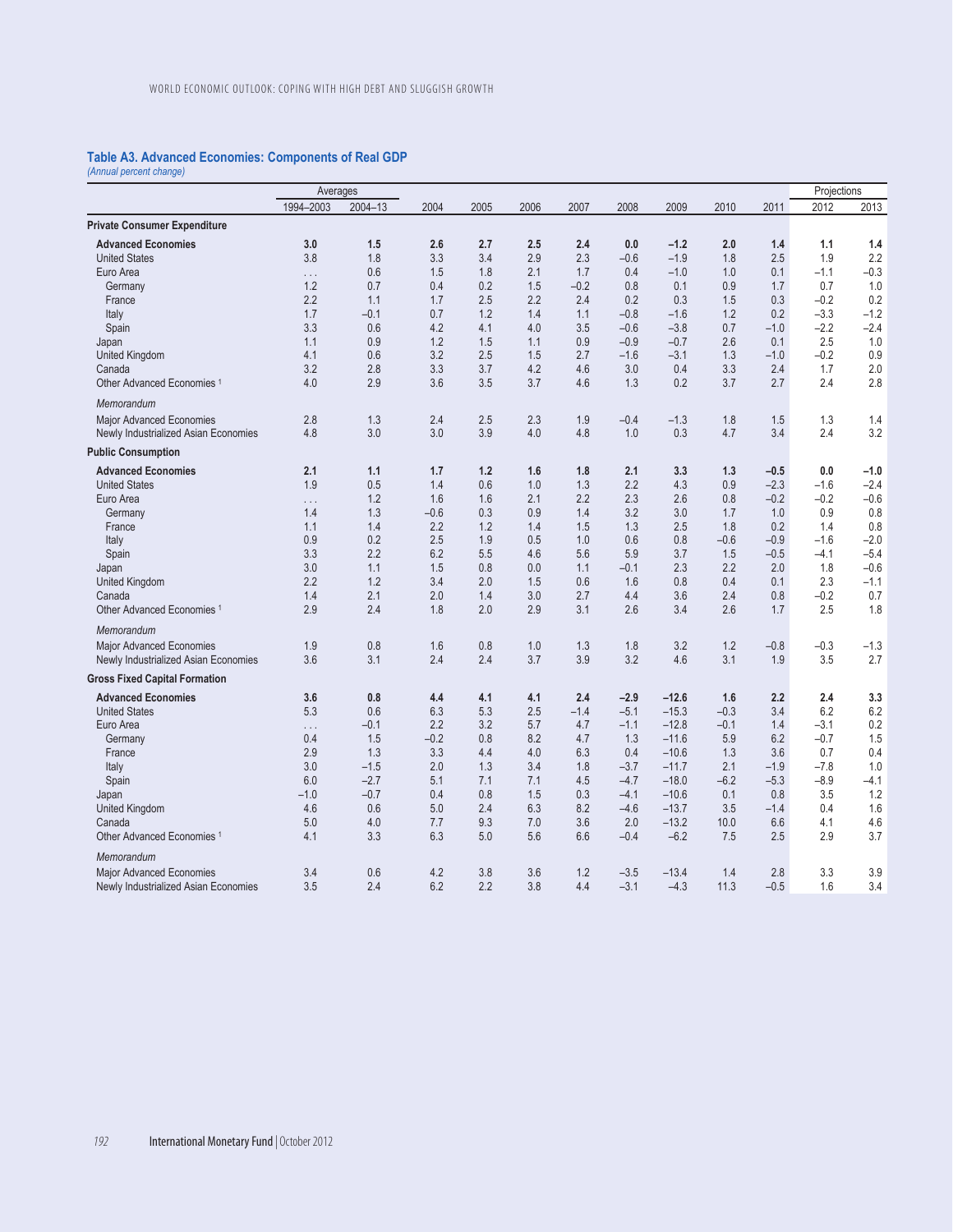### Table A3. Advanced Economies: Components of Real GDP

*(Annual percent change)*

| | Averages | | | | | | | | | | Projections | |
|---|---|---|---|---|---|---|---|---|---|---|---|---|
| | 1994–2003 | 2004–13 | 2004 | 2005 | 2006 | 2007 | 2008 | 2009 | 2010 | 2011 | 2012 | 2013 |
| **Private Consumer Expenditure** | | | | | | | | | | | | |
| **Advanced Economies** | **3.0** | **1.5** | **2.6** | **2.7** | **2.5** | **2.4** | **0.0** | **–1.2** | **2.0** | **1.4** | **1.1** | **1.4** |
| United States | 3.8 | 1.8 | 3.3 | 3.4 | 2.9 | 2.3 | –0.6 | –1.9 | 1.8 | 2.5 | 1.9 | 2.2 |
| Euro Area | . . . | 0.6 | 1.5 | 1.8 | 2.1 | 1.7 | 0.4 | –1.0 | 1.0 | 0.1 | –1.1 | –0.3 |
| Germany | 1.2 | 0.7 | 0.4 | 0.2 | 1.5 | –0.2 | 0.8 | 0.1 | 0.9 | 1.7 | 0.7 | 1.0 |
| France | 2.2 | 1.1 | 1.7 | 2.5 | 2.2 | 2.4 | 0.2 | 0.3 | 1.5 | 0.3 | –0.2 | 0.2 |
| Italy | 1.7 | –0.1 | 0.7 | 1.2 | 1.4 | 1.1 | –0.8 | –1.6 | 1.2 | 0.2 | –3.3 | –1.2 |
| Spain | 3.3 | 0.6 | 4.2 | 4.1 | 4.0 | 3.5 | –0.6 | –3.8 | 0.7 | –1.0 | –2.2 | –2.4 |
| Japan | 1.1 | 0.9 | 1.2 | 1.5 | 1.1 | 0.9 | –0.9 | –0.7 | 2.6 | 0.1 | 2.5 | 1.0 |
| United Kingdom | 4.1 | 0.6 | 3.2 | 2.5 | 1.5 | 2.7 | –1.6 | –3.1 | 1.3 | –1.0 | –0.2 | 0.9 |
| Canada | 3.2 | 2.8 | 3.3 | 3.7 | 4.2 | 4.6 | 3.0 | 0.4 | 3.3 | 2.4 | 1.7 | 2.0 |
| Other Advanced Economies [1] | 4.0 | 2.9 | 3.6 | 3.5 | 3.7 | 4.6 | 1.3 | 0.2 | 3.7 | 2.7 | 2.4 | 2.8 |
| *Memorandum* | | | | | | | | | | | | |
| Major Advanced Economies | 2.8 | 1.3 | 2.4 | 2.5 | 2.3 | 1.9 | –0.4 | –1.3 | 1.8 | 1.5 | 1.3 | 1.4 |
| Newly Industrialized Asian Economies | 4.8 | 3.0 | 3.0 | 3.9 | 4.0 | 4.8 | 1.0 | 0.3 | 4.7 | 3.4 | 2.4 | 3.2 |
| **Public Consumption** | | | | | | | | | | | | |
| **Advanced Economies** | **2.1** | **1.1** | **1.7** | **1.2** | **1.6** | **1.8** | **2.1** | **3.3** | **1.3** | **–0.5** | **0.0** | **–1.0** |
| United States | 1.9 | 0.5 | 1.4 | 0.6 | 1.0 | 1.3 | 2.2 | 4.3 | 0.9 | –2.3 | –1.6 | –2.4 |
| Euro Area | . . . | 1.2 | 1.6 | 1.6 | 2.1 | 2.2 | 2.3 | 2.6 | 0.8 | –0.2 | –0.2 | –0.6 |
| Germany | 1.4 | 1.3 | –0.6 | 0.3 | 0.9 | 1.4 | 3.2 | 3.0 | 1.7 | 1.0 | 0.9 | 0.8 |
| France | 1.1 | 1.4 | 2.2 | 1.2 | 1.4 | 1.5 | 1.3 | 2.5 | 1.8 | 0.2 | 1.4 | 0.8 |
| Italy | 0.9 | 0.2 | 2.5 | 1.9 | 0.5 | 1.0 | 0.6 | 0.8 | –0.6 | –0.9 | –1.6 | –2.0 |
| Spain | 3.3 | 2.2 | 6.2 | 5.5 | 4.6 | 5.6 | 5.9 | 3.7 | 1.5 | –0.5 | –4.1 | –5.4 |
| Japan | 3.0 | 1.1 | 1.5 | 0.8 | 0.0 | 1.1 | –0.1 | 2.3 | 2.2 | 2.0 | 1.8 | –0.6 |
| United Kingdom | 2.2 | 1.2 | 3.4 | 2.0 | 1.5 | 0.6 | 1.6 | 0.8 | 0.4 | 0.1 | 2.3 | –1.1 |
| Canada | 1.4 | 2.1 | 2.0 | 1.4 | 3.0 | 2.7 | 4.4 | 3.6 | 2.4 | 0.8 | –0.2 | 0.7 |
| Other Advanced Economies [1] | 2.9 | 2.4 | 1.8 | 2.0 | 2.9 | 3.1 | 2.6 | 3.4 | 2.6 | 1.7 | 2.5 | 1.8 |
| *Memorandum* | | | | | | | | | | | | |
| Major Advanced Economies | 1.9 | 0.8 | 1.6 | 0.8 | 1.0 | 1.3 | 1.8 | 3.2 | 1.2 | –0.8 | –0.3 | –1.3 |
| Newly Industrialized Asian Economies | 3.6 | 3.1 | 2.4 | 2.4 | 3.7 | 3.9 | 3.2 | 4.6 | 3.1 | 1.9 | 3.5 | 2.7 |
| **Gross Fixed Capital Formation** | | | | | | | | | | | | |
| **Advanced Economies** | **3.6** | **0.8** | **4.4** | **4.1** | **4.1** | **2.4** | **–2.9** | **–12.6** | **1.6** | **2.2** | **2.4** | **3.3** |
| United States | 5.3 | 0.6 | 6.3 | 5.3 | 2.5 | –1.4 | –5.1 | –15.3 | –0.3 | 3.4 | 6.2 | 6.2 |
| Euro Area | . . . | –0.1 | 2.2 | 3.2 | 5.7 | 4.7 | –1.1 | –12.8 | –0.1 | 1.4 | –3.1 | 0.2 |
| Germany | 0.4 | 1.5 | –0.2 | 0.8 | 8.2 | 4.7 | 1.3 | –11.6 | 5.9 | 6.2 | –0.7 | 1.5 |
| France | 2.9 | 1.3 | 3.3 | 4.4 | 4.0 | 6.3 | 0.4 | –10.6 | 1.3 | 3.6 | 0.7 | 0.4 |
| Italy | 3.0 | –1.5 | 2.0 | 1.3 | 3.4 | 1.8 | –3.7 | –11.7 | 2.1 | –1.9 | –7.8 | 1.0 |
| Spain | 6.0 | –2.7 | 5.1 | 7.1 | 7.1 | 4.5 | –4.7 | –18.0 | –6.2 | –5.3 | –8.9 | –4.1 |
| Japan | –1.0 | –0.7 | 0.4 | 0.8 | 1.5 | 0.3 | –4.1 | –10.6 | 0.1 | 0.8 | 3.5 | 1.2 |
| United Kingdom | 4.6 | 0.6 | 5.0 | 2.4 | 6.3 | 8.2 | –4.6 | –13.7 | 3.5 | –1.4 | 0.4 | 1.6 |
| Canada | 5.0 | 4.0 | 7.7 | 9.3 | 7.0 | 3.6 | 2.0 | –13.2 | 10.0 | 6.6 | 4.1 | 4.6 |
| Other Advanced Economies [1] | 4.1 | 3.3 | 6.3 | 5.0 | 5.6 | 6.6 | –0.4 | –6.2 | 7.5 | 2.5 | 2.9 | 3.7 |
| *Memorandum* | | | | | | | | | | | | |
| Major Advanced Economies | 3.4 | 0.6 | 4.2 | 3.8 | 3.6 | 1.2 | –3.5 | –13.4 | 1.4 | 2.8 | 3.3 | 3.9 |
| Newly Industrialized Asian Economies | 3.5 | 2.4 | 6.2 | 2.2 | 3.8 | 4.4 | –3.1 | –4.3 | 11.3 | –0.5 | 1.6 | 3.4 |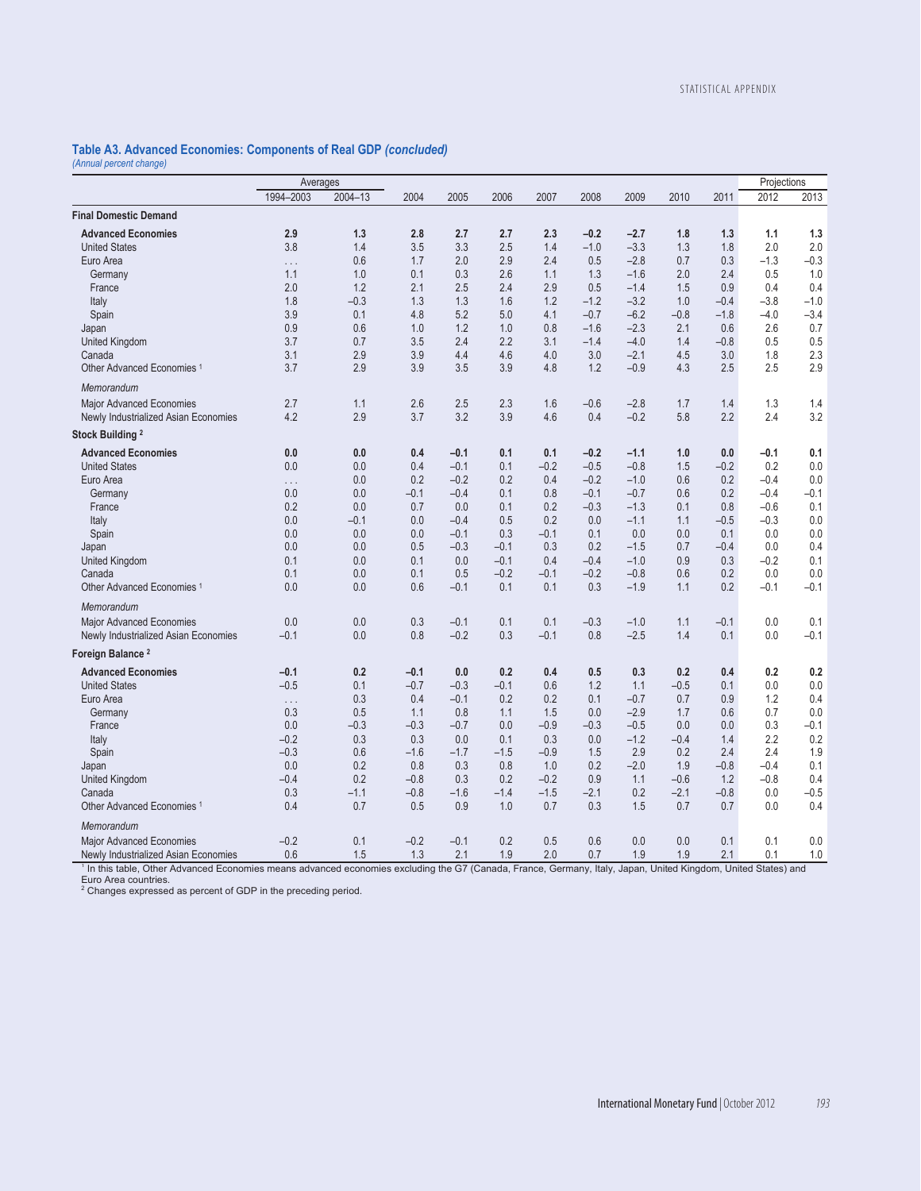### Table A3. Advanced Economies: Components of Real GDP *(concluded)*

*(Annual percent change)*

| | Averages | | | | | | | | | | Projections | |
|---|---|---|---|---|---|---|---|---|---|---|---|---|
| | 1994–2003 | 2004–13 | 2004 | 2005 | 2006 | 2007 | 2008 | 2009 | 2010 | 2011 | 2012 | 2013 |
| **Final Domestic Demand** | | | | | | | | | | | | |
| **Advanced Economies** | **2.9** | **1.3** | **2.8** | **2.7** | **2.7** | **2.3** | **–0.2** | **–2.7** | **1.8** | **1.3** | **1.1** | **1.3** |
| United States | 3.8 | 1.4 | 3.5 | 3.3 | 2.5 | 1.4 | –1.0 | –3.3 | 1.3 | 1.8 | 2.0 | 2.0 |
| Euro Area | . . . | 0.6 | 1.7 | 2.0 | 2.9 | 2.4 | 0.5 | –2.8 | 0.7 | 0.3 | –1.3 | –0.3 |
| Germany | 1.1 | 1.0 | 0.1 | 0.3 | 2.6 | 1.1 | 1.3 | –1.6 | 2.0 | 2.4 | 0.5 | 1.0 |
| France | 2.0 | 1.2 | 2.1 | 2.5 | 2.4 | 2.9 | 0.5 | –1.4 | 1.5 | 0.9 | 0.4 | 0.4 |
| Italy | 1.8 | –0.3 | 1.3 | 1.3 | 1.6 | 1.2 | –1.2 | –3.2 | 1.0 | –0.4 | –3.8 | –1.0 |
| Spain | 3.9 | 0.1 | 4.8 | 5.2 | 5.0 | 4.1 | –0.7 | –6.2 | –0.8 | –1.8 | –4.0 | –3.4 |
| Japan | 0.9 | 0.6 | 1.0 | 1.2 | 1.0 | 0.8 | –1.6 | –2.3 | 2.1 | 0.6 | 2.6 | 0.7 |
| United Kingdom | 3.7 | 0.7 | 3.5 | 2.4 | 2.2 | 3.1 | –1.4 | –4.0 | 1.4 | –0.8 | 0.5 | 0.5 |
| Canada | 3.1 | 2.9 | 3.9 | 4.4 | 4.6 | 4.0 | 3.0 | –2.1 | 4.5 | 3.0 | 1.8 | 2.3 |
| Other Advanced Economies [1] | 3.7 | 2.9 | 3.9 | 3.5 | 3.9 | 4.8 | 1.2 | –0.9 | 4.3 | 2.5 | 2.5 | 2.9 |
| *Memorandum* | | | | | | | | | | | | |
| Major Advanced Economies | 2.7 | 1.1 | 2.6 | 2.5 | 2.3 | 1.6 | –0.6 | –2.8 | 1.7 | 1.4 | 1.3 | 1.4 |
| Newly Industrialized Asian Economies | 4.2 | 2.9 | 3.7 | 3.2 | 3.9 | 4.6 | 0.4 | –0.2 | 5.8 | 2.2 | 2.4 | 3.2 |
| **Stock Building [2]** | | | | | | | | | | | | |
| **Advanced Economies** | **0.0** | **0.0** | **0.4** | **–0.1** | **0.1** | **0.1** | **–0.2** | **–1.1** | **1.0** | **0.0** | **–0.1** | **0.1** |
| United States | 0.0 | 0.0 | 0.4 | –0.1 | 0.1 | –0.2 | –0.5 | –0.8 | 1.5 | –0.2 | 0.2 | 0.0 |
| Euro Area | . . . | 0.0 | 0.2 | –0.2 | 0.2 | 0.4 | –0.2 | –1.0 | 0.6 | 0.2 | –0.4 | 0.0 |
| Germany | 0.0 | 0.0 | –0.1 | –0.4 | 0.1 | 0.8 | –0.1 | –0.7 | 0.6 | 0.2 | –0.4 | –0.1 |
| France | 0.2 | 0.0 | 0.7 | 0.0 | 0.1 | 0.2 | –0.3 | –1.3 | 0.1 | 0.8 | –0.6 | 0.1 |
| Italy | 0.0 | –0.1 | 0.0 | –0.4 | 0.5 | 0.2 | 0.0 | –1.1 | 1.1 | –0.5 | –0.3 | 0.0 |
| Spain | 0.0 | 0.0 | 0.0 | –0.1 | 0.3 | –0.1 | 0.1 | 0.0 | 0.0 | 0.1 | 0.0 | 0.0 |
| Japan | 0.0 | 0.0 | 0.5 | –0.3 | –0.1 | 0.3 | 0.2 | –1.5 | 0.7 | –0.4 | 0.0 | 0.4 |
| United Kingdom | 0.1 | 0.0 | 0.1 | 0.0 | –0.1 | 0.4 | –0.4 | –1.0 | 0.9 | 0.3 | –0.2 | 0.1 |
| Canada | 0.1 | 0.0 | 0.1 | 0.5 | –0.2 | –0.1 | –0.2 | –0.8 | 0.6 | 0.2 | 0.0 | 0.0 |
| Other Advanced Economies [1] | 0.0 | 0.0 | 0.6 | –0.1 | 0.1 | 0.1 | 0.3 | –1.9 | 1.1 | 0.2 | –0.1 | –0.1 |
| *Memorandum* | | | | | | | | | | | | |
| Major Advanced Economies | 0.0 | 0.0 | 0.3 | –0.1 | 0.1 | 0.1 | –0.3 | –1.0 | 1.1 | –0.1 | 0.0 | 0.1 |
| Newly Industrialized Asian Economies | –0.1 | 0.0 | 0.8 | –0.2 | 0.3 | –0.1 | 0.8 | –2.5 | 1.4 | 0.1 | 0.0 | –0.1 |
| **Foreign Balance [2]** | | | | | | | | | | | | |
| **Advanced Economies** | **–0.1** | **0.2** | **–0.1** | **0.0** | **0.2** | **0.4** | **0.5** | **0.3** | **0.2** | **0.4** | **0.2** | **0.2** |
| United States | –0.5 | 0.1 | –0.7 | –0.3 | –0.1 | 0.6 | 1.2 | 1.1 | –0.5 | 0.1 | 0.0 | 0.0 |
| Euro Area | . . . | 0.3 | 0.4 | –0.1 | 0.2 | 0.2 | 0.1 | –0.7 | 0.7 | 0.9 | 1.2 | 0.4 |
| Germany | 0.3 | 0.5 | 1.1 | 0.8 | 1.1 | 1.5 | 0.0 | –2.9 | 1.7 | 0.6 | 0.7 | 0.0 |
| France | 0.0 | –0.3 | –0.3 | –0.7 | 0.0 | –0.9 | –0.3 | –0.5 | 0.0 | 0.0 | 0.3 | –0.1 |
| Italy | –0.2 | 0.3 | 0.3 | 0.0 | 0.1 | 0.3 | 0.0 | –1.2 | –0.4 | 1.4 | 2.2 | 0.2 |
| Spain | –0.3 | 0.6 | –1.6 | –1.7 | –1.5 | –0.9 | 1.5 | 2.9 | 0.2 | 2.4 | 2.4 | 1.9 |
| Japan | 0.0 | 0.2 | 0.8 | 0.3 | 0.8 | 1.0 | 0.2 | –2.0 | 1.9 | –0.8 | –0.4 | 0.1 |
| United Kingdom | –0.4 | 0.2 | –0.8 | 0.3 | 0.2 | –0.2 | 0.9 | 1.1 | –0.6 | 1.2 | –0.8 | 0.4 |
| Canada | 0.3 | –1.1 | –0.8 | –1.6 | –1.4 | –1.5 | –2.1 | 0.2 | –2.1 | –0.8 | 0.0 | –0.5 |
| Other Advanced Economies [1] | 0.4 | 0.7 | 0.5 | 0.9 | 1.0 | 0.7 | 0.3 | 1.5 | 0.7 | 0.7 | 0.0 | 0.4 |
| *Memorandum* | | | | | | | | | | | | |
| Major Advanced Economies | –0.2 | 0.1 | –0.2 | –0.1 | 0.2 | 0.5 | 0.6 | 0.0 | 0.0 | 0.1 | 0.1 | 0.0 |
| Newly Industrialized Asian Economies | 0.6 | 1.5 | 1.3 | 2.1 | 1.9 | 2.0 | 0.7 | 1.9 | 1.9 | 2.1 | 0.1 | 1.0 |

[1] In this table, Other Advanced Economies means advanced economies excluding the G7 (Canada, France, Germany, Italy, Japan, United Kingdom, United States) and Euro Area countries.

[2] Changes expressed as percent of GDP in the preceding period.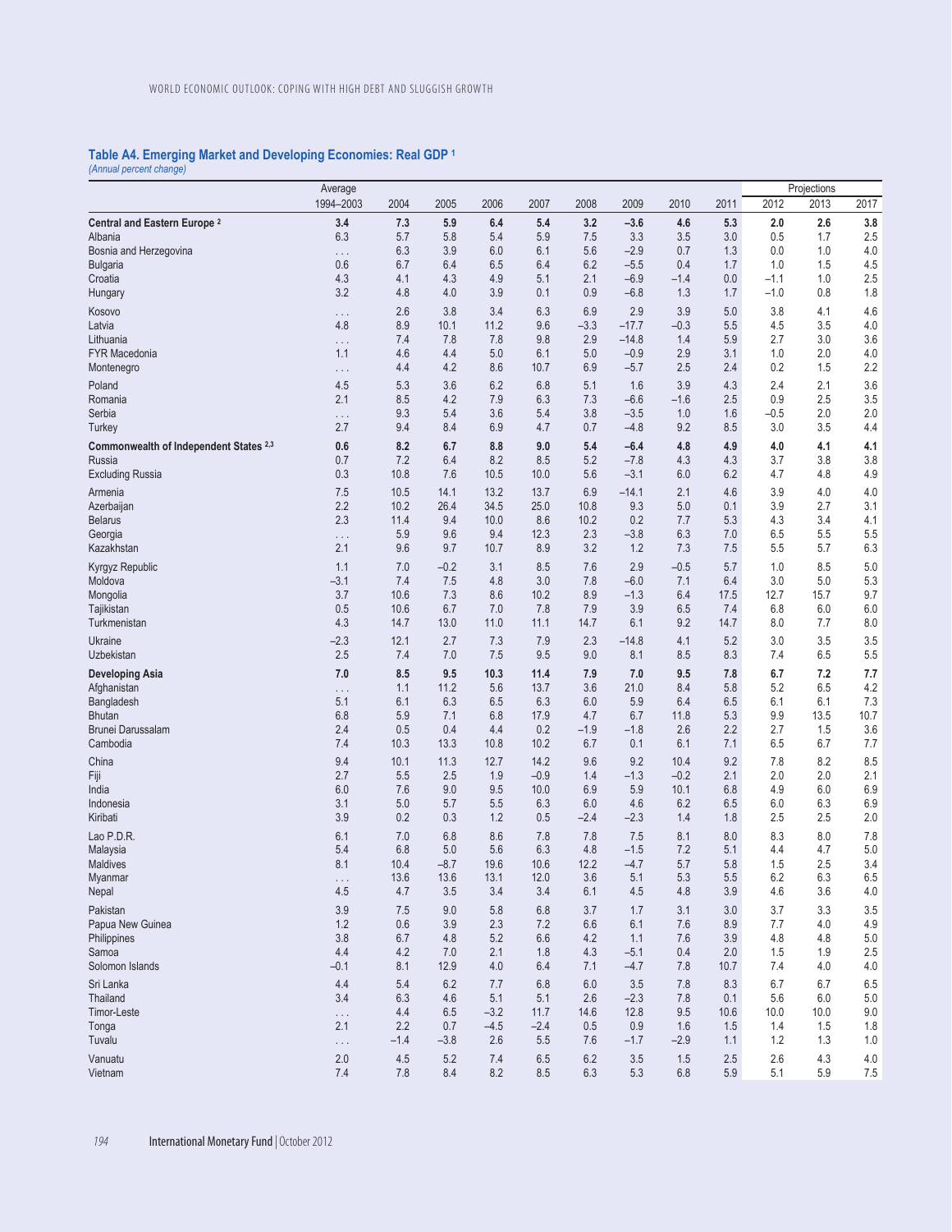## Table A4. Emerging Market and Developing Economies: Real GDP [1]

*(Annual percent change)*

| | Average | | | | | | | | | Projections | | |
|---|---|---|---|---|---|---|---|---|---|---|---|---|
| | 1994–2003 | 2004 | 2005 | 2006 | 2007 | 2008 | 2009 | 2010 | 2011 | 2012 | 2013 | 2017 |
| **Central and Eastern Europe [2]** | **3.4** | **7.3** | **5.9** | **6.4** | **5.4** | **3.2** | **–3.6** | **4.6** | **5.3** | **2.0** | **2.6** | **3.8** |
| Albania | 6.3 | 5.7 | 5.8 | 5.4 | 5.9 | 7.5 | 3.3 | 3.5 | 3.0 | 0.5 | 1.7 | 2.5 |
| Bosnia and Herzegovina | . . . | 6.3 | 3.9 | 6.0 | 6.1 | 5.6 | –2.9 | 0.7 | 1.3 | 0.0 | 1.0 | 4.0 |
| Bulgaria | 0.6 | 6.7 | 6.4 | 6.5 | 6.4 | 6.2 | –5.5 | 0.4 | 1.7 | 1.0 | 1.5 | 4.5 |
| Croatia | 4.3 | 4.1 | 4.3 | 4.9 | 5.1 | 2.1 | –6.9 | –1.4 | 0.0 | –1.1 | 1.0 | 2.5 |
| Hungary | 3.2 | 4.8 | 4.0 | 3.9 | 0.1 | 0.9 | –6.8 | 1.3 | 1.7 | –1.0 | 0.8 | 1.8 |
| Kosovo | . . . | 2.6 | 3.8 | 3.4 | 6.3 | 6.9 | 2.9 | 3.9 | 5.0 | 3.8 | 4.1 | 4.6 |
| Latvia | 4.8 | 8.9 | 10.1 | 11.2 | 9.6 | –3.3 | –17.7 | –0.3 | 5.5 | 4.5 | 3.5 | 4.0 |
| Lithuania | . . . | 7.4 | 7.8 | 7.8 | 9.8 | 2.9 | –14.8 | 1.4 | 5.9 | 2.7 | 3.0 | 3.6 |
| FYR Macedonia | 1.1 | 4.6 | 4.4 | 5.0 | 6.1 | 5.0 | –0.9 | 2.9 | 3.1 | 1.0 | 2.0 | 4.0 |
| Montenegro | . . . | 4.4 | 4.2 | 8.6 | 10.7 | 6.9 | –5.7 | 2.5 | 2.4 | 0.2 | 1.5 | 2.2 |
| Poland | 4.5 | 5.3 | 3.6 | 6.2 | 6.8 | 5.1 | 1.6 | 3.9 | 4.3 | 2.4 | 2.1 | 3.6 |
| Romania | 2.1 | 8.5 | 4.2 | 7.9 | 6.3 | 7.3 | –6.6 | –1.6 | 2.5 | 0.9 | 2.5 | 3.5 |
| Serbia | . . . | 9.3 | 5.4 | 3.6 | 5.4 | 3.8 | –3.5 | 1.0 | 1.6 | –0.5 | 2.0 | 2.0 |
| Turkey | 2.7 | 9.4 | 8.4 | 6.9 | 4.7 | 0.7 | –4.8 | 9.2 | 8.5 | 3.0 | 3.5 | 4.4 |
| **Commonwealth of Independent States [2,3]** | **0.6** | **8.2** | **6.7** | **8.8** | **9.0** | **5.4** | **–6.4** | **4.8** | **4.9** | **4.0** | **4.1** | **4.1** |
| Russia | 0.7 | 7.2 | 6.4 | 8.2 | 8.5 | 5.2 | –7.8 | 4.3 | 4.3 | 3.7 | 3.8 | 3.8 |
| Excluding Russia | 0.3 | 10.8 | 7.6 | 10.5 | 10.0 | 5.6 | –3.1 | 6.0 | 6.2 | 4.7 | 4.8 | 4.9 |
| Armenia | 7.5 | 10.5 | 14.1 | 13.2 | 13.7 | 6.9 | –14.1 | 2.1 | 4.6 | 3.9 | 4.0 | 4.0 |
| Azerbaijan | 2.2 | 10.2 | 26.4 | 34.5 | 25.0 | 10.8 | 9.3 | 5.0 | 0.1 | 3.9 | 2.7 | 3.1 |
| Belarus | 2.3 | 11.4 | 9.4 | 10.0 | 8.6 | 10.2 | 0.2 | 7.7 | 5.3 | 4.3 | 3.4 | 4.1 |
| Georgia | . . . | 5.9 | 9.6 | 9.4 | 12.3 | 2.3 | –3.8 | 6.3 | 7.0 | 6.5 | 5.5 | 5.5 |
| Kazakhstan | 2.1 | 9.6 | 9.7 | 10.7 | 8.9 | 3.2 | 1.2 | 7.3 | 7.5 | 5.5 | 5.7 | 6.3 |
| Kyrgyz Republic | 1.1 | 7.0 | –0.2 | 3.1 | 8.5 | 7.6 | 2.9 | –0.5 | 5.7 | 1.0 | 8.5 | 5.0 |
| Moldova | –3.1 | 7.4 | 7.5 | 4.8 | 3.0 | 7.8 | –6.0 | 7.1 | 6.4 | 3.0 | 5.0 | 5.3 |
| Mongolia | 3.7 | 10.6 | 7.3 | 8.6 | 10.2 | 8.9 | –1.3 | 6.4 | 17.5 | 12.7 | 15.7 | 9.7 |
| Tajikistan | 0.5 | 10.6 | 6.7 | 7.0 | 7.8 | 7.9 | 3.9 | 6.5 | 7.4 | 6.8 | 6.0 | 6.0 |
| Turkmenistan | 4.3 | 14.7 | 13.0 | 11.0 | 11.1 | 14.7 | 6.1 | 9.2 | 14.7 | 8.0 | 7.7 | 8.0 |
| Ukraine | –2.3 | 12.1 | 2.7 | 7.3 | 7.9 | 2.3 | –14.8 | 4.1 | 5.2 | 3.0 | 3.5 | 3.5 |
| Uzbekistan | 2.5 | 7.4 | 7.0 | 7.5 | 9.5 | 9.0 | 8.1 | 8.5 | 8.3 | 7.4 | 6.5 | 5.5 |
| **Developing Asia** | **7.0** | **8.5** | **9.5** | **10.3** | **11.4** | **7.9** | **7.0** | **9.5** | **7.8** | **6.7** | **7.2** | **7.7** |
| Afghanistan | . . . | 1.1 | 11.2 | 5.6 | 13.7 | 3.6 | 21.0 | 8.4 | 5.8 | 5.2 | 6.5 | 4.2 |
| Bangladesh | 5.1 | 6.1 | 6.3 | 6.5 | 6.3 | 6.0 | 5.9 | 6.4 | 6.5 | 6.1 | 6.1 | 7.3 |
| Bhutan | 6.8 | 5.9 | 7.1 | 6.8 | 17.9 | 4.7 | 6.7 | 11.8 | 5.3 | 9.9 | 13.5 | 10.7 |
| Brunei Darussalam | 2.4 | 0.5 | 0.4 | 4.4 | 0.2 | –1.9 | –1.8 | 2.6 | 2.2 | 2.7 | 1.5 | 3.6 |
| Cambodia | 7.4 | 10.3 | 13.3 | 10.8 | 10.2 | 6.7 | 0.1 | 6.1 | 7.1 | 6.5 | 6.7 | 7.7 |
| China | 9.4 | 10.1 | 11.3 | 12.7 | 14.2 | 9.6 | 9.2 | 10.4 | 9.2 | 7.8 | 8.2 | 8.5 |
| Fiji | 2.7 | 5.5 | 2.5 | 1.9 | –0.9 | 1.4 | –1.3 | –0.2 | 2.1 | 2.0 | 2.0 | 2.1 |
| India | 6.0 | 7.6 | 9.0 | 9.5 | 10.0 | 6.9 | 5.9 | 10.1 | 6.8 | 4.9 | 6.0 | 6.9 |
| Indonesia | 3.1 | 5.0 | 5.7 | 5.5 | 6.3 | 6.0 | 4.6 | 6.2 | 6.5 | 6.0 | 6.3 | 6.9 |
| Kiribati | 3.9 | 0.2 | 0.3 | 1.2 | 0.5 | –2.4 | –2.3 | 1.4 | 1.8 | 2.5 | 2.5 | 2.0 |
| Lao P.D.R. | 6.1 | 7.0 | 6.8 | 8.6 | 7.8 | 7.8 | 7.5 | 8.1 | 8.0 | 8.3 | 8.0 | 7.8 |
| Malaysia | 5.4 | 6.8 | 5.0 | 5.6 | 6.3 | 4.8 | –1.5 | 7.2 | 5.1 | 4.4 | 4.7 | 5.0 |
| Maldives | 8.1 | 10.4 | –8.7 | 19.6 | 10.6 | 12.2 | –4.7 | 5.7 | 5.8 | 1.5 | 2.5 | 3.4 |
| Myanmar | . . . | 13.6 | 13.6 | 13.1 | 12.0 | 3.6 | 5.1 | 5.3 | 5.5 | 6.2 | 6.3 | 6.5 |
| Nepal | 4.5 | 4.7 | 3.5 | 3.4 | 3.4 | 6.1 | 4.5 | 4.8 | 3.9 | 4.6 | 3.6 | 4.0 |
| Pakistan | 3.9 | 7.5 | 9.0 | 5.8 | 6.8 | 3.7 | 1.7 | 3.1 | 3.0 | 3.7 | 3.3 | 3.5 |
| Papua New Guinea | 1.2 | 0.6 | 3.9 | 2.3 | 7.2 | 6.6 | 6.1 | 7.6 | 8.9 | 7.7 | 4.0 | 4.9 |
| Philippines | 3.8 | 6.7 | 4.8 | 5.2 | 6.6 | 4.2 | 1.1 | 7.6 | 3.9 | 4.8 | 4.8 | 5.0 |
| Samoa | 4.4 | 4.2 | 7.0 | 2.1 | 1.8 | 4.3 | –5.1 | 0.4 | 2.0 | 1.5 | 1.9 | 2.5 |
| Solomon Islands | –0.1 | 8.1 | 12.9 | 4.0 | 6.4 | 7.1 | –4.7 | 7.8 | 10.7 | 7.4 | 4.0 | 4.0 |
| Sri Lanka | 4.4 | 5.4 | 6.2 | 7.7 | 6.8 | 6.0 | 3.5 | 7.8 | 8.3 | 6.7 | 6.7 | 6.5 |
| Thailand | 3.4 | 6.3 | 4.6 | 5.1 | 5.1 | 2.6 | –2.3 | 7.8 | 0.1 | 5.6 | 6.0 | 5.0 |
| Timor-Leste | . . . | 4.4 | 6.5 | –3.2 | 11.7 | 14.6 | 12.8 | 9.5 | 10.6 | 10.0 | 10.0 | 9.0 |
| Tonga | 2.1 | 2.2 | 0.7 | –4.5 | –2.4 | 0.5 | 0.9 | 1.6 | 1.5 | 1.4 | 1.5 | 1.8 |
| Tuvalu | . . . | –1.4 | –3.8 | 2.6 | 5.5 | 7.6 | –1.7 | –2.9 | 1.1 | 1.2 | 1.3 | 1.0 |
| Vanuatu | 2.0 | 4.5 | 5.2 | 7.4 | 6.5 | 6.2 | 3.5 | 1.5 | 2.5 | 2.6 | 4.3 | 4.0 |
| Vietnam | 7.4 | 7.8 | 8.4 | 8.2 | 8.5 | 6.3 | 5.3 | 6.8 | 5.9 | 5.1 | 5.9 | 7.5 |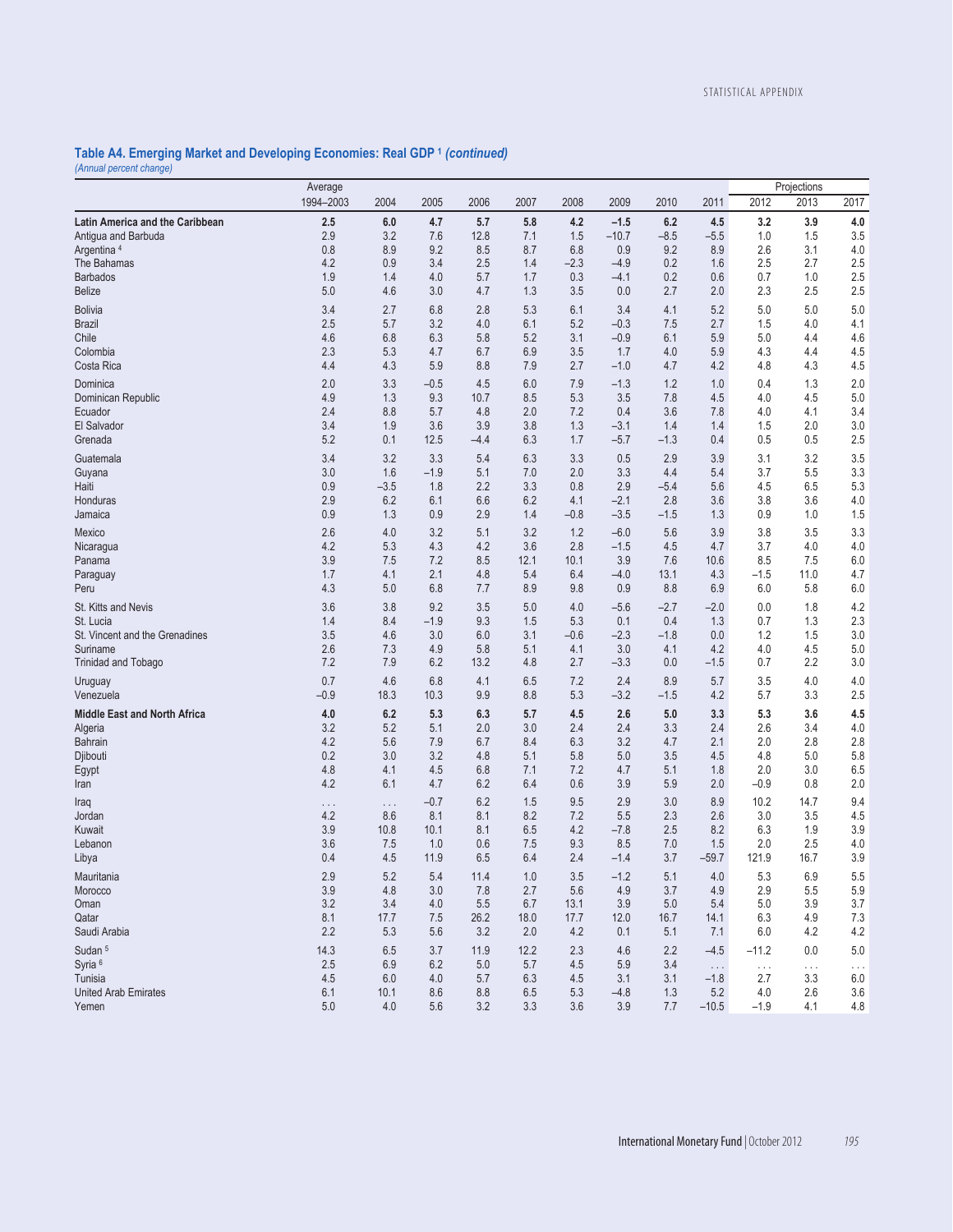## Table A4. Emerging Market and Developing Economies: Real GDP [1] *(continued)*

*(Annual percent change)*

| | Average | | | | | | | | | Projections | | |
|---|---|---|---|---|---|---|---|---|---|---|---|---|
| | 1994–2003 | 2004 | 2005 | 2006 | 2007 | 2008 | 2009 | 2010 | 2011 | 2012 | 2013 | 2017 |
| **Latin America and the Caribbean** | **2.5** | **6.0** | **4.7** | **5.7** | **5.8** | **4.2** | **–1.5** | **6.2** | **4.5** | **3.2** | **3.9** | **4.0** |
| Antigua and Barbuda | 2.9 | 3.2 | 7.6 | 12.8 | 7.1 | 1.5 | –10.7 | –8.5 | –5.5 | 1.0 | 1.5 | 3.5 |
| Argentina [4] | 0.8 | 8.9 | 9.2 | 8.5 | 8.7 | 6.8 | 0.9 | 9.2 | 8.9 | 2.6 | 3.1 | 4.0 |
| The Bahamas | 4.2 | 0.9 | 3.4 | 2.5 | 1.4 | –2.3 | –4.9 | 0.2 | 1.6 | 2.5 | 2.7 | 2.5 |
| Barbados | 1.9 | 1.4 | 4.0 | 5.7 | 1.7 | 0.3 | –4.1 | 0.2 | 0.6 | 0.7 | 1.0 | 2.5 |
| Belize | 5.0 | 4.6 | 3.0 | 4.7 | 1.3 | 3.5 | 0.0 | 2.7 | 2.0 | 2.3 | 2.5 | 2.5 |
| Bolivia | 3.4 | 2.7 | 6.8 | 2.8 | 5.3 | 6.1 | 3.4 | 4.1 | 5.2 | 5.0 | 5.0 | 5.0 |
| Brazil | 2.5 | 5.7 | 3.2 | 4.0 | 6.1 | 5.2 | –0.3 | 7.5 | 2.7 | 1.5 | 4.0 | 4.1 |
| Chile | 4.6 | 6.8 | 6.3 | 5.8 | 5.2 | 3.1 | –0.9 | 6.1 | 5.9 | 5.0 | 4.4 | 4.6 |
| Colombia | 2.3 | 5.3 | 4.7 | 6.7 | 6.9 | 3.5 | 1.7 | 4.0 | 5.9 | 4.3 | 4.4 | 4.5 |
| Costa Rica | 4.4 | 4.3 | 5.9 | 8.8 | 7.9 | 2.7 | –1.0 | 4.7 | 4.2 | 4.8 | 4.3 | 4.5 |
| Dominica | 2.0 | 3.3 | –0.5 | 4.5 | 6.0 | 7.9 | –1.3 | 1.2 | 1.0 | 0.4 | 1.3 | 2.0 |
| Dominican Republic | 4.9 | 1.3 | 9.3 | 10.7 | 8.5 | 5.3 | 3.5 | 7.8 | 4.5 | 4.0 | 4.5 | 5.0 |
| Ecuador | 2.4 | 8.8 | 5.7 | 4.8 | 2.0 | 7.2 | 0.4 | 3.6 | 7.8 | 4.0 | 4.1 | 3.4 |
| El Salvador | 3.4 | 1.9 | 3.6 | 3.9 | 3.8 | 1.3 | –3.1 | 1.4 | 1.4 | 1.5 | 2.0 | 3.0 |
| Grenada | 5.2 | 0.1 | 12.5 | –4.4 | 6.3 | 1.7 | –5.7 | –1.3 | 0.4 | 0.5 | 0.5 | 2.5 |
| Guatemala | 3.4 | 3.2 | 3.3 | 5.4 | 6.3 | 3.3 | 0.5 | 2.9 | 3.9 | 3.1 | 3.2 | 3.5 |
| Guyana | 3.0 | 1.6 | –1.9 | 5.1 | 7.0 | 2.0 | 3.3 | 4.4 | 5.4 | 3.7 | 5.5 | 3.3 |
| Haiti | 0.9 | –3.5 | 1.8 | 2.2 | 3.3 | 0.8 | 2.9 | –5.4 | 5.6 | 4.5 | 6.5 | 5.3 |
| Honduras | 2.9 | 6.2 | 6.1 | 6.6 | 6.2 | 4.1 | –2.1 | 2.8 | 3.6 | 3.8 | 3.6 | 4.0 |
| Jamaica | 0.9 | 1.3 | 0.9 | 2.9 | 1.4 | –0.8 | –3.5 | –1.5 | 1.3 | 0.9 | 1.0 | 1.5 |
| Mexico | 2.6 | 4.0 | 3.2 | 5.1 | 3.2 | 1.2 | –6.0 | 5.6 | 3.9 | 3.8 | 3.5 | 3.3 |
| Nicaragua | 4.2 | 5.3 | 4.3 | 4.2 | 3.6 | 2.8 | –1.5 | 4.5 | 4.7 | 3.7 | 4.0 | 4.0 |
| Panama | 3.9 | 7.5 | 7.2 | 8.5 | 12.1 | 10.1 | 3.9 | 7.6 | 10.6 | 8.5 | 7.5 | 6.0 |
| Paraguay | 1.7 | 4.1 | 2.1 | 4.8 | 5.4 | 6.4 | –4.0 | 13.1 | 4.3 | –1.5 | 11.0 | 4.7 |
| Peru | 4.3 | 5.0 | 6.8 | 7.7 | 8.9 | 9.8 | 0.9 | 8.8 | 6.9 | 6.0 | 5.8 | 6.0 |
| St. Kitts and Nevis | 3.6 | 3.8 | 9.2 | 3.5 | 5.0 | 4.0 | –5.6 | –2.7 | –2.0 | 0.0 | 1.8 | 4.2 |
| St. Lucia | 1.4 | 8.4 | –1.9 | 9.3 | 1.5 | 5.3 | 0.1 | 0.4 | 1.3 | 0.7 | 1.3 | 2.3 |
| St. Vincent and the Grenadines | 3.5 | 4.6 | 3.0 | 6.0 | 3.1 | –0.6 | –2.3 | –1.8 | 0.0 | 1.2 | 1.5 | 3.0 |
| Suriname | 2.6 | 7.3 | 4.9 | 5.8 | 5.1 | 4.1 | 3.0 | 4.1 | 4.2 | 4.0 | 4.5 | 5.0 |
| Trinidad and Tobago | 7.2 | 7.9 | 6.2 | 13.2 | 4.8 | 2.7 | –3.3 | 0.0 | –1.5 | 0.7 | 2.2 | 3.0 |
| Uruguay | 0.7 | 4.6 | 6.8 | 4.1 | 6.5 | 7.2 | 2.4 | 8.9 | 5.7 | 3.5 | 4.0 | 4.0 |
| Venezuela | –0.9 | 18.3 | 10.3 | 9.9 | 8.8 | 5.3 | –3.2 | –1.5 | 4.2 | 5.7 | 3.3 | 2.5 |
| **Middle East and North Africa** | **4.0** | **6.2** | **5.3** | **6.3** | **5.7** | **4.5** | **2.6** | **5.0** | **3.3** | **5.3** | **3.6** | **4.5** |
| Algeria | 3.2 | 5.2 | 5.1 | 2.0 | 3.0 | 2.4 | 2.4 | 3.3 | 2.4 | 2.6 | 3.4 | 4.0 |
| Bahrain | 4.2 | 5.6 | 7.9 | 6.7 | 8.4 | 6.3 | 3.2 | 4.7 | 2.1 | 2.0 | 2.8 | 2.8 |
| Djibouti | 0.2 | 3.0 | 3.2 | 4.8 | 5.1 | 5.8 | 5.0 | 3.5 | 4.5 | 4.8 | 5.0 | 5.8 |
| Egypt | 4.8 | 4.1 | 4.5 | 6.8 | 7.1 | 7.2 | 4.7 | 5.1 | 1.8 | 2.0 | 3.0 | 6.5 |
| Iran | 4.2 | 6.1 | 4.7 | 6.2 | 6.4 | 0.6 | 3.9 | 5.9 | 2.0 | –0.9 | 0.8 | 2.0 |
| Iraq | . . . | . . . | –0.7 | 6.2 | 1.5 | 9.5 | 2.9 | 3.0 | 8.9 | 10.2 | 14.7 | 9.4 |
| Jordan | 4.2 | 8.6 | 8.1 | 8.1 | 8.2 | 7.2 | 5.5 | 2.3 | 2.6 | 3.0 | 3.5 | 4.5 |
| Kuwait | 3.9 | 10.8 | 10.1 | 8.1 | 6.5 | 4.2 | –7.8 | 2.5 | 8.2 | 6.3 | 1.9 | 3.9 |
| Lebanon | 3.6 | 7.5 | 1.0 | 0.6 | 7.5 | 9.3 | 8.5 | 7.0 | 1.5 | 2.0 | 2.5 | 4.0 |
| Libya | 0.4 | 4.5 | 11.9 | 6.5 | 6.4 | 2.4 | –1.4 | 3.7 | –59.7 | 121.9 | 16.7 | 3.9 |
| Mauritania | 2.9 | 5.2 | 5.4 | 11.4 | 1.0 | 3.5 | –1.2 | 5.1 | 4.0 | 5.3 | 6.9 | 5.5 |
| Morocco | 3.9 | 4.8 | 3.0 | 7.8 | 2.7 | 5.6 | 4.9 | 3.7 | 4.9 | 2.9 | 5.5 | 5.9 |
| Oman | 3.2 | 3.4 | 4.0 | 5.5 | 6.7 | 13.1 | 3.9 | 5.0 | 5.4 | 5.0 | 3.9 | 3.7 |
| Qatar | 8.1 | 17.7 | 7.5 | 26.2 | 18.0 | 17.7 | 12.0 | 16.7 | 14.1 | 6.3 | 4.9 | 7.3 |
| Saudi Arabia | 2.2 | 5.3 | 5.6 | 3.2 | 2.0 | 4.2 | 0.1 | 5.1 | 7.1 | 6.0 | 4.2 | 4.2 |
| Sudan [5] | 14.3 | 6.5 | 3.7 | 11.9 | 12.2 | 2.3 | 4.6 | 2.2 | –4.5 | –11.2 | 0.0 | 5.0 |
| Syria [6] | 2.5 | 6.9 | 6.2 | 5.0 | 5.7 | 4.5 | 5.9 | 3.4 | . . . | . . . | . . . | . . . |
| Tunisia | 4.5 | 6.0 | 4.0 | 5.7 | 6.3 | 4.5 | 3.1 | 3.1 | –1.8 | 2.7 | 3.3 | 6.0 |
| United Arab Emirates | 6.1 | 10.1 | 8.6 | 8.8 | 6.5 | 5.3 | –4.8 | 1.3 | 5.2 | 4.0 | 2.6 | 3.6 |
| Yemen | 5.0 | 4.0 | 5.6 | 3.2 | 3.3 | 3.6 | 3.9 | 7.7 | –10.5 | –1.9 | 4.1 | 4.8 |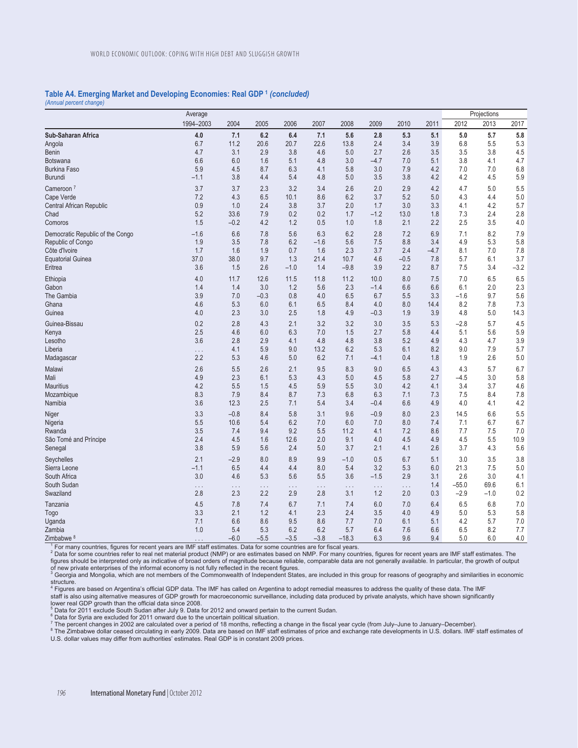### Table A4. Emerging Market and Developing Economies: Real GDP[1] *(concluded)*

*(Annual percent change)*

| | Average | | | | | | | | | Projections | | |
|---|---|---|---|---|---|---|---|---|---|---|---|---|
| | 1994–2003 | 2004 | 2005 | 2006 | 2007 | 2008 | 2009 | 2010 | 2011 | 2012 | 2013 | 2017 |
| **Sub-Saharan Africa** | **4.0** | **7.1** | **6.2** | **6.4** | **7.1** | **5.6** | **2.8** | **5.3** | **5.1** | **5.0** | **5.7** | **5.8** |
| Angola | 6.7 | 11.2 | 20.6 | 20.7 | 22.6 | 13.8 | 2.4 | 3.4 | 3.9 | 6.8 | 5.5 | 5.3 |
| Benin | 4.7 | 3.1 | 2.9 | 3.8 | 4.6 | 5.0 | 2.7 | 2.6 | 3.5 | 3.5 | 3.8 | 4.5 |
| Botswana | 6.6 | 6.0 | 1.6 | 5.1 | 4.8 | 3.0 | –4.7 | 7.0 | 5.1 | 3.8 | 4.1 | 4.7 |
| Burkina Faso | 5.9 | 4.5 | 8.7 | 6.3 | 4.1 | 5.8 | 3.0 | 7.9 | 4.2 | 7.0 | 7.0 | 6.8 |
| Burundi | –1.1 | 3.8 | 4.4 | 5.4 | 4.8 | 5.0 | 3.5 | 3.8 | 4.2 | 4.2 | 4.5 | 5.9 |
| Cameroon[7] | 3.7 | 3.7 | 2.3 | 3.2 | 3.4 | 2.6 | 2.0 | 2.9 | 4.2 | 4.7 | 5.0 | 5.5 |
| Cape Verde | 7.2 | 4.3 | 6.5 | 10.1 | 8.6 | 6.2 | 3.7 | 5.2 | 5.0 | 4.3 | 4.4 | 5.0 |
| Central African Republic | 0.9 | 1.0 | 2.4 | 3.8 | 3.7 | 2.0 | 1.7 | 3.0 | 3.3 | 4.1 | 4.2 | 5.7 |
| Chad | 5.2 | 33.6 | 7.9 | 0.2 | 0.2 | 1.7 | –1.2 | 13.0 | 1.8 | 7.3 | 2.4 | 2.8 |
| Comoros | 1.5 | –0.2 | 4.2 | 1.2 | 0.5 | 1.0 | 1.8 | 2.1 | 2.2 | 2.5 | 3.5 | 4.0 |
| Democratic Republic of the Congo | –1.6 | 6.6 | 7.8 | 5.6 | 6.3 | 6.2 | 2.8 | 7.2 | 6.9 | 7.1 | 8.2 | 7.9 |
| Republic of Congo | 1.9 | 3.5 | 7.8 | 6.2 | –1.6 | 5.6 | 7.5 | 8.8 | 3.4 | 4.9 | 5.3 | 5.8 |
| Côte d'Ivoire | 1.7 | 1.6 | 1.9 | 0.7 | 1.6 | 2.3 | 3.7 | 2.4 | –4.7 | 8.1 | 7.0 | 7.8 |
| Equatorial Guinea | 37.0 | 38.0 | 9.7 | 1.3 | 21.4 | 10.7 | 4.6 | –0.5 | 7.8 | 5.7 | 6.1 | 3.7 |
| Eritrea | 3.6 | 1.5 | 2.6 | –1.0 | 1.4 | –9.8 | 3.9 | 2.2 | 8.7 | 7.5 | 3.4 | –3.2 |
| Ethiopia | 4.0 | 11.7 | 12.6 | 11.5 | 11.8 | 11.2 | 10.0 | 8.0 | 7.5 | 7.0 | 6.5 | 6.5 |
| Gabon | 1.4 | 1.4 | 3.0 | 1.2 | 5.6 | 2.3 | –1.4 | 6.6 | 6.6 | 6.1 | 2.0 | 2.3 |
| The Gambia | 3.9 | 7.0 | –0.3 | 0.8 | 4.0 | 6.5 | 6.7 | 5.5 | 3.3 | –1.6 | 9.7 | 5.6 |
| Ghana | 4.6 | 5.3 | 6.0 | 6.1 | 6.5 | 8.4 | 4.0 | 8.0 | 14.4 | 8.2 | 7.8 | 7.3 |
| Guinea | 4.0 | 2.3 | 3.0 | 2.5 | 1.8 | 4.9 | –0.3 | 1.9 | 3.9 | 4.8 | 5.0 | 14.3 |
| Guinea-Bissau | 0.2 | 2.8 | 4.3 | 2.1 | 3.2 | 3.2 | 3.0 | 3.5 | 5.3 | –2.8 | 5.7 | 4.5 |
| Kenya | 2.5 | 4.6 | 6.0 | 6.3 | 7.0 | 1.5 | 2.7 | 5.8 | 4.4 | 5.1 | 5.6 | 5.9 |
| Lesotho | 3.6 | 2.8 | 2.9 | 4.1 | 4.8 | 4.8 | 3.8 | 5.2 | 4.9 | 4.3 | 4.7 | 3.9 |
| Liberia | . . . | 4.1 | 5.9 | 9.0 | 13.2 | 6.2 | 5.3 | 6.1 | 8.2 | 9.0 | 7.9 | 5.7 |
| Madagascar | 2.2 | 5.3 | 4.6 | 5.0 | 6.2 | 7.1 | –4.1 | 0.4 | 1.8 | 1.9 | 2.6 | 5.0 |
| Malawi | 2.6 | 5.5 | 2.6 | 2.1 | 9.5 | 8.3 | 9.0 | 6.5 | 4.3 | 4.3 | 5.7 | 6.7 |
| Mali | 4.9 | 2.3 | 6.1 | 5.3 | 4.3 | 5.0 | 4.5 | 5.8 | 2.7 | –4.5 | 3.0 | 5.8 |
| Mauritius | 4.2 | 5.5 | 1.5 | 4.5 | 5.9 | 5.5 | 3.0 | 4.2 | 4.1 | 3.4 | 3.7 | 4.6 |
| Mozambique | 8.3 | 7.9 | 8.4 | 8.7 | 7.3 | 6.8 | 6.3 | 7.1 | 7.3 | 7.5 | 8.4 | 7.8 |
| Namibia | 3.6 | 12.3 | 2.5 | 7.1 | 5.4 | 3.4 | –0.4 | 6.6 | 4.9 | 4.0 | 4.1 | 4.2 |
| Niger | 3.3 | –0.8 | 8.4 | 5.8 | 3.1 | 9.6 | –0.9 | 8.0 | 2.3 | 14.5 | 6.6 | 5.5 |
| Nigeria | 5.5 | 10.6 | 5.4 | 6.2 | 7.0 | 6.0 | 7.0 | 8.0 | 7.4 | 7.1 | 6.7 | 6.7 |
| Rwanda | 3.5 | 7.4 | 9.4 | 9.2 | 5.5 | 11.2 | 4.1 | 7.2 | 8.6 | 7.7 | 7.5 | 7.0 |
| São Tomé and Príncipe | 2.4 | 4.5 | 1.6 | 12.6 | 2.0 | 9.1 | 4.0 | 4.5 | 4.9 | 4.5 | 5.5 | 10.9 |
| Senegal | 3.8 | 5.9 | 5.6 | 2.4 | 5.0 | 3.7 | 2.1 | 4.1 | 2.6 | 3.7 | 4.3 | 5.6 |
| Seychelles | 2.1 | –2.9 | 8.0 | 8.9 | 9.9 | –1.0 | 0.5 | 6.7 | 5.1 | 3.0 | 3.5 | 3.8 |
| Sierra Leone | –1.1 | 6.5 | 4.4 | 4.4 | 8.0 | 5.4 | 3.2 | 5.3 | 6.0 | 21.3 | 7.5 | 5.0 |
| South Africa | 3.0 | 4.6 | 5.3 | 5.6 | 5.5 | 3.6 | –1.5 | 2.9 | 3.1 | 2.6 | 3.0 | 4.1 |
| South Sudan | . . . | . . . | . . . | . . . | . . . | . . . | . . . | . . . | 1.4 | –55.0 | 69.6 | 6.1 |
| Swaziland | 2.8 | 2.3 | 2.2 | 2.9 | 2.8 | 3.1 | 1.2 | 2.0 | 0.3 | –2.9 | –1.0 | 0.2 |
| Tanzania | 4.5 | 7.8 | 7.4 | 6.7 | 7.1 | 7.4 | 6.0 | 7.0 | 6.4 | 6.5 | 6.8 | 7.0 |
| Togo | 3.3 | 2.1 | 1.2 | 4.1 | 2.3 | 2.4 | 3.5 | 4.0 | 4.9 | 5.0 | 5.3 | 5.8 |
| Uganda | 7.1 | 6.6 | 8.6 | 9.5 | 8.6 | 7.7 | 7.0 | 6.1 | 5.1 | 4.2 | 5.7 | 7.0 |
| Zambia | 1.0 | 5.4 | 5.3 | 6.2 | 6.2 | 5.7 | 6.4 | 7.6 | 6.6 | 6.5 | 8.2 | 7.7 |
| Zimbabwe[8] | . . . | –6.0 | –5.5 | –3.5 | –3.8 | –18.3 | 6.3 | 9.6 | 9.4 | 5.0 | 6.0 | 4.0 |

[1] For many countries, figures for recent years are IMF staff estimates. Data for some countries are for fiscal years.

[2] Data for some countries refer to real net material product (NMP) or are estimates based on NMP. For many countries, figures for recent years are IMF staff estimates. The figures should be interpreted only as indicative of broad orders of magnitude because reliable, comparable data are not generally available. In particular, the growth of output of new private enterprises of the informal economy is not fully reflected in the recent figures.

[3] Georgia and Mongolia, which are not members of the Commonwealth of Independent States, are included in this group for reasons of geography and similarities in economic structure.

[4] Figures are based on Argentina's official GDP data. The IMF has called on Argentina to adopt remedial measures to address the quality of these data. The IMF staff is also using alternative measures of GDP growth for macroeconomic surveillance, including data produced by private analysts, which have shown significantly lower real GDP growth than the official data since 2008.

[5] Data for 2011 exclude South Sudan after July 9. Data for 2012 and onward pertain to the current Sudan.

[6] Data for Syria are excluded for 2011 onward due to the uncertain political situation.

[7] The percent changes in 2002 are calculated over a period of 18 months, reflecting a change in the fiscal year cycle (from July–June to January–December).

[8] The Zimbabwe dollar ceased circulating in early 2009. Data are based on IMF staff estimates of price and exchange rate developments in U.S. dollars. IMF staff estimates of U.S. dollar values may differ from authorities' estimates. Real GDP is in constant 2009 prices.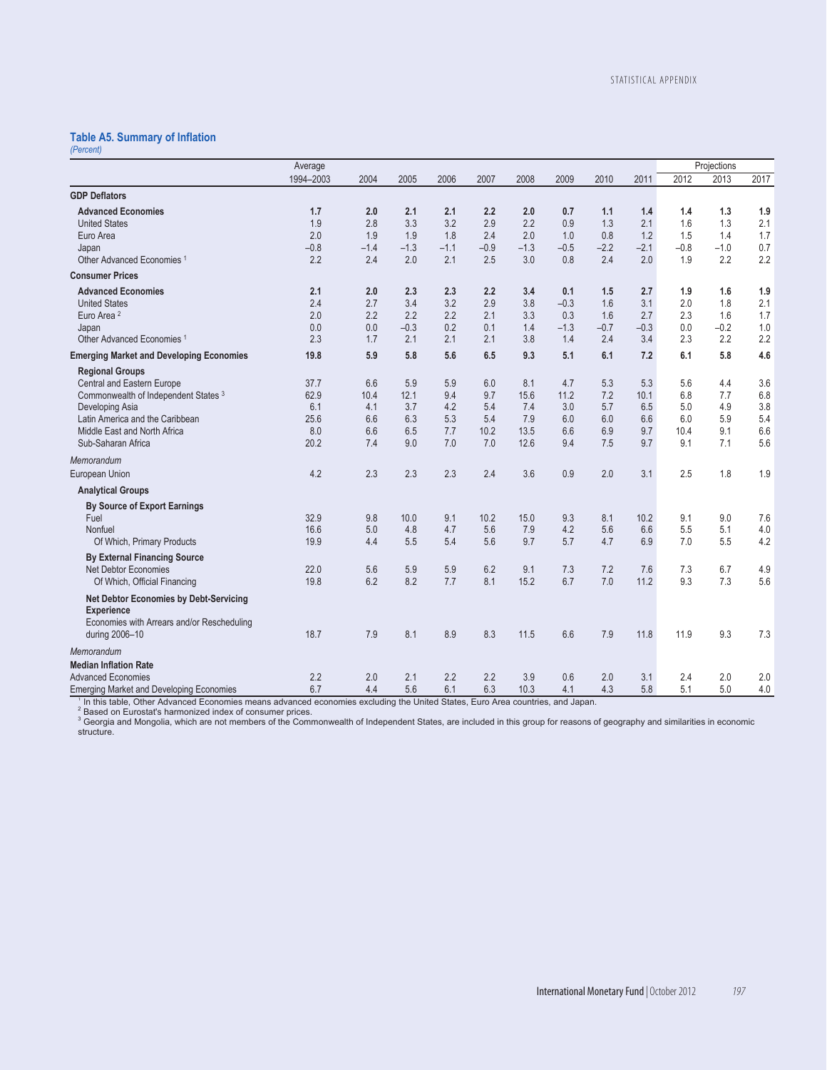### Table A5. Summary of Inflation

*(Percent)*

| | Average | | | | | | | | | Projections | | |
|---|---|---|---|---|---|---|---|---|---|---|---|---|
| | 1994–2003 | 2004 | 2005 | 2006 | 2007 | 2008 | 2009 | 2010 | 2011 | 2012 | 2013 | 2017 |
| **GDP Deflators** | | | | | | | | | | | | |
| **Advanced Economies** | **1.7** | **2.0** | **2.1** | **2.1** | **2.2** | **2.0** | **0.7** | **1.1** | **1.4** | **1.4** | **1.3** | **1.9** |
| United States | 1.9 | 2.8 | 3.3 | 3.2 | 2.9 | 2.2 | 0.9 | 1.3 | 2.1 | 1.6 | 1.3 | 2.1 |
| Euro Area | 2.0 | 1.9 | 1.9 | 1.8 | 2.4 | 2.0 | 1.0 | 0.8 | 1.2 | 1.5 | 1.4 | 1.7 |
| Japan | –0.8 | –1.4 | –1.3 | –1.1 | –0.9 | –1.3 | –0.5 | –2.2 | –2.1 | –0.8 | –1.0 | 0.7 |
| Other Advanced Economies [1] | 2.2 | 2.4 | 2.0 | 2.1 | 2.5 | 3.0 | 0.8 | 2.4 | 2.0 | 1.9 | 2.2 | 2.2 |
| **Consumer Prices** | | | | | | | | | | | | |
| **Advanced Economies** | **2.1** | **2.0** | **2.3** | **2.3** | **2.2** | **3.4** | **0.1** | **1.5** | **2.7** | **1.9** | **1.6** | **1.9** |
| United States | 2.4 | 2.7 | 3.4 | 3.2 | 2.9 | 3.8 | –0.3 | 1.6 | 3.1 | 2.0 | 1.8 | 2.1 |
| Euro Area [2] | 2.0 | 2.2 | 2.2 | 2.2 | 2.1 | 3.3 | 0.3 | 1.6 | 2.7 | 2.3 | 1.6 | 1.7 |
| Japan | 0.0 | 0.0 | –0.3 | 0.2 | 0.1 | 1.4 | –1.3 | –0.7 | –0.3 | 0.0 | –0.2 | 1.0 |
| Other Advanced Economies [1] | 2.3 | 1.7 | 2.1 | 2.1 | 2.1 | 3.8 | 1.4 | 2.4 | 3.4 | 2.3 | 2.2 | 2.2 |
| **Emerging Market and Developing Economies** | **19.8** | **5.9** | **5.8** | **5.6** | **6.5** | **9.3** | **5.1** | **6.1** | **7.2** | **6.1** | **5.8** | **4.6** |
| **Regional Groups** | | | | | | | | | | | | |
| Central and Eastern Europe | 37.7 | 6.6 | 5.9 | 5.9 | 6.0 | 8.1 | 4.7 | 5.3 | 5.3 | 5.6 | 4.4 | 3.6 |
| Commonwealth of Independent States [3] | 62.9 | 10.4 | 12.1 | 9.4 | 9.7 | 15.6 | 11.2 | 7.2 | 10.1 | 6.8 | 7.7 | 6.8 |
| Developing Asia | 6.1 | 4.1 | 3.7 | 4.2 | 5.4 | 7.4 | 3.0 | 5.7 | 6.5 | 5.0 | 4.9 | 3.8 |
| Latin America and the Caribbean | 25.6 | 6.6 | 6.3 | 5.3 | 5.4 | 7.9 | 6.0 | 6.0 | 6.6 | 6.0 | 5.9 | 5.4 |
| Middle East and North Africa | 8.0 | 6.6 | 6.5 | 7.7 | 10.2 | 13.5 | 6.6 | 6.9 | 9.7 | 10.4 | 9.1 | 6.6 |
| Sub-Saharan Africa | 20.2 | 7.4 | 9.0 | 7.0 | 7.0 | 12.6 | 9.4 | 7.5 | 9.7 | 9.1 | 7.1 | 5.6 |
| *Memorandum* | | | | | | | | | | | | |
| European Union | 4.2 | 2.3 | 2.3 | 2.3 | 2.4 | 3.6 | 0.9 | 2.0 | 3.1 | 2.5 | 1.8 | 1.9 |
| **Analytical Groups** | | | | | | | | | | | | |
| **By Source of Export Earnings** | | | | | | | | | | | | |
| Fuel | 32.9 | 9.8 | 10.0 | 9.1 | 10.2 | 15.0 | 9.3 | 8.1 | 10.2 | 9.1 | 9.0 | 7.6 |
| Nonfuel | 16.6 | 5.0 | 4.8 | 4.7 | 5.6 | 7.9 | 4.2 | 5.6 | 6.6 | 5.5 | 5.1 | 4.0 |
| Of Which, Primary Products | 19.9 | 4.4 | 5.5 | 5.4 | 5.6 | 9.7 | 5.7 | 4.7 | 6.9 | 7.0 | 5.5 | 4.2 |
| **By External Financing Source** | | | | | | | | | | | | |
| Net Debtor Economies | 22.0 | 5.6 | 5.9 | 5.9 | 6.2 | 9.1 | 7.3 | 7.2 | 7.6 | 7.3 | 6.7 | 4.9 |
| Of Which, Official Financing | 19.8 | 6.2 | 8.2 | 7.7 | 8.1 | 15.2 | 6.7 | 7.0 | 11.2 | 9.3 | 7.3 | 5.6 |
| **Net Debtor Economies by Debt-Servicing Experience** | | | | | | | | | | | | |
| Economies with Arrears and/or Rescheduling during 2006–10 | 18.7 | 7.9 | 8.1 | 8.9 | 8.3 | 11.5 | 6.6 | 7.9 | 11.8 | 11.9 | 9.3 | 7.3 |
| *Memorandum* | | | | | | | | | | | | |
| **Median Inflation Rate** | | | | | | | | | | | | |
| Advanced Economies | 2.2 | 2.0 | 2.1 | 2.2 | 2.2 | 3.9 | 0.6 | 2.0 | 3.1 | 2.4 | 2.0 | 2.0 |
| Emerging Market and Developing Economies | 6.7 | 4.4 | 5.6 | 6.1 | 6.3 | 10.3 | 4.1 | 4.3 | 5.8 | 5.1 | 5.0 | 4.0 |

[1] In this table, Other Advanced Economies means advanced economies excluding the United States, Euro Area countries, and Japan.
[2] Based on Eurostat's harmonized index of consumer prices.
[3] Georgia and Mongolia, which are not members of the Commonwealth of Independent States, are included in this group for reasons of geography and similarities in economic structure.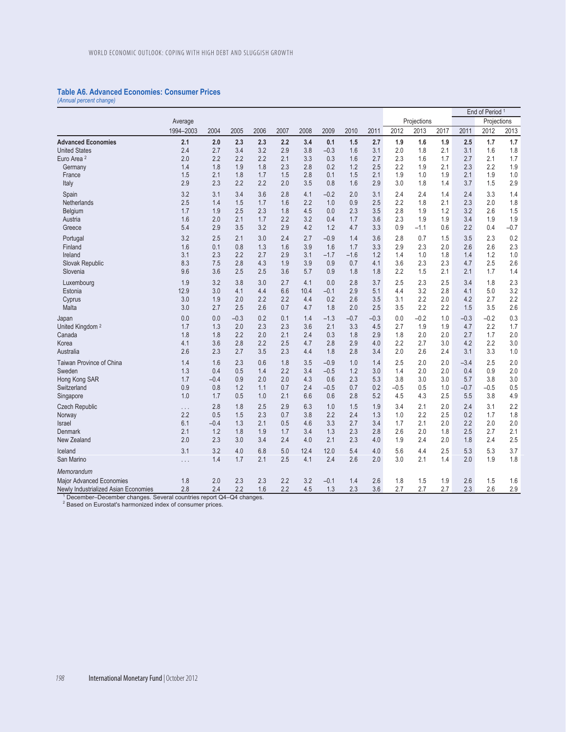### Table A6. Advanced Economies: Consumer Prices

*(Annual percent change)*

| | Average | | | | | | | | | Projections | | | End of Period [1] | | |
|---|---|---|---|---|---|---|---|---|---|---|---|---|---|---|---|
| | | | | | | | | | | | | | | Projections | |
| | 1994–2003 | 2004 | 2005 | 2006 | 2007 | 2008 | 2009 | 2010 | 2011 | 2012 | 2013 | 2017 | 2011 | 2012 | 2013 |
| **Advanced Economies** | **2.1** | **2.0** | **2.3** | **2.3** | **2.2** | **3.4** | **0.1** | **1.5** | **2.7** | **1.9** | **1.6** | **1.9** | **2.5** | **1.7** | **1.7** |
| United States | 2.4 | 2.7 | 3.4 | 3.2 | 2.9 | 3.8 | –0.3 | 1.6 | 3.1 | 2.0 | 1.8 | 2.1 | 3.1 | 1.6 | 1.8 |
| Euro Area [2] | 2.0 | 2.2 | 2.2 | 2.2 | 2.1 | 3.3 | 0.3 | 1.6 | 2.7 | 2.3 | 1.6 | 1.7 | 2.7 | 2.1 | 1.7 |
| Germany | 1.4 | 1.8 | 1.9 | 1.8 | 2.3 | 2.8 | 0.2 | 1.2 | 2.5 | 2.2 | 1.9 | 2.1 | 2.3 | 2.2 | 1.9 |
| France | 1.5 | 2.1 | 1.8 | 1.7 | 1.5 | 2.8 | 0.1 | 1.5 | 2.1 | 1.9 | 1.0 | 1.9 | 2.1 | 1.9 | 1.0 |
| Italy | 2.9 | 2.3 | 2.2 | 2.2 | 2.0 | 3.5 | 0.8 | 1.6 | 2.9 | 3.0 | 1.8 | 1.4 | 3.7 | 1.5 | 2.9 |
| Spain | 3.2 | 3.1 | 3.4 | 3.6 | 2.8 | 4.1 | –0.2 | 2.0 | 3.1 | 2.4 | 2.4 | 1.4 | 2.4 | 3.3 | 1.4 |
| Netherlands | 2.5 | 1.4 | 1.5 | 1.7 | 1.6 | 2.2 | 1.0 | 0.9 | 2.5 | 2.2 | 1.8 | 2.1 | 2.3 | 2.0 | 1.8 |
| Belgium | 1.7 | 1.9 | 2.5 | 2.3 | 1.8 | 4.5 | 0.0 | 2.3 | 3.5 | 2.8 | 1.9 | 1.2 | 3.2 | 2.6 | 1.5 |
| Austria | 1.6 | 2.0 | 2.1 | 1.7 | 2.2 | 3.2 | 0.4 | 1.7 | 3.6 | 2.3 | 1.9 | 1.9 | 3.4 | 1.9 | 1.9 |
| Greece | 5.4 | 2.9 | 3.5 | 3.2 | 2.9 | 4.2 | 1.2 | 4.7 | 3.3 | 0.9 | –1.1 | 0.6 | 2.2 | 0.4 | –0.7 |
| Portugal | 3.2 | 2.5 | 2.1 | 3.0 | 2.4 | 2.7 | –0.9 | 1.4 | 3.6 | 2.8 | 0.7 | 1.5 | 3.5 | 2.3 | 0.2 |
| Finland | 1.6 | 0.1 | 0.8 | 1.3 | 1.6 | 3.9 | 1.6 | 1.7 | 3.3 | 2.9 | 2.3 | 2.0 | 2.6 | 2.6 | 2.3 |
| Ireland | 3.1 | 2.3 | 2.2 | 2.7 | 2.9 | 3.1 | –1.7 | –1.6 | 1.2 | 1.4 | 1.0 | 1.8 | 1.4 | 1.2 | 1.0 |
| Slovak Republic | 8.3 | 7.5 | 2.8 | 4.3 | 1.9 | 3.9 | 0.9 | 0.7 | 4.1 | 3.6 | 2.3 | 2.3 | 4.7 | 2.5 | 2.6 |
| Slovenia | 9.6 | 3.6 | 2.5 | 2.5 | 3.6 | 5.7 | 0.9 | 1.8 | 1.8 | 2.2 | 1.5 | 2.1 | 2.1 | 1.7 | 1.4 |
| Luxembourg | 1.9 | 3.2 | 3.8 | 3.0 | 2.7 | 4.1 | 0.0 | 2.8 | 3.7 | 2.5 | 2.3 | 2.5 | 3.4 | 1.8 | 2.3 |
| Estonia | 12.9 | 3.0 | 4.1 | 4.4 | 6.6 | 10.4 | –0.1 | 2.9 | 5.1 | 4.4 | 3.2 | 2.8 | 4.1 | 5.0 | 3.2 |
| Cyprus | 3.0 | 1.9 | 2.0 | 2.2 | 2.2 | 4.4 | 0.2 | 2.6 | 3.5 | 3.1 | 2.2 | 2.0 | 4.2 | 2.7 | 2.2 |
| Malta | 3.0 | 2.7 | 2.5 | 2.6 | 0.7 | 4.7 | 1.8 | 2.0 | 2.5 | 3.5 | 2.2 | 2.2 | 1.5 | 3.5 | 2.6 |
| Japan | 0.0 | 0.0 | –0.3 | 0.2 | 0.1 | 1.4 | –1.3 | –0.7 | –0.3 | 0.0 | –0.2 | 1.0 | –0.3 | –0.2 | 0.3 |
| United Kingdom [2] | 1.7 | 1.3 | 2.0 | 2.3 | 2.3 | 3.6 | 2.1 | 3.3 | 4.5 | 2.7 | 1.9 | 1.9 | 4.7 | 2.2 | 1.7 |
| Canada | 1.8 | 1.8 | 2.2 | 2.0 | 2.1 | 2.4 | 0.3 | 1.8 | 2.9 | 1.8 | 2.0 | 2.0 | 2.7 | 1.7 | 2.0 |
| Korea | 4.1 | 3.6 | 2.8 | 2.2 | 2.5 | 4.7 | 2.8 | 2.9 | 4.0 | 2.2 | 2.7 | 3.0 | 4.2 | 2.2 | 3.0 |
| Australia | 2.6 | 2.3 | 2.7 | 3.5 | 2.3 | 4.4 | 1.8 | 2.8 | 3.4 | 2.0 | 2.6 | 2.4 | 3.1 | 3.3 | 1.0 |
| Taiwan Province of China | 1.4 | 1.6 | 2.3 | 0.6 | 1.8 | 3.5 | –0.9 | 1.0 | 1.4 | 2.5 | 2.0 | 2.0 | –3.4 | 2.5 | 2.0 |
| Sweden | 1.3 | 0.4 | 0.5 | 1.4 | 2.2 | 3.4 | –0.5 | 1.2 | 3.0 | 1.4 | 2.0 | 2.0 | 0.4 | 0.9 | 2.0 |
| Hong Kong SAR | 1.7 | –0.4 | 0.9 | 2.0 | 2.0 | 4.3 | 0.6 | 2.3 | 5.3 | 3.8 | 3.0 | 3.0 | 5.7 | 3.8 | 3.0 |
| Switzerland | 0.9 | 0.8 | 1.2 | 1.1 | 0.7 | 2.4 | –0.5 | 0.7 | 0.2 | –0.5 | 0.5 | 1.0 | –0.7 | –0.5 | 0.5 |
| Singapore | 1.0 | 1.7 | 0.5 | 1.0 | 2.1 | 6.6 | 0.6 | 2.8 | 5.2 | 4.5 | 4.3 | 2.5 | 5.5 | 3.8 | 4.9 |
| Czech Republic | . . . | 2.8 | 1.8 | 2.5 | 2.9 | 6.3 | 1.0 | 1.5 | 1.9 | 3.4 | 2.1 | 2.0 | 2.4 | 3.1 | 2.2 |
| Norway | 2.2 | 0.5 | 1.5 | 2.3 | 0.7 | 3.8 | 2.2 | 2.4 | 1.3 | 1.0 | 2.2 | 2.5 | 0.2 | 1.7 | 1.8 |
| Israel | 6.1 | –0.4 | 1.3 | 2.1 | 0.5 | 4.6 | 3.3 | 2.7 | 3.4 | 1.7 | 2.1 | 2.0 | 2.2 | 2.0 | 2.0 |
| Denmark | 2.1 | 1.2 | 1.8 | 1.9 | 1.7 | 3.4 | 1.3 | 2.3 | 2.8 | 2.6 | 2.0 | 1.8 | 2.5 | 2.7 | 2.1 |
| New Zealand | 2.0 | 2.3 | 3.0 | 3.4 | 2.4 | 4.0 | 2.1 | 2.3 | 4.0 | 1.9 | 2.4 | 2.0 | 1.8 | 2.4 | 2.5 |
| Iceland | 3.1 | 3.2 | 4.0 | 6.8 | 5.0 | 12.4 | 12.0 | 5.4 | 4.0 | 5.6 | 4.4 | 2.5 | 5.3 | 5.3 | 3.7 |
| San Marino | . . . | 1.4 | 1.7 | 2.1 | 2.5 | 4.1 | 2.4 | 2.6 | 2.0 | 3.0 | 2.1 | 1.4 | 2.0 | 1.9 | 1.8 |
| *Memorandum* | | | | | | | | | | | | | | | |
| Major Advanced Economies | 1.8 | 2.0 | 2.3 | 2.3 | 2.2 | 3.2 | –0.1 | 1.4 | 2.6 | 1.8 | 1.5 | 1.9 | 2.6 | 1.5 | 1.6 |
| Newly Industrialized Asian Economies | 2.8 | 2.4 | 2.2 | 1.6 | 2.2 | 4.5 | 1.3 | 2.3 | 3.6 | 2.7 | 2.7 | 2.7 | 2.3 | 2.6 | 2.9 |

[1] December–December changes. Several countries report Q4–Q4 changes.
[2] Based on Eurostat's harmonized index of consumer prices.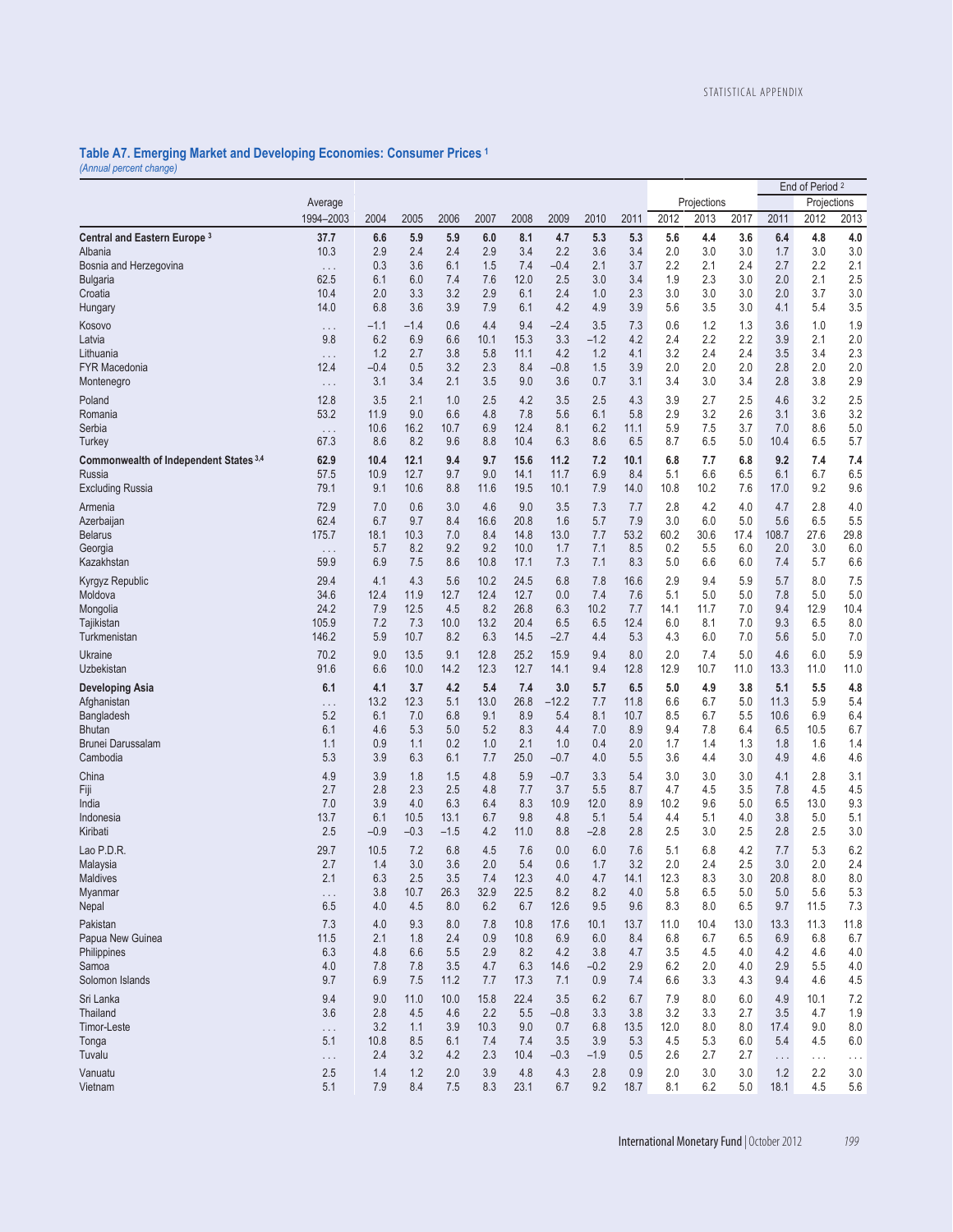### Table A7. Emerging Market and Developing Economies: Consumer Prices [1]

*(Annual percent change)*

| | Average | | | | | | | | | Projections | | | End of Period [2] | Projections | |
|---|---|---|---|---|---|---|---|---|---|---|---|---|---|---|---|
| | 1994–2003 | 2004 | 2005 | 2006 | 2007 | 2008 | 2009 | 2010 | 2011 | 2012 | 2013 | 2017 | 2011 | 2012 | 2013 |
| **Central and Eastern Europe [3]** | **37.7** | **6.6** | **5.9** | **5.9** | **6.0** | **8.1** | **4.7** | **5.3** | **5.3** | **5.6** | **4.4** | **3.6** | **6.4** | **4.8** | **4.0** |
| Albania | 10.3 | 2.9 | 2.4 | 2.4 | 2.9 | 3.4 | 2.2 | 3.6 | 3.4 | 2.0 | 3.0 | 3.0 | 1.7 | 3.0 | 3.0 |
| Bosnia and Herzegovina | . . . | 0.3 | 3.6 | 6.1 | 1.5 | 7.4 | –0.4 | 2.1 | 3.7 | 2.2 | 2.1 | 2.4 | 2.7 | 2.2 | 2.1 |
| Bulgaria | 62.5 | 6.1 | 6.0 | 7.4 | 7.6 | 12.0 | 2.5 | 3.0 | 3.4 | 1.9 | 2.3 | 3.0 | 2.0 | 2.1 | 2.5 |
| Croatia | 10.4 | 2.0 | 3.3 | 3.2 | 2.9 | 6.1 | 2.4 | 1.0 | 2.3 | 3.0 | 3.0 | 3.0 | 2.0 | 3.7 | 3.0 |
| Hungary | 14.0 | 6.8 | 3.6 | 3.9 | 7.9 | 6.1 | 4.2 | 4.9 | 3.9 | 5.6 | 3.5 | 3.0 | 4.1 | 5.4 | 3.5 |
| Kosovo | . . . | –1.1 | –1.4 | 0.6 | 4.4 | 9.4 | –2.4 | 3.5 | 7.3 | 0.6 | 1.2 | 1.3 | 3.6 | 1.0 | 1.9 |
| Latvia | 9.8 | 6.2 | 6.9 | 6.6 | 10.1 | 15.3 | 3.3 | –1.2 | 4.2 | 2.4 | 2.2 | 2.2 | 3.9 | 2.1 | 2.0 |
| Lithuania | . . . | 1.2 | 2.7 | 3.8 | 5.8 | 11.1 | 4.2 | 1.2 | 4.1 | 3.2 | 2.4 | 2.4 | 3.5 | 3.4 | 2.3 |
| FYR Macedonia | 12.4 | –0.4 | 0.5 | 3.2 | 2.3 | 8.4 | –0.8 | 1.5 | 3.9 | 2.0 | 2.0 | 2.0 | 2.8 | 2.0 | 2.0 |
| Montenegro | . . . | 3.1 | 3.4 | 2.1 | 3.5 | 9.0 | 3.6 | 0.7 | 3.1 | 3.4 | 3.0 | 3.4 | 2.8 | 3.8 | 2.9 |
| Poland | 12.8 | 3.5 | 2.1 | 1.0 | 2.5 | 4.2 | 3.5 | 2.5 | 4.3 | 3.9 | 2.7 | 2.5 | 4.6 | 3.2 | 2.5 |
| Romania | 53.2 | 11.9 | 9.0 | 6.6 | 4.8 | 7.8 | 5.6 | 6.1 | 5.8 | 2.9 | 3.2 | 2.6 | 3.1 | 3.6 | 3.2 |
| Serbia | . . . | 10.6 | 16.2 | 10.7 | 6.9 | 12.4 | 8.1 | 6.2 | 11.1 | 5.9 | 7.5 | 3.7 | 7.0 | 8.6 | 5.0 |
| Turkey | 67.3 | 8.6 | 8.2 | 9.6 | 8.8 | 10.4 | 6.3 | 8.6 | 6.5 | 8.7 | 6.5 | 5.0 | 10.4 | 6.5 | 5.7 |
| **Commonwealth of Independent States [3,4]** | **62.9** | **10.4** | **12.1** | **9.4** | **9.7** | **15.6** | **11.2** | **7.2** | **10.1** | **6.8** | **7.7** | **6.8** | **9.2** | **7.4** | **7.4** |
| Russia | 57.5 | 10.9 | 12.7 | 9.7 | 9.0 | 14.1 | 11.7 | 6.9 | 8.4 | 5.1 | 6.6 | 6.5 | 6.1 | 6.7 | 6.5 |
| Excluding Russia | 79.1 | 9.1 | 10.6 | 8.8 | 11.6 | 19.5 | 10.1 | 7.9 | 14.0 | 10.8 | 10.2 | 7.6 | 17.0 | 9.2 | 9.6 |
| Armenia | 72.9 | 7.0 | 0.6 | 3.0 | 4.6 | 9.0 | 3.5 | 7.3 | 7.7 | 2.8 | 4.2 | 4.0 | 4.7 | 2.8 | 4.0 |
| Azerbaijan | 62.4 | 6.7 | 9.7 | 8.4 | 16.6 | 20.8 | 1.6 | 5.7 | 7.9 | 3.0 | 6.0 | 5.0 | 5.6 | 6.5 | 5.5 |
| Belarus | 175.7 | 18.1 | 10.3 | 7.0 | 8.4 | 14.8 | 13.0 | 7.7 | 53.2 | 60.2 | 30.6 | 17.4 | 108.7 | 27.6 | 29.8 |
| Georgia | . . . | 5.7 | 8.2 | 9.2 | 9.2 | 10.0 | 1.7 | 7.1 | 8.5 | 0.2 | 5.5 | 6.0 | 2.0 | 3.0 | 6.0 |
| Kazakhstan | 59.9 | 6.9 | 7.5 | 8.6 | 10.8 | 17.1 | 7.3 | 7.1 | 8.3 | 5.0 | 6.6 | 6.0 | 7.4 | 5.7 | 6.6 |
| Kyrgyz Republic | 29.4 | 4.1 | 4.3 | 5.6 | 10.2 | 24.5 | 6.8 | 7.8 | 16.6 | 2.9 | 9.4 | 5.9 | 5.7 | 8.0 | 7.5 |
| Moldova | 34.6 | 12.4 | 11.9 | 12.7 | 12.4 | 12.7 | 0.0 | 7.4 | 7.6 | 5.1 | 5.0 | 5.0 | 7.8 | 5.0 | 5.0 |
| Mongolia | 24.2 | 7.9 | 12.5 | 4.5 | 8.2 | 26.8 | 6.3 | 10.2 | 7.7 | 14.1 | 11.7 | 7.0 | 9.4 | 12.9 | 10.4 |
| Tajikistan | 105.9 | 7.2 | 7.3 | 10.0 | 13.2 | 20.4 | 6.5 | 6.5 | 12.4 | 6.0 | 8.1 | 7.0 | 9.3 | 6.5 | 8.0 |
| Turkmenistan | 146.2 | 5.9 | 10.7 | 8.2 | 6.3 | 14.5 | –2.7 | 4.4 | 5.3 | 4.3 | 6.0 | 7.0 | 5.6 | 5.0 | 7.0 |
| Ukraine | 70.2 | 9.0 | 13.5 | 9.1 | 12.8 | 25.2 | 15.9 | 9.4 | 8.0 | 2.0 | 7.4 | 5.0 | 4.6 | 6.0 | 5.9 |
| Uzbekistan | 91.6 | 6.6 | 10.0 | 14.2 | 12.3 | 12.7 | 14.1 | 9.4 | 12.8 | 12.9 | 10.7 | 11.0 | 13.3 | 11.0 | 11.0 |
| **Developing Asia** | **6.1** | **4.1** | **3.7** | **4.2** | **5.4** | **7.4** | **3.0** | **5.7** | **6.5** | **5.0** | **4.9** | **3.8** | **5.1** | **5.5** | **4.8** |
| Afghanistan | . . . | 13.2 | 12.3 | 5.1 | 13.0 | 26.8 | –12.2 | 7.7 | 11.8 | 6.6 | 6.7 | 5.0 | 11.3 | 5.9 | 5.4 |
| Bangladesh | 5.2 | 6.1 | 7.0 | 6.8 | 9.1 | 8.9 | 5.4 | 8.1 | 10.7 | 8.5 | 6.7 | 5.5 | 10.6 | 6.9 | 6.4 |
| Bhutan | 6.1 | 4.6 | 5.3 | 5.0 | 5.2 | 8.3 | 4.4 | 7.0 | 8.9 | 9.4 | 7.8 | 6.4 | 6.5 | 10.5 | 6.7 |
| Brunei Darussalam | 1.1 | 0.9 | 1.1 | 0.2 | 1.0 | 2.1 | 1.0 | 0.4 | 2.0 | 1.7 | 1.4 | 1.3 | 1.8 | 1.6 | 1.4 |
| Cambodia | 5.3 | 3.9 | 6.3 | 6.1 | 7.7 | 25.0 | –0.7 | 4.0 | 5.5 | 3.6 | 4.4 | 3.0 | 4.9 | 4.6 | 4.6 |
| China | 4.9 | 3.9 | 1.8 | 1.5 | 4.8 | 5.9 | –0.7 | 3.3 | 5.4 | 3.0 | 3.0 | 3.0 | 4.1 | 2.8 | 3.1 |
| Fiji | 2.7 | 2.8 | 2.3 | 2.5 | 4.8 | 7.7 | 3.7 | 5.5 | 8.7 | 4.7 | 4.5 | 3.5 | 7.8 | 4.5 | 4.5 |
| India | 7.0 | 3.9 | 4.0 | 6.3 | 6.4 | 8.3 | 10.9 | 12.0 | 8.9 | 10.2 | 9.6 | 5.0 | 6.5 | 13.0 | 9.3 |
| Indonesia | 13.7 | 6.1 | 10.5 | 13.1 | 6.7 | 9.8 | 4.8 | 5.1 | 5.4 | 4.4 | 5.1 | 4.0 | 3.8 | 5.0 | 5.1 |
| Kiribati | 2.5 | –0.9 | –0.3 | –1.5 | 4.2 | 11.0 | 8.8 | –2.8 | 2.8 | 2.5 | 3.0 | 2.5 | 2.8 | 2.5 | 3.0 |
| Lao P.D.R. | 29.7 | 10.5 | 7.2 | 6.8 | 4.5 | 7.6 | 0.0 | 6.0 | 7.6 | 5.1 | 6.8 | 4.2 | 7.7 | 5.3 | 6.2 |
| Malaysia | 2.7 | 1.4 | 3.0 | 3.6 | 2.0 | 5.4 | 0.6 | 1.7 | 3.2 | 2.0 | 2.4 | 2.5 | 3.0 | 2.0 | 2.4 |
| Maldives | 2.1 | 6.3 | 2.5 | 3.5 | 7.4 | 12.3 | 4.0 | 4.7 | 14.1 | 12.3 | 8.3 | 3.0 | 20.8 | 8.0 | 8.0 |
| Myanmar | . . . | 3.8 | 10.7 | 26.3 | 32.9 | 22.5 | 8.2 | 8.2 | 4.0 | 5.8 | 6.5 | 5.0 | 5.0 | 5.6 | 5.3 |
| Nepal | 6.5 | 4.0 | 4.5 | 8.0 | 6.2 | 6.7 | 12.6 | 9.5 | 9.6 | 8.3 | 8.0 | 6.5 | 9.7 | 11.5 | 7.3 |
| Pakistan | 7.3 | 4.0 | 9.3 | 8.0 | 7.8 | 10.8 | 17.6 | 10.1 | 13.7 | 11.0 | 10.4 | 13.0 | 13.3 | 11.3 | 11.8 |
| Papua New Guinea | 11.5 | 2.1 | 1.8 | 2.4 | 0.9 | 10.8 | 6.9 | 6.0 | 8.4 | 6.8 | 6.7 | 6.5 | 6.9 | 6.8 | 6.7 |
| Philippines | 6.3 | 4.8 | 6.6 | 5.5 | 2.9 | 8.2 | 4.2 | 3.8 | 4.7 | 3.5 | 4.5 | 4.0 | 4.2 | 4.6 | 4.0 |
| Samoa | 4.0 | 7.8 | 7.8 | 3.5 | 4.7 | 6.3 | 14.6 | –0.2 | 2.9 | 6.2 | 2.0 | 4.0 | 2.9 | 5.5 | 4.0 |
| Solomon Islands | 9.7 | 6.9 | 7.5 | 11.2 | 7.7 | 17.3 | 7.1 | 0.9 | 7.4 | 6.6 | 3.3 | 4.3 | 9.4 | 4.6 | 4.5 |
| Sri Lanka | 9.4 | 9.0 | 11.0 | 10.0 | 15.8 | 22.4 | 3.5 | 6.2 | 6.7 | 7.9 | 8.0 | 6.0 | 4.9 | 10.1 | 7.2 |
| Thailand | 3.6 | 2.8 | 4.5 | 4.6 | 2.2 | 5.5 | –0.8 | 3.3 | 3.8 | 3.2 | 3.3 | 2.7 | 3.5 | 4.7 | 1.9 |
| Timor-Leste | . . . | 3.2 | 1.1 | 3.9 | 10.3 | 9.0 | 0.7 | 6.8 | 13.5 | 12.0 | 8.0 | 8.0 | 17.4 | 9.0 | 8.0 |
| Tonga | 5.1 | 10.8 | 8.5 | 6.1 | 7.4 | 7.4 | 3.5 | 3.9 | 5.3 | 4.5 | 5.3 | 6.0 | 5.4 | 4.5 | 6.0 |
| Tuvalu | . . . | 2.4 | 3.2 | 4.2 | 2.3 | 10.4 | –0.3 | –1.9 | 0.5 | 2.6 | 2.7 | 2.7 | . . . | . . . | . . . |
| Vanuatu | 2.5 | 1.4 | 1.2 | 2.0 | 3.9 | 4.8 | 4.3 | 2.8 | 0.9 | 2.0 | 3.0 | 3.0 | 1.2 | 2.2 | 3.0 |
| Vietnam | 5.1 | 7.9 | 8.4 | 7.5 | 8.3 | 23.1 | 6.7 | 9.2 | 18.7 | 8.1 | 6.2 | 5.0 | 18.1 | 4.5 | 5.6 |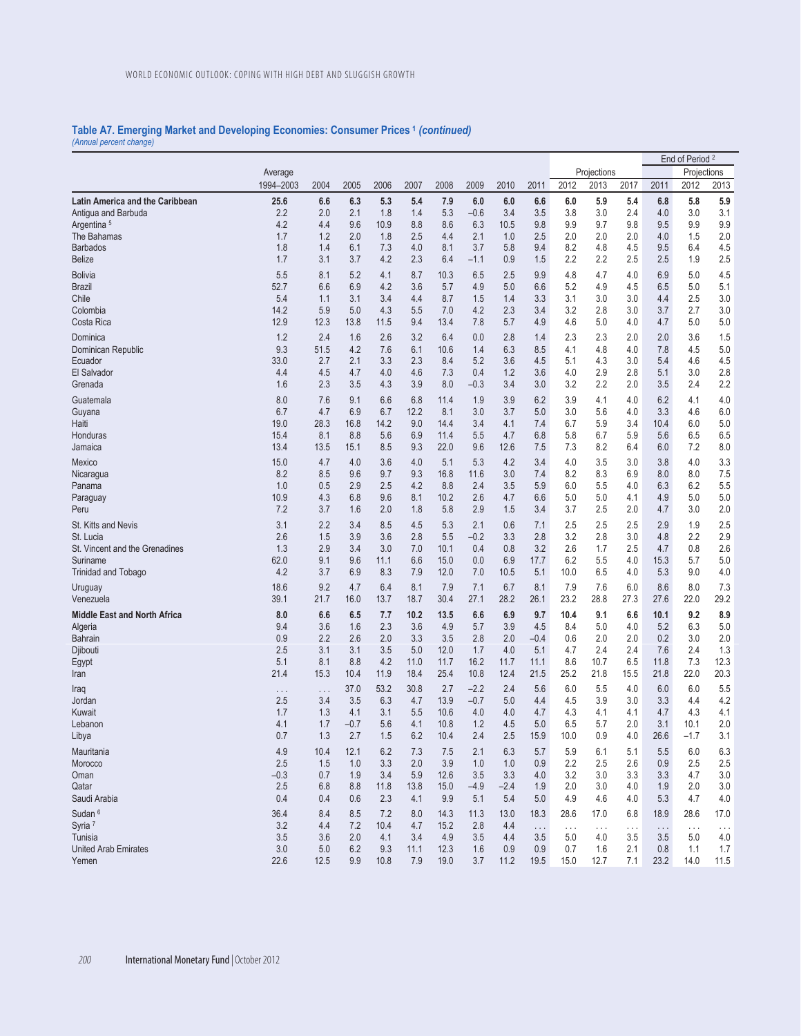### Table A7. Emerging Market and Developing Economies: Consumer Prices [1] *(continued)*

*(Annual percent change)*

| | Average | | | | | | | | | Projections | | | End of Period [2] | Projections | |
|---|---|---|---|---|---|---|---|---|---|---|---|---|---|---|---|
| | 1994–2003 | 2004 | 2005 | 2006 | 2007 | 2008 | 2009 | 2010 | 2011 | 2012 | 2013 | 2017 | 2011 | 2012 | 2013 |
| **Latin America and the Caribbean** | **25.6** | **6.6** | **6.3** | **5.3** | **5.4** | **7.9** | **6.0** | **6.0** | **6.6** | **6.0** | **5.9** | **5.4** | **6.8** | **5.8** | **5.9** |
| Antigua and Barbuda | 2.2 | 2.0 | 2.1 | 1.8 | 1.4 | 5.3 | –0.6 | 3.4 | 3.5 | 3.8 | 3.0 | 2.4 | 4.0 | 3.0 | 3.1 |
| Argentina [5] | 4.2 | 4.4 | 9.6 | 10.9 | 8.8 | 8.6 | 6.3 | 10.5 | 9.8 | 9.9 | 9.7 | 9.8 | 9.5 | 9.9 | 9.9 |
| The Bahamas | 1.7 | 1.2 | 2.0 | 1.8 | 2.5 | 4.4 | 2.1 | 1.0 | 2.5 | 2.0 | 2.0 | 2.0 | 4.0 | 1.5 | 2.0 |
| Barbados | 1.8 | 1.4 | 6.1 | 7.3 | 4.0 | 8.1 | 3.7 | 5.8 | 9.4 | 8.2 | 4.8 | 4.5 | 9.5 | 6.4 | 4.5 |
| Belize | 1.7 | 3.1 | 3.7 | 4.2 | 2.3 | 6.4 | –1.1 | 0.9 | 1.5 | 2.2 | 2.2 | 2.5 | 2.5 | 1.9 | 2.5 |
| Bolivia | 5.5 | 8.1 | 5.2 | 4.1 | 8.7 | 10.3 | 6.5 | 2.5 | 9.9 | 4.8 | 4.7 | 4.0 | 6.9 | 5.0 | 4.5 |
| Brazil | 52.7 | 6.6 | 6.9 | 4.2 | 3.6 | 5.7 | 4.9 | 5.0 | 6.6 | 5.2 | 4.9 | 4.5 | 6.5 | 5.0 | 5.1 |
| Chile | 5.4 | 1.1 | 3.1 | 3.4 | 4.4 | 8.7 | 1.5 | 1.4 | 3.3 | 3.1 | 3.0 | 3.0 | 4.4 | 2.5 | 3.0 |
| Colombia | 14.2 | 5.9 | 5.0 | 4.3 | 5.5 | 7.0 | 4.2 | 2.3 | 3.4 | 3.2 | 2.8 | 3.0 | 3.7 | 2.7 | 3.0 |
| Costa Rica | 12.9 | 12.3 | 13.8 | 11.5 | 9.4 | 13.4 | 7.8 | 5.7 | 4.9 | 4.6 | 5.0 | 4.0 | 4.7 | 5.0 | 5.0 |
| Dominica | 1.2 | 2.4 | 1.6 | 2.6 | 3.2 | 6.4 | 0.0 | 2.8 | 1.4 | 2.3 | 2.3 | 2.0 | 2.0 | 3.6 | 1.5 |
| Dominican Republic | 9.3 | 51.5 | 4.2 | 7.6 | 6.1 | 10.6 | 1.4 | 6.3 | 8.5 | 4.1 | 4.8 | 4.0 | 7.8 | 4.5 | 5.0 |
| Ecuador | 33.0 | 2.7 | 2.1 | 3.3 | 2.3 | 8.4 | 5.2 | 3.6 | 4.5 | 5.1 | 4.3 | 3.0 | 5.4 | 4.6 | 4.5 |
| El Salvador | 4.4 | 4.5 | 4.7 | 4.0 | 4.6 | 7.3 | 0.4 | 1.2 | 3.6 | 4.0 | 2.9 | 2.8 | 5.1 | 3.0 | 2.8 |
| Grenada | 1.6 | 2.3 | 3.5 | 4.3 | 3.9 | 8.0 | –0.3 | 3.4 | 3.0 | 3.2 | 2.2 | 2.0 | 3.5 | 2.4 | 2.2 |
| Guatemala | 8.0 | 7.6 | 9.1 | 6.6 | 6.8 | 11.4 | 1.9 | 3.9 | 6.2 | 3.9 | 4.1 | 4.0 | 6.2 | 4.1 | 4.0 |
| Guyana | 6.7 | 4.7 | 6.9 | 6.7 | 12.2 | 8.1 | 3.0 | 3.7 | 5.0 | 3.0 | 5.6 | 4.0 | 3.3 | 4.6 | 6.0 |
| Haiti | 19.0 | 28.3 | 16.8 | 14.2 | 9.0 | 14.4 | 3.4 | 4.1 | 7.4 | 6.7 | 5.9 | 3.4 | 10.4 | 6.0 | 5.0 |
| Honduras | 15.4 | 8.1 | 8.8 | 5.6 | 6.9 | 11.4 | 5.5 | 4.7 | 6.8 | 5.8 | 6.7 | 5.9 | 5.6 | 6.5 | 6.5 |
| Jamaica | 13.4 | 13.5 | 15.1 | 8.5 | 9.3 | 22.0 | 9.6 | 12.6 | 7.5 | 7.3 | 8.2 | 6.4 | 6.0 | 7.2 | 8.0 |
| Mexico | 15.0 | 4.7 | 4.0 | 3.6 | 4.0 | 5.1 | 5.3 | 4.2 | 3.4 | 4.0 | 3.5 | 3.0 | 3.8 | 4.0 | 3.3 |
| Nicaragua | 8.2 | 8.5 | 9.6 | 9.7 | 9.3 | 16.8 | 11.6 | 3.0 | 7.4 | 8.2 | 8.3 | 6.9 | 8.0 | 8.0 | 7.5 |
| Panama | 1.0 | 0.5 | 2.9 | 2.5 | 4.2 | 8.8 | 2.4 | 3.5 | 5.9 | 6.0 | 5.5 | 4.0 | 6.3 | 6.2 | 5.5 |
| Paraguay | 10.9 | 4.3 | 6.8 | 9.6 | 8.1 | 10.2 | 2.6 | 4.7 | 6.6 | 5.0 | 5.0 | 4.1 | 4.9 | 5.0 | 5.0 |
| Peru | 7.2 | 3.7 | 1.6 | 2.0 | 1.8 | 5.8 | 2.9 | 1.5 | 3.4 | 3.7 | 2.5 | 2.0 | 4.7 | 3.0 | 2.0 |
| St. Kitts and Nevis | 3.1 | 2.2 | 3.4 | 8.5 | 4.5 | 5.3 | 2.1 | 0.6 | 7.1 | 2.5 | 2.5 | 2.5 | 2.9 | 1.9 | 2.5 |
| St. Lucia | 2.6 | 1.5 | 3.9 | 3.6 | 2.8 | 5.5 | –0.2 | 3.3 | 2.8 | 3.2 | 2.8 | 3.0 | 4.8 | 2.2 | 2.9 |
| St. Vincent and the Grenadines | 1.3 | 2.9 | 3.4 | 3.0 | 7.0 | 10.1 | 0.4 | 0.8 | 3.2 | 2.6 | 1.7 | 2.5 | 4.7 | 0.8 | 2.6 |
| Suriname | 62.0 | 9.1 | 9.6 | 11.1 | 6.6 | 15.0 | 0.0 | 6.9 | 17.7 | 6.2 | 5.5 | 4.0 | 15.3 | 5.7 | 5.0 |
| Trinidad and Tobago | 4.2 | 3.7 | 6.9 | 8.3 | 7.9 | 12.0 | 7.0 | 10.5 | 5.1 | 10.0 | 6.5 | 4.0 | 5.3 | 9.0 | 4.0 |
| Uruguay | 18.6 | 9.2 | 4.7 | 6.4 | 8.1 | 7.9 | 7.1 | 6.7 | 8.1 | 7.9 | 7.6 | 6.0 | 8.6 | 8.0 | 7.3 |
| Venezuela | 39.1 | 21.7 | 16.0 | 13.7 | 18.7 | 30.4 | 27.1 | 28.2 | 26.1 | 23.2 | 28.8 | 27.3 | 27.6 | 22.0 | 29.2 |
| **Middle East and North Africa** | **8.0** | **6.6** | **6.5** | **7.7** | **10.2** | **13.5** | **6.6** | **6.9** | **9.7** | **10.4** | **9.1** | **6.6** | **10.1** | **9.2** | **8.9** |
| Algeria | 9.4 | 3.6 | 1.6 | 2.3 | 3.6 | 4.9 | 5.7 | 3.9 | 4.5 | 8.4 | 5.0 | 4.0 | 5.2 | 6.3 | 5.0 |
| Bahrain | 0.9 | 2.2 | 2.6 | 2.0 | 3.3 | 3.5 | 2.8 | 2.0 | –0.4 | 0.6 | 2.0 | 2.0 | 0.2 | 3.0 | 2.0 |
| Djibouti | 2.5 | 3.1 | 3.1 | 3.5 | 5.0 | 12.0 | 1.7 | 4.0 | 5.1 | 4.7 | 2.4 | 2.4 | 7.6 | 2.4 | 1.3 |
| Egypt | 5.1 | 8.1 | 8.8 | 4.2 | 11.0 | 11.7 | 16.2 | 11.7 | 11.1 | 8.6 | 10.7 | 6.5 | 11.8 | 7.3 | 12.3 |
| Iran | 21.4 | 15.3 | 10.4 | 11.9 | 18.4 | 25.4 | 10.8 | 12.4 | 21.5 | 25.2 | 21.8 | 15.5 | 21.8 | 22.0 | 20.3 |
| Iraq | . . . | . . . | 37.0 | 53.2 | 30.8 | 2.7 | –2.2 | 2.4 | 5.6 | 6.0 | 5.5 | 4.0 | 6.0 | 6.0 | 5.5 |
| Jordan | 2.5 | 3.4 | 3.5 | 6.3 | 4.7 | 13.9 | –0.7 | 5.0 | 4.4 | 4.5 | 3.9 | 3.0 | 3.3 | 4.4 | 4.2 |
| Kuwait | 1.7 | 1.3 | 4.1 | 3.1 | 5.5 | 10.6 | 4.0 | 4.0 | 4.7 | 4.3 | 4.1 | 4.1 | 4.7 | 4.3 | 4.1 |
| Lebanon | 4.1 | 1.7 | –0.7 | 5.6 | 4.1 | 10.8 | 1.2 | 4.5 | 5.0 | 6.5 | 5.7 | 2.0 | 3.1 | 10.1 | 2.0 |
| Libya | 0.7 | 1.3 | 2.7 | 1.5 | 6.2 | 10.4 | 2.4 | 2.5 | 15.9 | 10.0 | 0.9 | 4.0 | 26.6 | –1.7 | 3.1 |
| Mauritania | 4.9 | 10.4 | 12.1 | 6.2 | 7.3 | 7.5 | 2.1 | 6.3 | 5.7 | 5.9 | 6.1 | 5.1 | 5.5 | 6.0 | 6.3 |
| Morocco | 2.5 | 1.5 | 1.0 | 3.3 | 2.0 | 3.9 | 1.0 | 1.0 | 0.9 | 2.2 | 2.5 | 2.6 | 0.9 | 2.5 | 2.5 |
| Oman | –0.3 | 0.7 | 1.9 | 3.4 | 5.9 | 12.6 | 3.5 | 3.3 | 4.0 | 3.2 | 3.0 | 3.3 | 3.3 | 4.7 | 3.0 |
| Qatar | 2.5 | 6.8 | 8.8 | 11.8 | 13.8 | 15.0 | –4.9 | –2.4 | 1.9 | 2.0 | 3.0 | 4.0 | 1.9 | 2.0 | 3.0 |
| Saudi Arabia | 0.4 | 0.4 | 0.6 | 2.3 | 4.1 | 9.9 | 5.1 | 5.4 | 5.0 | 4.9 | 4.6 | 4.0 | 5.3 | 4.7 | 4.0 |
| Sudan [6] | 36.4 | 8.4 | 8.5 | 7.2 | 8.0 | 14.3 | 11.3 | 13.0 | 18.3 | 28.6 | 17.0 | 6.8 | 18.9 | 28.6 | 17.0 |
| Syria [7] | 3.2 | 4.4 | 7.2 | 10.4 | 4.7 | 15.2 | 2.8 | 4.4 | . . . | . . . | . . . | . . . | . . . | . . . | . . . |
| Tunisia | 3.5 | 3.6 | 2.0 | 4.1 | 3.4 | 4.9 | 3.5 | 4.4 | 3.5 | 5.0 | 4.0 | 3.5 | 3.5 | 5.0 | 4.0 |
| United Arab Emirates | 3.0 | 5.0 | 6.2 | 9.3 | 11.1 | 12.3 | 1.6 | 0.9 | 0.9 | 0.7 | 1.6 | 2.1 | 0.8 | 1.1 | 1.7 |
| Yemen | 22.6 | 12.5 | 9.9 | 10.8 | 7.9 | 19.0 | 3.7 | 11.2 | 19.5 | 15.0 | 12.7 | 7.1 | 23.2 | 14.0 | 11.5 |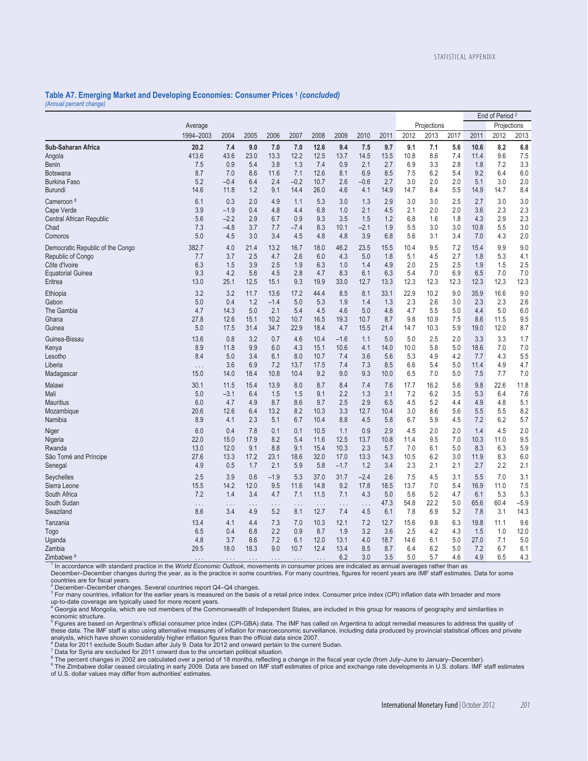**Table A7. Emerging Market and Developing Economies: Consumer Prices [1] *(concluded)***
*(Annual percent change)*

| | Average | | | | | | | | | Projections | | | End of Period [2] | Projections | |
|---|---|---|---|---|---|---|---|---|---|---|---|---|---|---|---|
| | 1994–2003 | 2004 | 2005 | 2006 | 2007 | 2008 | 2009 | 2010 | 2011 | 2012 | 2013 | 2017 | 2011 | 2012 | 2013 |
| **Sub-Saharan Africa** | **20.2** | **7.4** | **9.0** | **7.0** | **7.0** | **12.6** | **9.4** | **7.5** | **9.7** | **9.1** | **7.1** | **5.6** | **10.6** | **8.2** | **6.8** |
| Angola | 413.6 | 43.6 | 23.0 | 13.3 | 12.2 | 12.5 | 13.7 | 14.5 | 13.5 | 10.8 | 8.6 | 7.4 | 11.4 | 9.6 | 7.5 |
| Benin | 7.5 | 0.9 | 5.4 | 3.8 | 1.3 | 7.4 | 0.9 | 2.1 | 2.7 | 6.9 | 3.3 | 2.8 | 1.8 | 7.2 | 3.3 |
| Botswana | 8.7 | 7.0 | 8.6 | 11.6 | 7.1 | 12.6 | 8.1 | 6.9 | 8.5 | 7.5 | 6.2 | 5.4 | 9.2 | 6.4 | 6.0 |
| Burkina Faso | 5.2 | –0.4 | 6.4 | 2.4 | –0.2 | 10.7 | 2.6 | –0.6 | 2.7 | 3.0 | 2.0 | 2.0 | 5.1 | 3.0 | 2.0 |
| Burundi | 14.6 | 11.8 | 1.2 | 9.1 | 14.4 | 26.0 | 4.6 | 4.1 | 14.9 | 14.7 | 8.4 | 5.5 | 14.9 | 14.7 | 8.4 |
| Cameroon [8] | 6.1 | 0.3 | 2.0 | 4.9 | 1.1 | 5.3 | 3.0 | 1.3 | 2.9 | 3.0 | 3.0 | 2.5 | 2.7 | 3.0 | 3.0 |
| Cape Verde | 3.9 | –1.9 | 0.4 | 4.8 | 4.4 | 6.8 | 1.0 | 2.1 | 4.5 | 2.1 | 2.0 | 2.0 | 3.6 | 2.3 | 2.3 |
| Central African Republic | 5.6 | –2.2 | 2.9 | 6.7 | 0.9 | 9.3 | 3.5 | 1.5 | 1.2 | 6.8 | 1.6 | 1.8 | 4.3 | 2.9 | 2.3 |
| Chad | 7.3 | –4.8 | 3.7 | 7.7 | –7.4 | 8.3 | 10.1 | –2.1 | 1.9 | 5.5 | 3.0 | 3.0 | 10.8 | 5.5 | 3.0 |
| Comoros | 5.0 | 4.5 | 3.0 | 3.4 | 4.5 | 4.8 | 4.8 | 3.9 | 6.8 | 5.6 | 3.1 | 3.4 | 7.0 | 4.3 | 2.0 |
| Democratic Republic of the Congo | 382.7 | 4.0 | 21.4 | 13.2 | 16.7 | 18.0 | 46.2 | 23.5 | 15.5 | 10.4 | 9.5 | 7.2 | 15.4 | 9.9 | 9.0 |
| Republic of Congo | 7.7 | 3.7 | 2.5 | 4.7 | 2.6 | 6.0 | 4.3 | 5.0 | 1.8 | 5.1 | 4.5 | 2.7 | 1.8 | 5.3 | 4.1 |
| Côte d'Ivoire | 6.3 | 1.5 | 3.9 | 2.5 | 1.9 | 6.3 | 1.0 | 1.4 | 4.9 | 2.0 | 2.5 | 2.5 | 1.9 | 1.5 | 2.5 |
| Equatorial Guinea | 9.3 | 4.2 | 5.6 | 4.5 | 2.8 | 4.7 | 8.3 | 6.1 | 6.3 | 5.4 | 7.0 | 6.9 | 6.5 | 7.0 | 7.0 |
| Eritrea | 13.0 | 25.1 | 12.5 | 15.1 | 9.3 | 19.9 | 33.0 | 12.7 | 13.3 | 12.3 | 12.3 | 12.3 | 12.3 | 12.3 | 12.3 |
| Ethiopia | 3.2 | 3.2 | 11.7 | 13.6 | 17.2 | 44.4 | 8.5 | 8.1 | 33.1 | 22.9 | 10.2 | 9.0 | 35.9 | 16.6 | 9.0 |
| Gabon | 5.0 | 0.4 | 1.2 | –1.4 | 5.0 | 5.3 | 1.9 | 1.4 | 1.3 | 2.3 | 2.6 | 3.0 | 2.3 | 2.3 | 2.6 |
| The Gambia | 4.7 | 14.3 | 5.0 | 2.1 | 5.4 | 4.5 | 4.6 | 5.0 | 4.8 | 4.7 | 5.5 | 5.0 | 4.4 | 5.0 | 6.0 |
| Ghana | 27.8 | 12.6 | 15.1 | 10.2 | 10.7 | 16.5 | 19.3 | 10.7 | 8.7 | 9.8 | 10.9 | 7.5 | 8.6 | 11.5 | 9.5 |
| Guinea | 5.0 | 17.5 | 31.4 | 34.7 | 22.9 | 18.4 | 4.7 | 15.5 | 21.4 | 14.7 | 10.3 | 5.9 | 19.0 | 12.0 | 8.7 |
| Guinea-Bissau | 13.6 | 0.8 | 3.2 | 0.7 | 4.6 | 10.4 | –1.6 | 1.1 | 5.0 | 5.0 | 2.5 | 2.0 | 3.3 | 3.3 | 1.7 |
| Kenya | 8.9 | 11.8 | 9.9 | 6.0 | 4.3 | 15.1 | 10.6 | 4.1 | 14.0 | 10.0 | 5.8 | 5.0 | 18.6 | 7.0 | 7.0 |
| Lesotho | 8.4 | 5.0 | 3.4 | 6.1 | 8.0 | 10.7 | 7.4 | 3.6 | 5.6 | 5.3 | 4.9 | 4.2 | 7.7 | 4.3 | 5.5 |
| Liberia | . . . | 3.6 | 6.9 | 7.2 | 13.7 | 17.5 | 7.4 | 7.3 | 8.5 | 6.6 | 5.4 | 5.0 | 11.4 | 4.9 | 4.7 |
| Madagascar | 15.0 | 14.0 | 18.4 | 10.8 | 10.4 | 9.2 | 9.0 | 9.3 | 10.0 | 6.5 | 7.0 | 5.0 | 7.5 | 7.7 | 7.0 |
| Malawi | 30.1 | 11.5 | 15.4 | 13.9 | 8.0 | 8.7 | 8.4 | 7.4 | 7.6 | 17.7 | 16.2 | 5.6 | 9.8 | 22.6 | 11.8 |
| Mali | 5.0 | –3.1 | 6.4 | 1.5 | 1.5 | 9.1 | 2.2 | 1.3 | 3.1 | 7.2 | 6.2 | 3.5 | 5.3 | 6.4 | 7.6 |
| Mauritius | 6.0 | 4.7 | 4.9 | 8.7 | 8.6 | 9.7 | 2.5 | 2.9 | 6.5 | 4.5 | 5.2 | 4.4 | 4.9 | 4.8 | 5.1 |
| Mozambique | 20.6 | 12.6 | 6.4 | 13.2 | 8.2 | 10.3 | 3.3 | 12.7 | 10.4 | 3.0 | 8.6 | 5.6 | 5.5 | 5.5 | 8.2 |
| Namibia | 8.9 | 4.1 | 2.3 | 5.1 | 6.7 | 10.4 | 8.8 | 4.5 | 5.8 | 6.7 | 5.9 | 4.5 | 7.2 | 6.2 | 5.7 |
| Niger | 6.0 | 0.4 | 7.8 | 0.1 | 0.1 | 10.5 | 1.1 | 0.9 | 2.9 | 4.5 | 2.0 | 2.0 | 1.4 | 4.5 | 2.0 |
| Nigeria | 22.0 | 15.0 | 17.9 | 8.2 | 5.4 | 11.6 | 12.5 | 13.7 | 10.8 | 11.4 | 9.5 | 7.0 | 10.3 | 11.0 | 9.5 |
| Rwanda | 13.0 | 12.0 | 9.1 | 8.8 | 9.1 | 15.4 | 10.3 | 2.3 | 5.7 | 7.0 | 6.1 | 5.0 | 8.3 | 6.3 | 5.9 |
| São Tomé and Príncipe | 27.6 | 13.3 | 17.2 | 23.1 | 18.6 | 32.0 | 17.0 | 13.3 | 14.3 | 10.5 | 6.2 | 3.0 | 11.9 | 8.3 | 6.0 |
| Senegal | 4.9 | 0.5 | 1.7 | 2.1 | 5.9 | 5.8 | –1.7 | 1.2 | 3.4 | 2.3 | 2.1 | 2.1 | 2.7 | 2.2 | 2.1 |
| Seychelles | 2.5 | 3.9 | 0.6 | –1.9 | 5.3 | 37.0 | 31.7 | –2.4 | 2.6 | 7.5 | 4.5 | 3.1 | 5.5 | 7.0 | 3.1 |
| Sierra Leone | 15.5 | 14.2 | 12.0 | 9.5 | 11.6 | 14.8 | 9.2 | 17.8 | 18.5 | 13.7 | 7.0 | 5.4 | 16.9 | 11.0 | 7.5 |
| South Africa | 7.2 | 1.4 | 3.4 | 4.7 | 7.1 | 11.5 | 7.1 | 4.3 | 5.0 | 5.6 | 5.2 | 4.7 | 6.1 | 5.3 | 5.3 |
| South Sudan | . . . | . . . | . . . | . . . | . . . | . . . | . . . | . . . | 47.3 | 54.8 | 22.2 | 5.0 | 65.6 | 60.4 | –5.9 |
| Swaziland | 8.6 | 3.4 | 4.9 | 5.2 | 8.1 | 12.7 | 7.4 | 4.5 | 6.1 | 7.8 | 6.9 | 5.2 | 7.8 | 3.1 | 14.3 |
| Tanzania | 13.4 | 4.1 | 4.4 | 7.3 | 7.0 | 10.3 | 12.1 | 7.2 | 12.7 | 15.6 | 9.8 | 6.3 | 19.8 | 11.1 | 9.6 |
| Togo | 6.5 | 0.4 | 6.8 | 2.2 | 0.9 | 8.7 | 1.9 | 3.2 | 3.6 | 2.5 | 4.2 | 4.3 | 1.5 | 1.0 | 12.0 |
| Uganda | 4.8 | 3.7 | 8.6 | 7.2 | 6.1 | 12.0 | 13.1 | 4.0 | 18.7 | 14.6 | 6.1 | 5.0 | 27.0 | 7.1 | 5.0 |
| Zambia | 29.5 | 18.0 | 18.3 | 9.0 | 10.7 | 12.4 | 13.4 | 8.5 | 8.7 | 6.4 | 6.2 | 5.0 | 7.2 | 6.7 | 6.1 |
| Zimbabwe [9] | . . . | . . . | . . . | . . . | . . . | . . . | 6.2 | 3.0 | 3.5 | 5.0 | 5.7 | 4.6 | 4.9 | 6.5 | 4.3 |

[1] In accordance with standard practice in the *World Economic Outlook*, movements in consumer prices are indicated as annual averages rather than as December–December changes during the year, as is the practice in some countries. For many countries, figures for recent years are IMF staff estimates. Data for some countries are for fiscal years.

[2] December–December changes. Several countries report Q4–Q4 changes.

[3] For many countries, inflation for the earlier years is measured on the basis of a retail price index. Consumer price index (CPI) inflation data with broader and more up-to-date coverage are typically used for more recent years.

[4] Georgia and Mongolia, which are not members of the Commonwealth of Independent States, are included in this group for reasons of geography and similarities in economic structure.

[5] Figures are based on Argentina's official consumer price index (CPI-GBA) data. The IMF has called on Argentina to adopt remedial measures to address the quality of these data. The IMF staff is also using alternative measures of inflation for macroeconomic surveillance, including data produced by provincial statistical offices and private analysts, which have shown considerably higher inflation figures than the official data since 2007.

[6] Data for 2011 exclude South Sudan after July 9. Data for 2012 and onward pertain to the current Sudan.

[7] Data for Syria are excluded for 2011 onward due to the uncertain political situation.

[8] The percent changes in 2002 are calculated over a period of 18 months, reflecting a change in the fiscal year cycle (from July–June to January–December).

[9] The Zimbabwe dollar ceased circulating in early 2009. Data are based on IMF staff estimates of price and exchange rate developments in U.S. dollars. IMF staff estimates of U.S. dollar values may differ from authorities' estimates.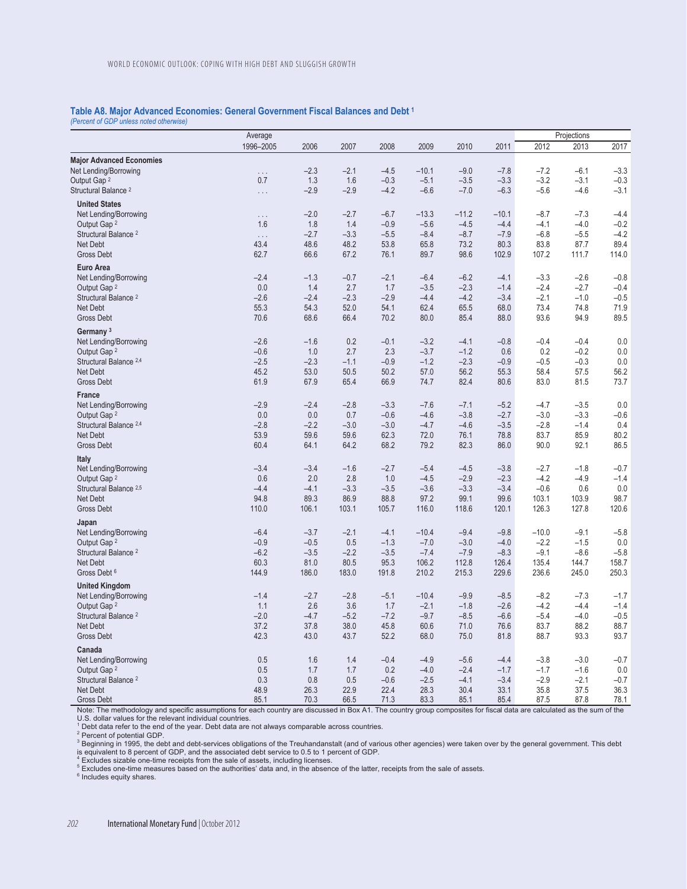### Table A8. Major Advanced Economies: General Government Fiscal Balances and Debt [1]

*(Percent of GDP unless noted otherwise)*

| | Average | | | | | | | Projections | | |
|---|---|---|---|---|---|---|---|---|---|---|
| | 1996–2005 | 2006 | 2007 | 2008 | 2009 | 2010 | 2011 | 2012 | 2013 | 2017 |
| **Major Advanced Economies** | | | | | | | | | | |
| Net Lending/Borrowing | . . . | –2.3 | –2.1 | –4.5 | –10.1 | –9.0 | –7.8 | –7.2 | –6.1 | –3.3 |
| Output Gap [2] | 0.7 | 1.3 | 1.6 | –0.3 | –5.1 | –3.5 | –3.3 | –3.2 | –3.1 | –0.3 |
| Structural Balance [2] | . . . | –2.9 | –2.9 | –4.2 | –6.6 | –7.0 | –6.3 | –5.6 | –4.6 | –3.1 |
| **United States** | | | | | | | | | | |
| Net Lending/Borrowing | . . . | –2.0 | –2.7 | –6.7 | –13.3 | –11.2 | –10.1 | –8.7 | –7.3 | –4.4 |
| Output Gap [2] | 1.6 | 1.8 | 1.4 | –0.9 | –5.6 | –4.5 | –4.4 | –4.1 | –4.0 | –0.2 |
| Structural Balance [2] | . . . | –2.7 | –3.3 | –5.5 | –8.4 | –8.7 | –7.9 | –6.8 | –5.5 | –4.2 |
| Net Debt | 43.4 | 48.6 | 48.2 | 53.8 | 65.8 | 73.2 | 80.3 | 83.8 | 87.7 | 89.4 |
| Gross Debt | 62.7 | 66.6 | 67.2 | 76.1 | 89.7 | 98.6 | 102.9 | 107.2 | 111.7 | 114.0 |
| **Euro Area** | | | | | | | | | | |
| Net Lending/Borrowing | –2.4 | –1.3 | –0.7 | –2.1 | –6.4 | –6.2 | –4.1 | –3.3 | –2.6 | –0.8 |
| Output Gap [2] | 0.0 | 1.4 | 2.7 | 1.7 | –3.5 | –2.3 | –1.4 | –2.4 | –2.7 | –0.4 |
| Structural Balance [2] | –2.6 | –2.4 | –2.3 | –2.9 | –4.4 | –4.2 | –3.4 | –2.1 | –1.0 | –0.5 |
| Net Debt | 55.3 | 54.3 | 52.0 | 54.1 | 62.4 | 65.5 | 68.0 | 73.4 | 74.8 | 71.9 |
| Gross Debt | 70.6 | 68.6 | 66.4 | 70.2 | 80.0 | 85.4 | 88.0 | 93.6 | 94.9 | 89.5 |
| **Germany** [3] | | | | | | | | | | |
| Net Lending/Borrowing | –2.6 | –1.6 | 0.2 | –0.1 | –3.2 | –4.1 | –0.8 | –0.4 | –0.4 | 0.0 |
| Output Gap [2] | –0.6 | 1.0 | 2.7 | 2.3 | –3.7 | –1.2 | 0.6 | 0.2 | –0.2 | 0.0 |
| Structural Balance [2,4] | –2.5 | –2.3 | –1.1 | –0.9 | –1.2 | –2.3 | –0.9 | –0.5 | –0.3 | 0.0 |
| Net Debt | 45.2 | 53.0 | 50.5 | 50.2 | 57.0 | 56.2 | 55.3 | 58.4 | 57.5 | 56.2 |
| Gross Debt | 61.9 | 67.9 | 65.4 | 66.9 | 74.7 | 82.4 | 80.6 | 83.0 | 81.5 | 73.7 |
| **France** | | | | | | | | | | |
| Net Lending/Borrowing | –2.9 | –2.4 | –2.8 | –3.3 | –7.6 | –7.1 | –5.2 | –4.7 | –3.5 | 0.0 |
| Output Gap [2] | 0.0 | 0.0 | 0.7 | –0.6 | –4.6 | –3.8 | –2.7 | –3.0 | –3.3 | –0.6 |
| Structural Balance [2,4] | –2.8 | –2.2 | –3.0 | –3.0 | –4.7 | –4.6 | –3.5 | –2.8 | –1.4 | 0.4 |
| Net Debt | 53.9 | 59.6 | 59.6 | 62.3 | 72.0 | 76.1 | 78.8 | 83.7 | 85.9 | 80.2 |
| Gross Debt | 60.4 | 64.1 | 64.2 | 68.2 | 79.2 | 82.3 | 86.0 | 90.0 | 92.1 | 86.5 |
| **Italy** | | | | | | | | | | |
| Net Lending/Borrowing | –3.4 | –3.4 | –1.6 | –2.7 | –5.4 | –4.5 | –3.8 | –2.7 | –1.8 | –0.7 |
| Output Gap [2] | 0.6 | 2.0 | 2.8 | 1.0 | –4.5 | –2.9 | –2.3 | –4.2 | –4.9 | –1.4 |
| Structural Balance [2,5] | –4.4 | –4.1 | –3.3 | –3.5 | –3.6 | –3.3 | –3.4 | –0.6 | 0.6 | 0.0 |
| Net Debt | 94.8 | 89.3 | 86.9 | 88.8 | 97.2 | 99.1 | 99.6 | 103.1 | 103.9 | 98.7 |
| Gross Debt | 110.0 | 106.1 | 103.1 | 105.7 | 116.0 | 118.6 | 120.1 | 126.3 | 127.8 | 120.6 |
| **Japan** | | | | | | | | | | |
| Net Lending/Borrowing | –6.4 | –3.7 | –2.1 | –4.1 | –10.4 | –9.4 | –9.8 | –10.0 | –9.1 | –5.8 |
| Output Gap [2] | –0.9 | –0.5 | 0.5 | –1.3 | –7.0 | –3.0 | –4.0 | –2.2 | –1.5 | 0.0 |
| Structural Balance [2] | –6.2 | –3.5 | –2.2 | –3.5 | –7.4 | –7.9 | –8.3 | –9.1 | –8.6 | –5.8 |
| Net Debt | 60.3 | 81.0 | 80.5 | 95.3 | 106.2 | 112.8 | 126.4 | 135.4 | 144.7 | 158.7 |
| Gross Debt [6] | 144.9 | 186.0 | 183.0 | 191.8 | 210.2 | 215.3 | 229.6 | 236.6 | 245.0 | 250.3 |
| **United Kingdom** | | | | | | | | | | |
| Net Lending/Borrowing | –1.4 | –2.7 | –2.8 | –5.1 | –10.4 | –9.9 | –8.5 | –8.2 | –7.3 | –1.7 |
| Output Gap [2] | 1.1 | 2.6 | 3.6 | 1.7 | –2.1 | –1.8 | –2.6 | –4.2 | –4.4 | –1.4 |
| Structural Balance [2] | –2.0 | –4.7 | –5.2 | –7.2 | –9.7 | –8.5 | –6.6 | –5.4 | –4.0 | –0.5 |
| Net Debt | 37.2 | 37.8 | 38.0 | 45.8 | 60.6 | 71.0 | 76.6 | 83.7 | 88.2 | 88.7 |
| Gross Debt | 42.3 | 43.0 | 43.7 | 52.2 | 68.0 | 75.0 | 81.8 | 88.7 | 93.3 | 93.7 |
| **Canada** | | | | | | | | | | |
| Net Lending/Borrowing | 0.5 | 1.6 | 1.4 | –0.4 | –4.9 | –5.6 | –4.4 | –3.8 | –3.0 | –0.7 |
| Output Gap [2] | 0.5 | 1.7 | 1.7 | 0.2 | –4.0 | –2.4 | –1.7 | –1.7 | –1.6 | 0.0 |
| Structural Balance [2] | 0.3 | 0.8 | 0.5 | –0.6 | –2.5 | –4.1 | –3.4 | –2.9 | –2.1 | –0.7 |
| Net Debt | 48.9 | 26.3 | 22.9 | 22.4 | 28.3 | 30.4 | 33.1 | 35.8 | 37.5 | 36.3 |
| Gross Debt | 85.1 | 70.3 | 66.5 | 71.3 | 83.3 | 85.1 | 85.4 | 87.5 | 87.8 | 78.1 |

Note: The methodology and specific assumptions for each country are discussed in Box A1. The country group composites for fiscal data are calculated as the sum of the U.S. dollar values for the relevant individual countries.

[1] Debt data refer to the end of the year. Debt data are not always comparable across countries.

[2] Percent of potential GDP.

[3] Beginning in 1995, the debt and debt-services obligations of the Treuhandanstalt (and of various other agencies) were taken over by the general government. This debt is equivalent to 8 percent of GDP, and the associated debt service to 0.5 to 1 percent of GDP.

[4] Excludes sizable one-time receipts from the sale of assets, including licenses.

[5] Excludes one-time measures based on the authorities' data and, in the absence of the latter, receipts from the sale of assets.

[6] Includes equity shares.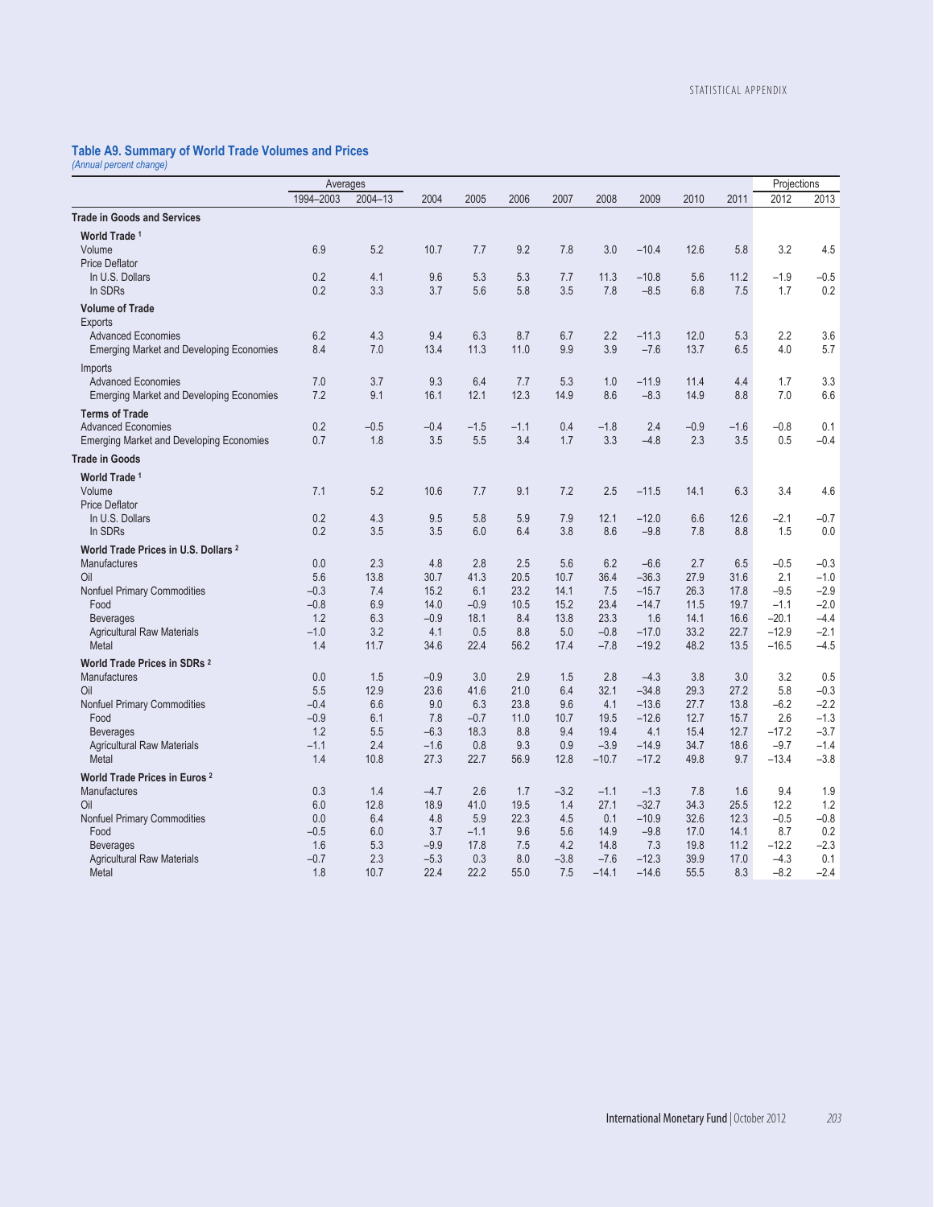## Table A9. Summary of World Trade Volumes and Prices

*(Annual percent change)*

| | Averages | | | | | | | | | | Projections | |
|---|---|---|---|---|---|---|---|---|---|---|---|---|
| | 1994–2003 | 2004–13 | 2004 | 2005 | 2006 | 2007 | 2008 | 2009 | 2010 | 2011 | 2012 | 2013 |
| **Trade in Goods and Services** | | | | | | | | | | | | |
| **World Trade** [1] | | | | | | | | | | | | |
| Volume | 6.9 | 5.2 | 10.7 | 7.7 | 9.2 | 7.8 | 3.0 | –10.4 | 12.6 | 5.8 | 3.2 | 4.5 |
| Price Deflator | | | | | | | | | | | | |
| In U.S. Dollars | 0.2 | 4.1 | 9.6 | 5.3 | 5.3 | 7.7 | 11.3 | –10.8 | 5.6 | 11.2 | –1.9 | –0.5 |
| In SDRs | 0.2 | 3.3 | 3.7 | 5.6 | 5.8 | 3.5 | 7.8 | –8.5 | 6.8 | 7.5 | 1.7 | 0.2 |
| **Volume of Trade** | | | | | | | | | | | | |
| Exports | | | | | | | | | | | | |
| Advanced Economies | 6.2 | 4.3 | 9.4 | 6.3 | 8.7 | 6.7 | 2.2 | –11.3 | 12.0 | 5.3 | 2.2 | 3.6 |
| Emerging Market and Developing Economies | 8.4 | 7.0 | 13.4 | 11.3 | 11.0 | 9.9 | 3.9 | –7.6 | 13.7 | 6.5 | 4.0 | 5.7 |
| Imports | | | | | | | | | | | | |
| Advanced Economies | 7.0 | 3.7 | 9.3 | 6.4 | 7.7 | 5.3 | 1.0 | –11.9 | 11.4 | 4.4 | 1.7 | 3.3 |
| Emerging Market and Developing Economies | 7.2 | 9.1 | 16.1 | 12.1 | 12.3 | 14.9 | 8.6 | –8.3 | 14.9 | 8.8 | 7.0 | 6.6 |
| **Terms of Trade** | | | | | | | | | | | | |
| Advanced Economies | 0.2 | –0.5 | –0.4 | –1.5 | –1.1 | 0.4 | –1.8 | 2.4 | –0.9 | –1.6 | –0.8 | 0.1 |
| Emerging Market and Developing Economies | 0.7 | 1.8 | 3.5 | 5.5 | 3.4 | 1.7 | 3.3 | –4.8 | 2.3 | 3.5 | 0.5 | –0.4 |
| **Trade in Goods** | | | | | | | | | | | | |
| **World Trade** [1] | | | | | | | | | | | | |
| Volume | 7.1 | 5.2 | 10.6 | 7.7 | 9.1 | 7.2 | 2.5 | –11.5 | 14.1 | 6.3 | 3.4 | 4.6 |
| Price Deflator | | | | | | | | | | | | |
| In U.S. Dollars | 0.2 | 4.3 | 9.5 | 5.8 | 5.9 | 7.9 | 12.1 | –12.0 | 6.6 | 12.6 | –2.1 | –0.7 |
| In SDRs | 0.2 | 3.5 | 3.5 | 6.0 | 6.4 | 3.8 | 8.6 | –9.8 | 7.8 | 8.8 | 1.5 | 0.0 |
| **World Trade Prices in U.S. Dollars** [2] | | | | | | | | | | | | |
| Manufactures | 0.0 | 2.3 | 4.8 | 2.8 | 2.5 | 5.6 | 6.2 | –6.6 | 2.7 | 6.5 | –0.5 | –0.3 |
| Oil | 5.6 | 13.8 | 30.7 | 41.3 | 20.5 | 10.7 | 36.4 | –36.3 | 27.9 | 31.6 | 2.1 | –1.0 |
| Nonfuel Primary Commodities | –0.3 | 7.4 | 15.2 | 6.1 | 23.2 | 14.1 | 7.5 | –15.7 | 26.3 | 17.8 | –9.5 | –2.9 |
| Food | –0.8 | 6.9 | 14.0 | –0.9 | 10.5 | 15.2 | 23.4 | –14.7 | 11.5 | 19.7 | –1.1 | –2.0 |
| Beverages | 1.2 | 6.3 | –0.9 | 18.1 | 8.4 | 13.8 | 23.3 | 1.6 | 14.1 | 16.6 | –20.1 | –4.4 |
| Agricultural Raw Materials | –1.0 | 3.2 | 4.1 | 0.5 | 8.8 | 5.0 | –0.8 | –17.0 | 33.2 | 22.7 | –12.9 | –2.1 |
| Metal | 1.4 | 11.7 | 34.6 | 22.4 | 56.2 | 17.4 | –7.8 | –19.2 | 48.2 | 13.5 | –16.5 | –4.5 |
| **World Trade Prices in SDRs** [2] | | | | | | | | | | | | |
| Manufactures | 0.0 | 1.5 | –0.9 | 3.0 | 2.9 | 1.5 | 2.8 | –4.3 | 3.8 | 3.0 | 3.2 | 0.5 |
| Oil | 5.5 | 12.9 | 23.6 | 41.6 | 21.0 | 6.4 | 32.1 | –34.8 | 29.3 | 27.2 | 5.8 | –0.3 |
| Nonfuel Primary Commodities | –0.4 | 6.6 | 9.0 | 6.3 | 23.8 | 9.6 | 4.1 | –13.6 | 27.7 | 13.8 | –6.2 | –2.2 |
| Food | –0.9 | 6.1 | 7.8 | –0.7 | 11.0 | 10.7 | 19.5 | –12.6 | 12.7 | 15.7 | 2.6 | –1.3 |
| Beverages | 1.2 | 5.5 | –6.3 | 18.3 | 8.8 | 9.4 | 19.4 | 4.1 | 15.4 | 12.7 | –17.2 | –3.7 |
| Agricultural Raw Materials | –1.1 | 2.4 | –1.6 | 0.8 | 9.3 | 0.9 | –3.9 | –14.9 | 34.7 | 18.6 | –9.7 | –1.4 |
| Metal | 1.4 | 10.8 | 27.3 | 22.7 | 56.9 | 12.8 | –10.7 | –17.2 | 49.8 | 9.7 | –13.4 | –3.8 |
| **World Trade Prices in Euros** [2] | | | | | | | | | | | | |
| Manufactures | 0.3 | 1.4 | –4.7 | 2.6 | 1.7 | –3.2 | –1.1 | –1.3 | 7.8 | 1.6 | 9.4 | 1.9 |
| Oil | 6.0 | 12.8 | 18.9 | 41.0 | 19.5 | 1.4 | 27.1 | –32.7 | 34.3 | 25.5 | 12.2 | 1.2 |
| Nonfuel Primary Commodities | 0.0 | 6.4 | 4.8 | 5.9 | 22.3 | 4.5 | 0.1 | –10.9 | 32.6 | 12.3 | –0.5 | –0.8 |
| Food | –0.5 | 6.0 | 3.7 | –1.1 | 9.6 | 5.6 | 14.9 | –9.8 | 17.0 | 14.1 | 8.7 | 0.2 |
| Beverages | 1.6 | 5.3 | –9.9 | 17.8 | 7.5 | 4.2 | 14.8 | 7.3 | 19.8 | 11.2 | –12.2 | –2.3 |
| Agricultural Raw Materials | –0.7 | 2.3 | –5.3 | 0.3 | 8.0 | –3.8 | –7.6 | –12.3 | 39.9 | 17.0 | –4.3 | 0.1 |
| Metal | 1.8 | 10.7 | 22.4 | 22.2 | 55.0 | 7.5 | –14.1 | –14.6 | 55.5 | 8.3 | –8.2 | –2.4 |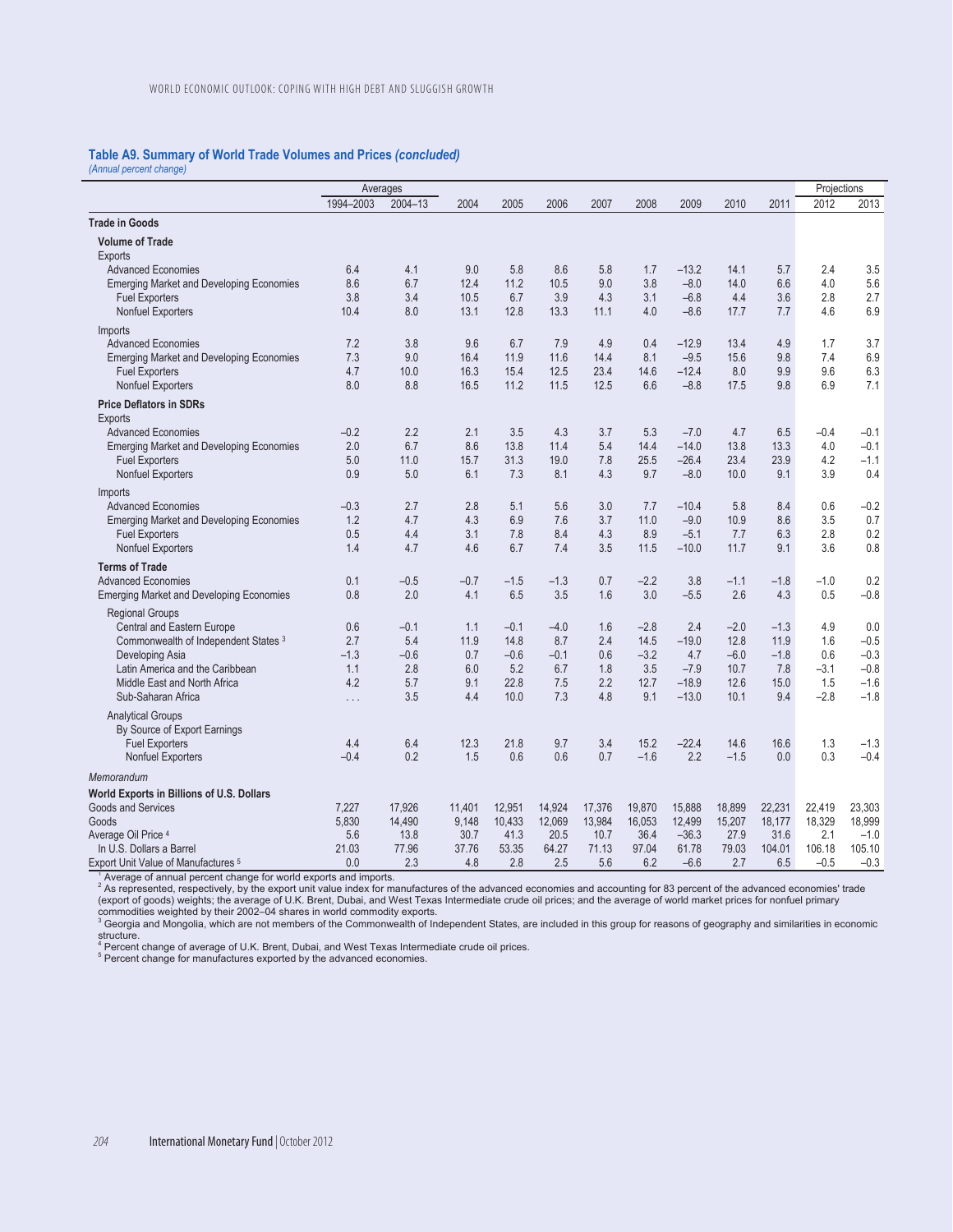### Table A9. Summary of World Trade Volumes and Prices *(concluded)*

*(Annual percent change)*

| | Averages | | | | | | | | | | Projections | |
|---|---|---|---|---|---|---|---|---|---|---|---|---|
| | 1994–2003 | 2004–13 | 2004 | 2005 | 2006 | 2007 | 2008 | 2009 | 2010 | 2011 | 2012 | 2013 |
| **Trade in Goods** | | | | | | | | | | | | |
| **Volume of Trade** | | | | | | | | | | | | |
| Exports | | | | | | | | | | | | |
| Advanced Economies | 6.4 | 4.1 | 9.0 | 5.8 | 8.6 | 5.8 | 1.7 | –13.2 | 14.1 | 5.7 | 2.4 | 3.5 |
| Emerging Market and Developing Economies | 8.6 | 6.7 | 12.4 | 11.2 | 10.5 | 9.0 | 3.8 | –8.0 | 14.0 | 6.6 | 4.0 | 5.6 |
| Fuel Exporters | 3.8 | 3.4 | 10.5 | 6.7 | 3.9 | 4.3 | 3.1 | –6.8 | 4.4 | 3.6 | 2.8 | 2.7 |
| Nonfuel Exporters | 10.4 | 8.0 | 13.1 | 12.8 | 13.3 | 11.1 | 4.0 | –8.6 | 17.7 | 7.7 | 4.6 | 6.9 |
| Imports | | | | | | | | | | | | |
| Advanced Economies | 7.2 | 3.8 | 9.6 | 6.7 | 7.9 | 4.9 | 0.4 | –12.9 | 13.4 | 4.9 | 1.7 | 3.7 |
| Emerging Market and Developing Economies | 7.3 | 9.0 | 16.4 | 11.9 | 11.6 | 14.4 | 8.1 | –9.5 | 15.6 | 9.8 | 7.4 | 6.9 |
| Fuel Exporters | 4.7 | 10.0 | 16.3 | 15.4 | 12.5 | 23.4 | 14.6 | –12.4 | 8.0 | 9.9 | 9.6 | 6.3 |
| Nonfuel Exporters | 8.0 | 8.8 | 16.5 | 11.2 | 11.5 | 12.5 | 6.6 | –8.8 | 17.5 | 9.8 | 6.9 | 7.1 |
| **Price Deflators in SDRs** | | | | | | | | | | | | |
| Exports | | | | | | | | | | | | |
| Advanced Economies | –0.2 | 2.2 | 2.1 | 3.5 | 4.3 | 3.7 | 5.3 | –7.0 | 4.7 | 6.5 | –0.4 | –0.1 |
| Emerging Market and Developing Economies | 2.0 | 6.7 | 8.6 | 13.8 | 11.4 | 5.4 | 14.4 | –14.0 | 13.8 | 13.3 | 4.0 | –0.1 |
| Fuel Exporters | 5.0 | 11.0 | 15.7 | 31.3 | 19.0 | 7.8 | 25.5 | –26.4 | 23.4 | 23.9 | 4.2 | –1.1 |
| Nonfuel Exporters | 0.9 | 5.0 | 6.1 | 7.3 | 8.1 | 4.3 | 9.7 | –8.0 | 10.0 | 9.1 | 3.9 | 0.4 |
| Imports | | | | | | | | | | | | |
| Advanced Economies | –0.3 | 2.7 | 2.8 | 5.1 | 5.6 | 3.0 | 7.7 | –10.4 | 5.8 | 8.4 | 0.6 | –0.2 |
| Emerging Market and Developing Economies | 1.2 | 4.7 | 4.3 | 6.9 | 7.6 | 3.7 | 11.0 | –9.0 | 10.9 | 8.6 | 3.5 | 0.7 |
| Fuel Exporters | 0.5 | 4.4 | 3.1 | 7.8 | 8.4 | 4.3 | 8.9 | –5.1 | 7.7 | 6.3 | 2.8 | 0.2 |
| Nonfuel Exporters | 1.4 | 4.7 | 4.6 | 6.7 | 7.4 | 3.5 | 11.5 | –10.0 | 11.7 | 9.1 | 3.6 | 0.8 |
| **Terms of Trade** | | | | | | | | | | | | |
| Advanced Economies | 0.1 | –0.5 | –0.7 | –1.5 | –1.3 | 0.7 | –2.2 | 3.8 | –1.1 | –1.8 | –1.0 | 0.2 |
| Emerging Market and Developing Economies | 0.8 | 2.0 | 4.1 | 6.5 | 3.5 | 1.6 | 3.0 | –5.5 | 2.6 | 4.3 | 0.5 | –0.8 |
| Regional Groups | | | | | | | | | | | | |
| Central and Eastern Europe | 0.6 | –0.1 | 1.1 | –0.1 | –4.0 | 1.6 | –2.8 | 2.4 | –2.0 | –1.3 | 4.9 | 0.0 |
| Commonwealth of Independent States [3] | 2.7 | 5.4 | 11.9 | 14.8 | 8.7 | 2.4 | 14.5 | –19.0 | 12.8 | 11.9 | 1.6 | –0.5 |
| Developing Asia | –1.3 | –0.6 | 0.7 | –0.6 | –0.1 | 0.6 | –3.2 | 4.7 | –6.0 | –1.8 | 0.6 | –0.3 |
| Latin America and the Caribbean | 1.1 | 2.8 | 6.0 | 5.2 | 6.7 | 1.8 | 3.5 | –7.9 | 10.7 | 7.8 | –3.1 | –0.8 |
| Middle East and North Africa | 4.2 | 5.7 | 9.1 | 22.8 | 7.5 | 2.2 | 12.7 | –18.9 | 12.6 | 15.0 | 1.5 | –1.6 |
| Sub-Saharan Africa | . . . | 3.5 | 4.4 | 10.0 | 7.3 | 4.8 | 9.1 | –13.0 | 10.1 | 9.4 | –2.8 | –1.8 |
| Analytical Groups | | | | | | | | | | | | |
| By Source of Export Earnings | | | | | | | | | | | | |
| Fuel Exporters | 4.4 | 6.4 | 12.3 | 21.8 | 9.7 | 3.4 | 15.2 | –22.4 | 14.6 | 16.6 | 1.3 | –1.3 |
| Nonfuel Exporters | –0.4 | 0.2 | 1.5 | 0.6 | 0.6 | 0.7 | –1.6 | 2.2 | –1.5 | 0.0 | 0.3 | –0.4 |
| *Memorandum* | | | | | | | | | | | | |
| **World Exports in Billions of U.S. Dollars** | | | | | | | | | | | | |
| Goods and Services | 7,227 | 17,926 | 11,401 | 12,951 | 14,924 | 17,376 | 19,870 | 15,888 | 18,899 | 22,231 | 22,419 | 23,303 |
| Goods | 5,830 | 14,490 | 9,148 | 10,433 | 12,069 | 13,984 | 16,053 | 12,499 | 15,207 | 18,177 | 18,329 | 18,999 |
| Average Oil Price [4] | 5.6 | 13.8 | 30.7 | 41.3 | 20.5 | 10.7 | 36.4 | –36.3 | 27.9 | 31.6 | 2.1 | –1.0 |
| In U.S. Dollars a Barrel | 21.03 | 77.96 | 37.76 | 53.35 | 64.27 | 71.13 | 97.04 | 61.78 | 79.03 | 104.01 | 106.18 | 105.10 |
| Export Unit Value of Manufactures [5] | 0.0 | 2.3 | 4.8 | 2.8 | 2.5 | 5.6 | 6.2 | –6.6 | 2.7 | 6.5 | –0.5 | –0.3 |

[1] Average of annual percent change for world exports and imports.

[2] As represented, respectively, by the export unit value index for manufactures of the advanced economies and accounting for 83 percent of the advanced economies' trade (export of goods) weights; the average of U.K. Brent, Dubai, and West Texas Intermediate crude oil prices; and the average of world market prices for nonfuel primary commodities weighted by their 2002–04 shares in world commodity exports.

[3] Georgia and Mongolia, which are not members of the Commonwealth of Independent States, are included in this group for reasons of geography and similarities in economic structure.

[4] Percent change of average of U.K. Brent, Dubai, and West Texas Intermediate crude oil prices.

[5] Percent change for manufactures exported by the advanced economies.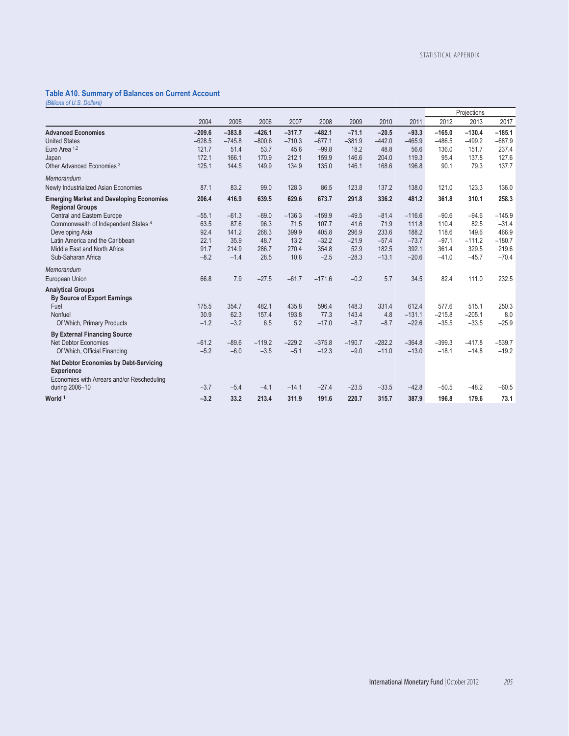### Table A10. Summary of Balances on Current Account

*(Billions of U.S. Dollars)*

| | 2004 | 2005 | 2006 | 2007 | 2008 | 2009 | 2010 | 2011 | Projections 2012 | 2013 | 2017 |
|---|---|---|---|---|---|---|---|---|---|---|---|
| **Advanced Economies** | **–209.6** | **–383.8** | **–426.1** | **–317.7** | **–482.1** | **–71.1** | **–20.5** | **–93.3** | **–165.0** | **–130.4** | **–185.1** |
| United States | –628.5 | –745.8 | –800.6 | –710.3 | –677.1 | –381.9 | –442.0 | –465.9 | –486.5 | –499.2 | –687.9 |
| Euro Area [1,2] | 121.7 | 51.4 | 53.7 | 45.6 | –99.8 | 18.2 | 48.8 | 56.6 | 136.0 | 151.7 | 237.4 |
| Japan | 172.1 | 166.1 | 170.9 | 212.1 | 159.9 | 146.6 | 204.0 | 119.3 | 95.4 | 137.8 | 127.6 |
| Other Advanced Economies [3] | 125.1 | 144.5 | 149.9 | 134.9 | 135.0 | 146.1 | 168.6 | 196.8 | 90.1 | 79.3 | 137.7 |
| *Memorandum* | | | | | | | | | | | |
| Newly Industrialized Asian Economies | 87.1 | 83.2 | 99.0 | 128.3 | 86.5 | 123.8 | 137.2 | 138.0 | 121.0 | 123.3 | 136.0 |
| **Emerging Market and Developing Economies** | **206.4** | **416.9** | **639.5** | **629.6** | **673.7** | **291.8** | **336.2** | **481.2** | **361.8** | **310.1** | **258.3** |
| **Regional Groups** | | | | | | | | | | | |
| Central and Eastern Europe | –55.1 | –61.3 | –89.0 | –136.3 | –159.9 | –49.5 | –81.4 | –116.6 | –90.6 | –94.6 | –145.9 |
| Commonwealth of Independent States [4] | 63.5 | 87.6 | 96.3 | 71.5 | 107.7 | 41.6 | 71.9 | 111.8 | 110.4 | 82.5 | –31.4 |
| Developing Asia | 92.4 | 141.2 | 268.3 | 399.9 | 405.8 | 296.9 | 233.6 | 188.2 | 118.6 | 149.6 | 466.9 |
| Latin America and the Caribbean | 22.1 | 35.9 | 48.7 | 13.2 | –32.2 | –21.9 | –57.4 | –73.7 | –97.1 | –111.2 | –180.7 |
| Middle East and North Africa | 91.7 | 214.9 | 286.7 | 270.4 | 354.8 | 52.9 | 182.5 | 392.1 | 361.4 | 329.5 | 219.6 |
| Sub-Saharan Africa | –8.2 | –1.4 | 28.5 | 10.8 | –2.5 | –28.3 | –13.1 | –20.6 | –41.0 | –45.7 | –70.4 |
| *Memorandum* | | | | | | | | | | | |
| European Union | 66.8 | 7.9 | –27.5 | –61.7 | –171.6 | –0.2 | 5.7 | 34.5 | 82.4 | 111.0 | 232.5 |
| **Analytical Groups** | | | | | | | | | | | |
| **By Source of Export Earnings** | | | | | | | | | | | |
| Fuel | 175.5 | 354.7 | 482.1 | 435.8 | 596.4 | 148.3 | 331.4 | 612.4 | 577.6 | 515.1 | 250.3 |
| Nonfuel | 30.9 | 62.3 | 157.4 | 193.8 | 77.3 | 143.4 | 4.8 | –131.1 | –215.8 | –205.1 | 8.0 |
| Of Which, Primary Products | –1.2 | –3.2 | 6.5 | 5.2 | –17.0 | –8.7 | –8.7 | –22.6 | –35.5 | –33.5 | –25.9 |
| **By External Financing Source** | | | | | | | | | | | |
| Net Debtor Economies | –61.2 | –89.6 | –119.2 | –229.2 | –375.8 | –190.7 | –282.2 | –364.8 | –399.3 | –417.8 | –539.7 |
| Of Which, Official Financing | –5.2 | –6.0 | –3.5 | –5.1 | –12.3 | –9.0 | –11.0 | –13.0 | –18.1 | –14.8 | –19.2 |
| **Net Debtor Economies by Debt-Servicing Experience** | | | | | | | | | | | |
| Economies with Arrears and/or Rescheduling during 2006–10 | –3.7 | –5.4 | –4.1 | –14.1 | –27.4 | –23.5 | –33.5 | –42.8 | –50.5 | –48.2 | –60.5 |
| **World** [1] | **–3.2** | **33.2** | **213.4** | **311.9** | **191.6** | **220.7** | **315.7** | **387.9** | **196.8** | **179.6** | **73.1** |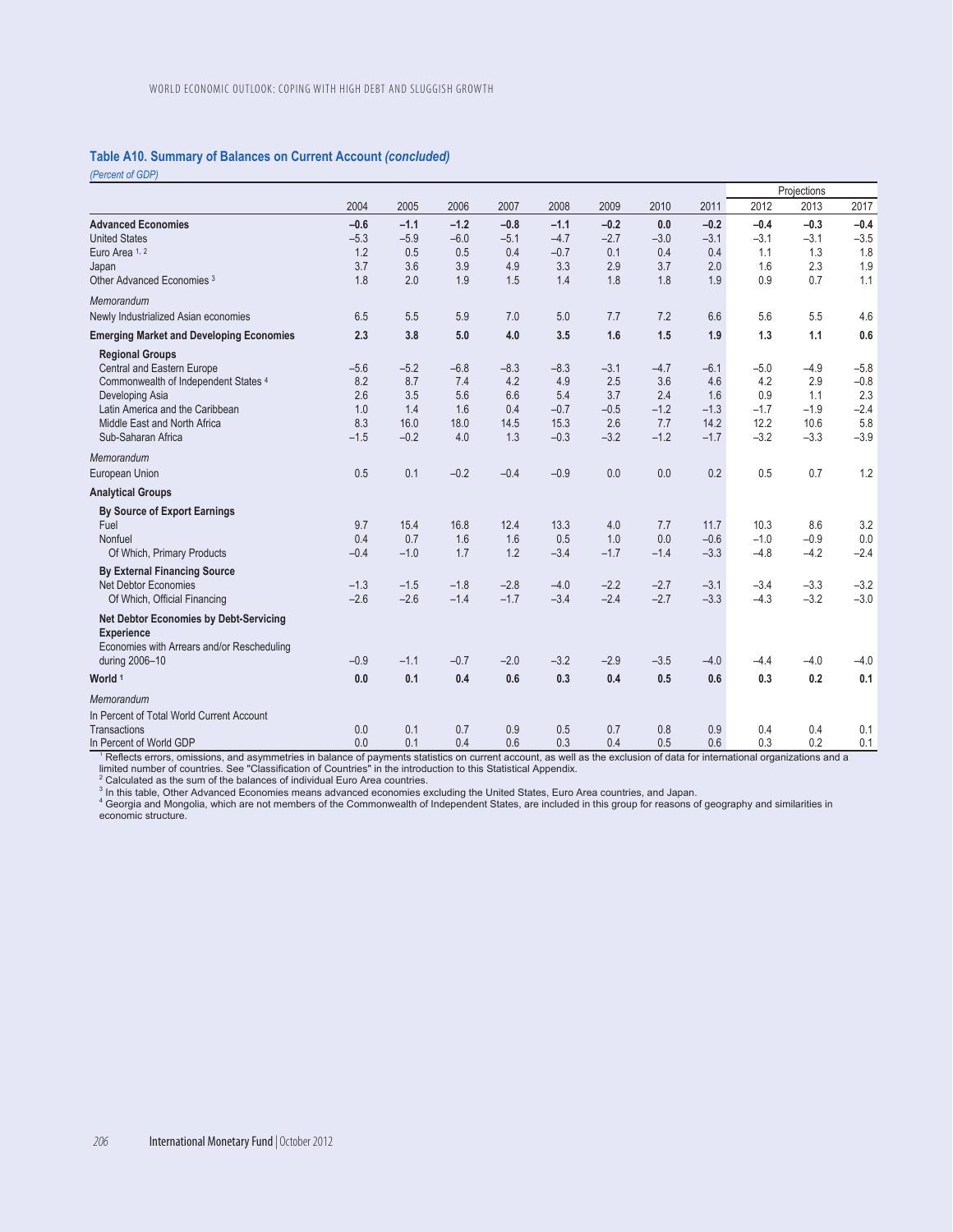### Table A10. Summary of Balances on Current Account *(concluded)*

*(Percent of GDP)*

| | 2004 | 2005 | 2006 | 2007 | 2008 | 2009 | 2010 | 2011 | Projections 2012 | 2013 | 2017 |
|---|---|---|---|---|---|---|---|---|---|---|---|
| **Advanced Economies** | **–0.6** | **–1.1** | **–1.2** | **–0.8** | **–1.1** | **–0.2** | **0.0** | **–0.2** | **–0.4** | **–0.3** | **–0.4** |
| United States | –5.3 | –5.9 | –6.0 | –5.1 | –4.7 | –2.7 | –3.0 | –3.1 | –3.1 | –3.1 | –3.5 |
| Euro Area [1, 2] | 1.2 | 0.5 | 0.5 | 0.4 | –0.7 | 0.1 | 0.4 | 0.4 | 1.1 | 1.3 | 1.8 |
| Japan | 3.7 | 3.6 | 3.9 | 4.9 | 3.3 | 2.9 | 3.7 | 2.0 | 1.6 | 2.3 | 1.9 |
| Other Advanced Economies [3] | 1.8 | 2.0 | 1.9 | 1.5 | 1.4 | 1.8 | 1.8 | 1.9 | 0.9 | 0.7 | 1.1 |
| *Memorandum* | | | | | | | | | | | |
| Newly Industrialized Asian economies | 6.5 | 5.5 | 5.9 | 7.0 | 5.0 | 7.7 | 7.2 | 6.6 | 5.6 | 5.5 | 4.6 |
| **Emerging Market and Developing Economies** | **2.3** | **3.8** | **5.0** | **4.0** | **3.5** | **1.6** | **1.5** | **1.9** | **1.3** | **1.1** | **0.6** |
| **Regional Groups** | | | | | | | | | | | |
| Central and Eastern Europe | –5.6 | –5.2 | –6.8 | –8.3 | –8.3 | –3.1 | –4.7 | –6.1 | –5.0 | –4.9 | –5.8 |
| Commonwealth of Independent States [4] | 8.2 | 8.7 | 7.4 | 4.2 | 4.9 | 2.5 | 3.6 | 4.6 | 4.2 | 2.9 | –0.8 |
| Developing Asia | 2.6 | 3.5 | 5.6 | 6.6 | 5.4 | 3.7 | 2.4 | 1.6 | 0.9 | 1.1 | 2.3 |
| Latin America and the Caribbean | 1.0 | 1.4 | 1.6 | 0.4 | –0.7 | –0.5 | –1.2 | –1.3 | –1.7 | –1.9 | –2.4 |
| Middle East and North Africa | 8.3 | 16.0 | 18.0 | 14.5 | 15.3 | 2.6 | 7.7 | 14.2 | 12.2 | 10.6 | 5.8 |
| Sub-Saharan Africa | –1.5 | –0.2 | 4.0 | 1.3 | –0.3 | –3.2 | –1.2 | –1.7 | –3.2 | –3.3 | –3.9 |
| *Memorandum* | | | | | | | | | | | |
| European Union | 0.5 | 0.1 | –0.2 | –0.4 | –0.9 | 0.0 | 0.0 | 0.2 | 0.5 | 0.7 | 1.2 |
| **Analytical Groups** | | | | | | | | | | | |
| **By Source of Export Earnings** | | | | | | | | | | | |
| Fuel | 9.7 | 15.4 | 16.8 | 12.4 | 13.3 | 4.0 | 7.7 | 11.7 | 10.3 | 8.6 | 3.2 |
| Nonfuel | 0.4 | 0.7 | 1.6 | 1.6 | 0.5 | 1.0 | 0.0 | –0.6 | –1.0 | –0.9 | 0.0 |
| Of Which, Primary Products | –0.4 | –1.0 | 1.7 | 1.2 | –3.4 | –1.7 | –1.4 | –3.3 | –4.8 | –4.2 | –2.4 |
| **By External Financing Source** | | | | | | | | | | | |
| Net Debtor Economies | –1.3 | –1.5 | –1.8 | –2.8 | –4.0 | –2.2 | –2.7 | –3.1 | –3.4 | –3.3 | –3.2 |
| Of Which, Official Financing | –2.6 | –2.6 | –1.4 | –1.7 | –3.4 | –2.4 | –2.7 | –3.3 | –4.3 | –3.2 | –3.0 |
| **Net Debtor Economies by Debt-Servicing Experience** | | | | | | | | | | | |
| Economies with Arrears and/or Rescheduling during 2006–10 | –0.9 | –1.1 | –0.7 | –2.0 | –3.2 | –2.9 | –3.5 | –4.0 | –4.4 | –4.0 | –4.0 |
| **World [1]** | **0.0** | **0.1** | **0.4** | **0.6** | **0.3** | **0.4** | **0.5** | **0.6** | **0.3** | **0.2** | **0.1** |
| *Memorandum* | | | | | | | | | | | |
| In Percent of Total World Current Account Transactions | 0.0 | 0.1 | 0.7 | 0.9 | 0.5 | 0.7 | 0.8 | 0.9 | 0.4 | 0.4 | 0.1 |
| In Percent of World GDP | 0.0 | 0.1 | 0.4 | 0.6 | 0.3 | 0.4 | 0.5 | 0.6 | 0.3 | 0.2 | 0.1 |

[1] Reflects errors, omissions, and asymmetries in balance of payments statistics on current account, as well as the exclusion of data for international organizations and a limited number of countries. See "Classification of Countries" in the introduction to this Statistical Appendix.
[2] Calculated as the sum of the balances of individual Euro Area countries.
[3] In this table, Other Advanced Economies means advanced economies excluding the United States, Euro Area countries, and Japan.
[4] Georgia and Mongolia, which are not members of the Commonwealth of Independent States, are included in this group for reasons of geography and similarities in economic structure.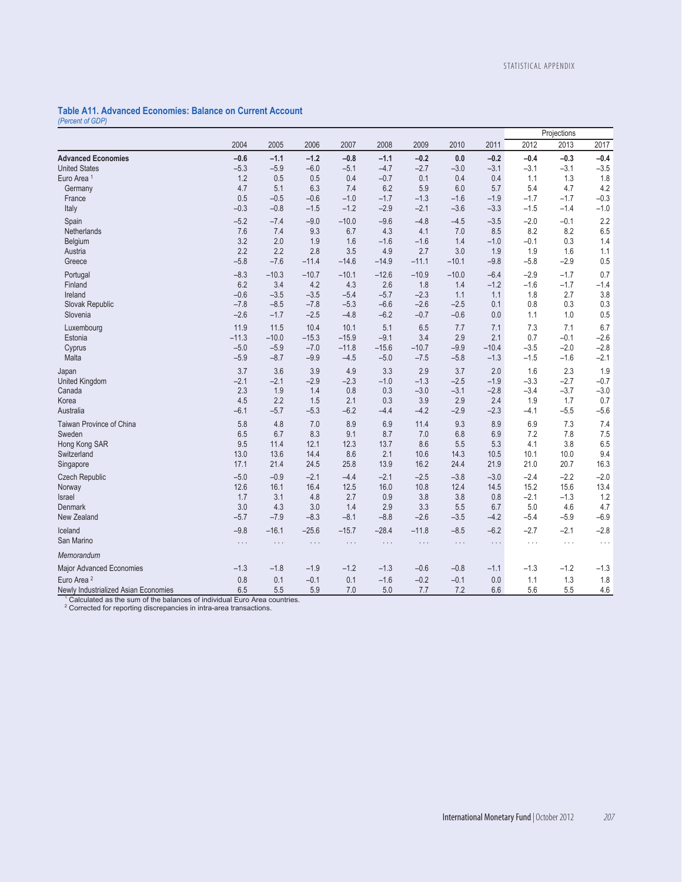### Table A11. Advanced Economies: Balance on Current Account

*(Percent of GDP)*

| | 2004 | 2005 | 2006 | 2007 | 2008 | 2009 | 2010 | 2011 | Projections 2012 | 2013 | 2017 |
|---|---|---|---|---|---|---|---|---|---|---|---|
| **Advanced Economies** | **–0.6** | **–1.1** | **–1.2** | **–0.8** | **–1.1** | **–0.2** | **0.0** | **–0.2** | **–0.4** | **–0.3** | **–0.4** |
| United States | –5.3 | –5.9 | –6.0 | –5.1 | –4.7 | –2.7 | –3.0 | –3.1 | –3.1 | –3.1 | –3.5 |
| Euro Area [1] | 1.2 | 0.5 | 0.5 | 0.4 | –0.7 | 0.1 | 0.4 | 0.4 | 1.1 | 1.3 | 1.8 |
| Germany | 4.7 | 5.1 | 6.3 | 7.4 | 6.2 | 5.9 | 6.0 | 5.7 | 5.4 | 4.7 | 4.2 |
| France | 0.5 | –0.5 | –0.6 | –1.0 | –1.7 | –1.3 | –1.6 | –1.9 | –1.7 | –1.7 | –0.3 |
| Italy | –0.3 | –0.8 | –1.5 | –1.2 | –2.9 | –2.1 | –3.6 | –3.3 | –1.5 | –1.4 | –1.0 |
| Spain | –5.2 | –7.4 | –9.0 | –10.0 | –9.6 | –4.8 | –4.5 | –3.5 | –2.0 | –0.1 | 2.2 |
| Netherlands | 7.6 | 7.4 | 9.3 | 6.7 | 4.3 | 4.1 | 7.0 | 8.5 | 8.2 | 8.2 | 6.5 |
| Belgium | 3.2 | 2.0 | 1.9 | 1.6 | –1.6 | –1.6 | 1.4 | –1.0 | –0.1 | 0.3 | 1.4 |
| Austria | 2.2 | 2.2 | 2.8 | 3.5 | 4.9 | 2.7 | 3.0 | 1.9 | 1.9 | 1.6 | 1.1 |
| Greece | –5.8 | –7.6 | –11.4 | –14.6 | –14.9 | –11.1 | –10.1 | –9.8 | –5.8 | –2.9 | 0.5 |
| Portugal | –8.3 | –10.3 | –10.7 | –10.1 | –12.6 | –10.9 | –10.0 | –6.4 | –2.9 | –1.7 | 0.7 |
| Finland | 6.2 | 3.4 | 4.2 | 4.3 | 2.6 | 1.8 | 1.4 | –1.2 | –1.6 | –1.7 | –1.4 |
| Ireland | –0.6 | –3.5 | –3.5 | –5.4 | –5.7 | –2.3 | 1.1 | 1.1 | 1.8 | 2.7 | 3.8 |
| Slovak Republic | –7.8 | –8.5 | –7.8 | –5.3 | –6.6 | –2.6 | –2.5 | 0.1 | 0.8 | 0.3 | 0.3 |
| Slovenia | –2.6 | –1.7 | –2.5 | –4.8 | –6.2 | –0.7 | –0.6 | 0.0 | 1.1 | 1.0 | 0.5 |
| Luxembourg | 11.9 | 11.5 | 10.4 | 10.1 | 5.1 | 6.5 | 7.7 | 7.1 | 7.3 | 7.1 | 6.7 |
| Estonia | –11.3 | –10.0 | –15.3 | –15.9 | –9.1 | 3.4 | 2.9 | 2.1 | 0.7 | –0.1 | –2.6 |
| Cyprus | –5.0 | –5.9 | –7.0 | –11.8 | –15.6 | –10.7 | –9.9 | –10.4 | –3.5 | –2.0 | –2.8 |
| Malta | –5.9 | –8.7 | –9.9 | –4.5 | –5.0 | –7.5 | –5.8 | –1.3 | –1.5 | –1.6 | –2.1 |
| Japan | 3.7 | 3.6 | 3.9 | 4.9 | 3.3 | 2.9 | 3.7 | 2.0 | 1.6 | 2.3 | 1.9 |
| United Kingdom | –2.1 | –2.1 | –2.9 | –2.3 | –1.0 | –1.3 | –2.5 | –1.9 | –3.3 | –2.7 | –0.7 |
| Canada | 2.3 | 1.9 | 1.4 | 0.8 | 0.3 | –3.0 | –3.1 | –2.8 | –3.4 | –3.7 | –3.0 |
| Korea | 4.5 | 2.2 | 1.5 | 2.1 | 0.3 | 3.9 | 2.9 | 2.4 | 1.9 | 1.7 | 0.7 |
| Australia | –6.1 | –5.7 | –5.3 | –6.2 | –4.4 | –4.2 | –2.9 | –2.3 | –4.1 | –5.5 | –5.6 |
| Taiwan Province of China | 5.8 | 4.8 | 7.0 | 8.9 | 6.9 | 11.4 | 9.3 | 8.9 | 6.9 | 7.3 | 7.4 |
| Sweden | 6.5 | 6.7 | 8.3 | 9.1 | 8.7 | 7.0 | 6.8 | 6.9 | 7.2 | 7.8 | 7.5 |
| Hong Kong SAR | 9.5 | 11.4 | 12.1 | 12.3 | 13.7 | 8.6 | 5.5 | 5.3 | 4.1 | 3.8 | 6.5 |
| Switzerland | 13.0 | 13.6 | 14.4 | 8.6 | 2.1 | 10.6 | 14.3 | 10.5 | 10.1 | 10.0 | 9.4 |
| Singapore | 17.1 | 21.4 | 24.5 | 25.8 | 13.9 | 16.2 | 24.4 | 21.9 | 21.0 | 20.7 | 16.3 |
| Czech Republic | –5.0 | –0.9 | –2.1 | –4.4 | –2.1 | –2.5 | –3.8 | –3.0 | –2.4 | –2.2 | –2.0 |
| Norway | 12.6 | 16.1 | 16.4 | 12.5 | 16.0 | 10.8 | 12.4 | 14.5 | 15.2 | 15.6 | 13.4 |
| Israel | 1.7 | 3.1 | 4.8 | 2.7 | 0.9 | 3.8 | 3.8 | 0.8 | –2.1 | –1.3 | 1.2 |
| Denmark | 3.0 | 4.3 | 3.0 | 1.4 | 2.9 | 3.3 | 5.5 | 6.7 | 5.0 | 4.6 | 4.7 |
| New Zealand | –5.7 | –7.9 | –8.3 | –8.1 | –8.8 | –2.6 | –3.5 | –4.2 | –5.4 | –5.9 | –6.9 |
| Iceland | –9.8 | –16.1 | –25.6 | –15.7 | –28.4 | –11.8 | –8.5 | –6.2 | –2.7 | –2.1 | –2.8 |
| San Marino | . . . | . . . | . . . | . . . | . . . | . . . | . . . | . . . | . . . | . . . | . . . |
| *Memorandum* | | | | | | | | | | | |
| Major Advanced Economies | –1.3 | –1.8 | –1.9 | –1.2 | –1.3 | –0.6 | –0.8 | –1.1 | –1.3 | –1.2 | –1.3 |
| Euro Area [2] | 0.8 | 0.1 | –0.1 | 0.1 | –1.6 | –0.2 | –0.1 | 0.0 | 1.1 | 1.3 | 1.8 |
| Newly Industrialized Asian Economies | 6.5 | 5.5 | 5.9 | 7.0 | 5.0 | 7.7 | 7.2 | 6.6 | 5.6 | 5.5 | 4.6 |

[1] Calculated as the sum of the balances of individual Euro Area countries.
[2] Corrected for reporting discrepancies in intra-area transactions.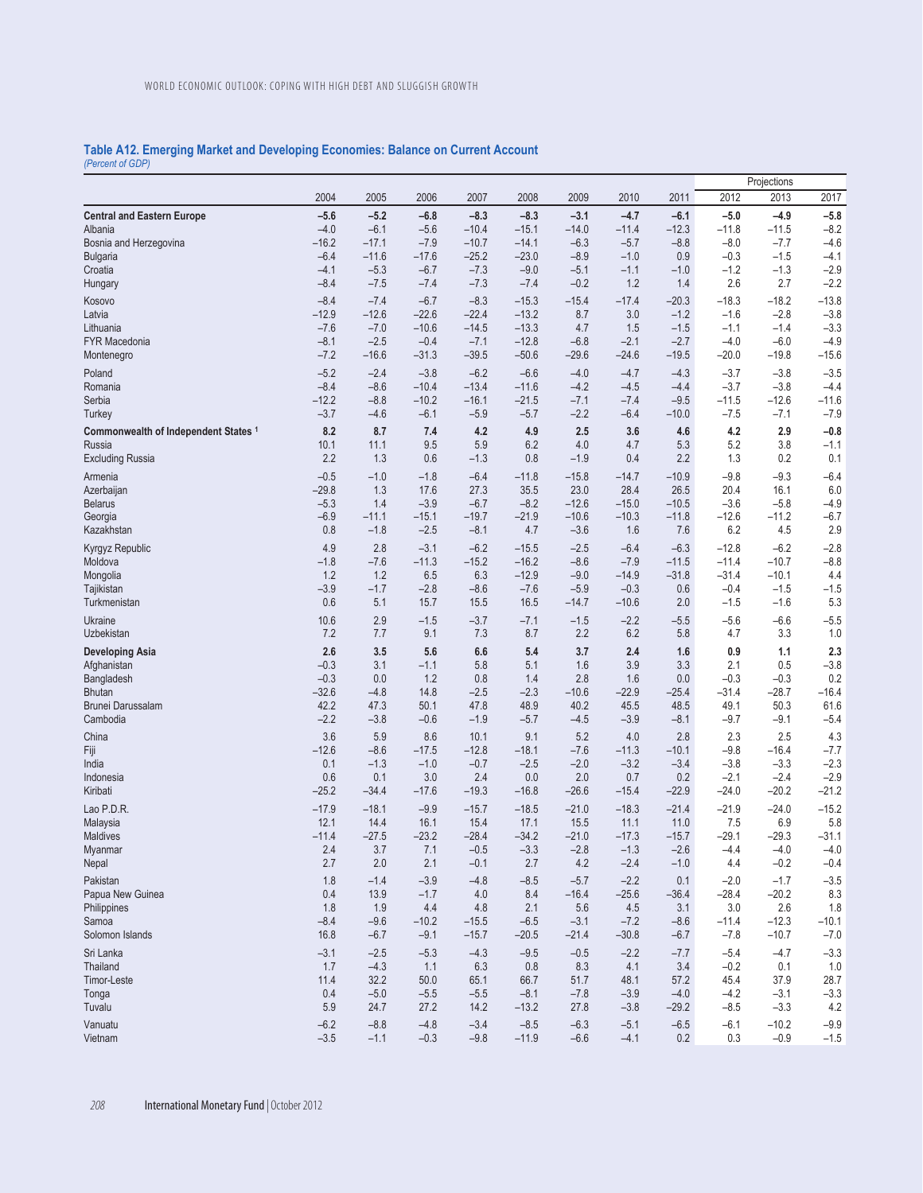### Table A12. Emerging Market and Developing Economies: Balance on Current Account

*(Percent of GDP)*

| | 2004 | 2005 | 2006 | 2007 | 2008 | 2009 | 2010 | 2011 | Projections 2012 | 2013 | 2017 |
|---|---|---|---|---|---|---|---|---|---|---|---|
| **Central and Eastern Europe** | **–5.6** | **–5.2** | **–6.8** | **–8.3** | **–8.3** | **–3.1** | **–4.7** | **–6.1** | **–5.0** | **–4.9** | **–5.8** |
| Albania | –4.0 | –6.1 | –5.6 | –10.4 | –15.1 | –14.0 | –11.4 | –12.3 | –11.8 | –11.5 | –8.2 |
| Bosnia and Herzegovina | –16.2 | –17.1 | –7.9 | –10.7 | –14.1 | –6.3 | –5.7 | –8.8 | –8.0 | –7.7 | –4.6 |
| Bulgaria | –6.4 | –11.6 | –17.6 | –25.2 | –23.0 | –8.9 | –1.0 | 0.9 | –0.3 | –1.5 | –4.1 |
| Croatia | –4.1 | –5.3 | –6.7 | –7.3 | –9.0 | –5.1 | –1.1 | –1.0 | –1.2 | –1.3 | –2.9 |
| Hungary | –8.4 | –7.5 | –7.4 | –7.3 | –7.4 | –0.2 | 1.2 | 1.4 | 2.6 | 2.7 | –2.2 |
| Kosovo | –8.4 | –7.4 | –6.7 | –8.3 | –15.3 | –15.4 | –17.4 | –20.3 | –18.3 | –18.2 | –13.8 |
| Latvia | –12.9 | –12.6 | –22.6 | –22.4 | –13.2 | 8.7 | 3.0 | –1.2 | –1.6 | –2.8 | –3.8 |
| Lithuania | –7.6 | –7.0 | –10.6 | –14.5 | –13.3 | 4.7 | 1.5 | –1.5 | –1.1 | –1.4 | –3.3 |
| FYR Macedonia | –8.1 | –2.5 | –0.4 | –7.1 | –12.8 | –6.8 | –2.1 | –2.7 | –4.0 | –6.0 | –4.9 |
| Montenegro | –7.2 | –16.6 | –31.3 | –39.5 | –50.6 | –29.6 | –24.6 | –19.5 | –20.0 | –19.8 | –15.6 |
| Poland | –5.2 | –2.4 | –3.8 | –6.2 | –6.6 | –4.0 | –4.7 | –4.3 | –3.7 | –3.8 | –3.5 |
| Romania | –8.4 | –8.6 | –10.4 | –13.4 | –11.6 | –4.2 | –4.5 | –4.4 | –3.7 | –3.8 | –4.4 |
| Serbia | –12.2 | –8.8 | –10.2 | –16.1 | –21.5 | –7.1 | –7.4 | –9.5 | –11.5 | –12.6 | –11.6 |
| Turkey | –3.7 | –4.6 | –6.1 | –5.9 | –5.7 | –2.2 | –6.4 | –10.0 | –7.5 | –7.1 | –7.9 |
| **Commonwealth of Independent States [1]** | **8.2** | **8.7** | **7.4** | **4.2** | **4.9** | **2.5** | **3.6** | **4.6** | **4.2** | **2.9** | **–0.8** |
| Russia | 10.1 | 11.1 | 9.5 | 5.9 | 6.2 | 4.0 | 4.7 | 5.3 | 5.2 | 3.8 | –1.1 |
| Excluding Russia | 2.2 | 1.3 | 0.6 | –1.3 | 0.8 | –1.9 | 0.4 | 2.2 | 1.3 | 0.2 | 0.1 |
| Armenia | –0.5 | –1.0 | –1.8 | –6.4 | –11.8 | –15.8 | –14.7 | –10.9 | –9.8 | –9.3 | –6.4 |
| Azerbaijan | –29.8 | 1.3 | 17.6 | 27.3 | 35.5 | 23.0 | 28.4 | 26.5 | 20.4 | 16.1 | 6.0 |
| Belarus | –5.3 | 1.4 | –3.9 | –6.7 | –8.2 | –12.6 | –15.0 | –10.5 | –3.6 | –5.8 | –4.9 |
| Georgia | –6.9 | –11.1 | –15.1 | –19.7 | –21.9 | –10.6 | –10.3 | –11.8 | –12.6 | –11.2 | –6.7 |
| Kazakhstan | 0.8 | –1.8 | –2.5 | –8.1 | 4.7 | –3.6 | 1.6 | 7.6 | 6.2 | 4.5 | 2.9 |
| Kyrgyz Republic | 4.9 | 2.8 | –3.1 | –6.2 | –15.5 | –2.5 | –6.4 | –6.3 | –12.8 | –6.2 | –2.8 |
| Moldova | –1.8 | –7.6 | –11.3 | –15.2 | –16.2 | –8.6 | –7.9 | –11.5 | –11.4 | –10.7 | –8.8 |
| Mongolia | 1.2 | 1.2 | 6.5 | 6.3 | –12.9 | –9.0 | –14.9 | –31.8 | –31.4 | –10.1 | 4.4 |
| Tajikistan | –3.9 | –1.7 | –2.8 | –8.6 | –7.6 | –5.9 | –0.3 | 0.6 | –0.4 | –1.5 | –1.5 |
| Turkmenistan | 0.6 | 5.1 | 15.7 | 15.5 | 16.5 | –14.7 | –10.6 | 2.0 | –1.5 | –1.6 | 5.3 |
| Ukraine | 10.6 | 2.9 | –1.5 | –3.7 | –7.1 | –1.5 | –2.2 | –5.5 | –5.6 | –6.6 | –5.5 |
| Uzbekistan | 7.2 | 7.7 | 9.1 | 7.3 | 8.7 | 2.2 | 6.2 | 5.8 | 4.7 | 3.3 | 1.0 |
| **Developing Asia** | **2.6** | **3.5** | **5.6** | **6.6** | **5.4** | **3.7** | **2.4** | **1.6** | **0.9** | **1.1** | **2.3** |
| Afghanistan | –0.3 | 3.1 | –1.1 | 5.8 | 5.1 | 1.6 | 3.9 | 3.3 | 2.1 | 0.5 | –3.8 |
| Bangladesh | –0.3 | 0.0 | 1.2 | 0.8 | 1.4 | 2.8 | 1.6 | 0.0 | –0.3 | –0.3 | 0.2 |
| Bhutan | –32.6 | –4.8 | 14.8 | –2.5 | –2.3 | –10.6 | –22.9 | –25.4 | –31.4 | –28.7 | –16.4 |
| Brunei Darussalam | 42.2 | 47.3 | 50.1 | 47.8 | 48.9 | 40.2 | 45.5 | 48.5 | 49.1 | 50.3 | 61.6 |
| Cambodia | –2.2 | –3.8 | –0.6 | –1.9 | –5.7 | –4.5 | –3.9 | –8.1 | –9.7 | –9.1 | –5.4 |
| China | 3.6 | 5.9 | 8.6 | 10.1 | 9.1 | 5.2 | 4.0 | 2.8 | 2.3 | 2.5 | 4.3 |
| Fiji | –12.6 | –8.6 | –17.5 | –12.8 | –18.1 | –7.6 | –11.3 | –10.1 | –9.8 | –16.4 | –7.7 |
| India | 0.1 | –1.3 | –1.0 | –0.7 | –2.5 | –2.0 | –3.2 | –3.4 | –3.8 | –3.3 | –2.3 |
| Indonesia | 0.6 | 0.1 | 3.0 | 2.4 | 0.0 | 2.0 | 0.7 | 0.2 | –2.1 | –2.4 | –2.9 |
| Kiribati | –25.2 | –34.4 | –17.6 | –19.3 | –16.8 | –26.6 | –15.4 | –22.9 | –24.0 | –20.2 | –21.2 |
| Lao P.D.R. | –17.9 | –18.1 | –9.9 | –15.7 | –18.5 | –21.0 | –18.3 | –21.4 | –21.9 | –24.0 | –15.2 |
| Malaysia | 12.1 | 14.4 | 16.1 | 15.4 | 17.1 | 15.5 | 11.1 | 11.0 | 7.5 | 6.9 | 5.8 |
| Maldives | –11.4 | –27.5 | –23.2 | –28.4 | –34.2 | –21.0 | –17.3 | –15.7 | –29.1 | –29.3 | –31.1 |
| Myanmar | 2.4 | 3.7 | 7.1 | –0.5 | –3.3 | –2.8 | –1.3 | –2.6 | –4.4 | –4.0 | –4.0 |
| Nepal | 2.7 | 2.0 | 2.1 | –0.1 | 2.7 | 4.2 | –2.4 | –1.0 | 4.4 | –0.2 | –0.4 |
| Pakistan | 1.8 | –1.4 | –3.9 | –4.8 | –8.5 | –5.7 | –2.2 | 0.1 | –2.0 | –1.7 | –3.5 |
| Papua New Guinea | 0.4 | 13.9 | –1.7 | 4.0 | 8.4 | –16.4 | –25.6 | –36.4 | –28.4 | –20.2 | 8.3 |
| Philippines | 1.8 | 1.9 | 4.4 | 4.8 | 2.1 | 5.6 | 4.5 | 3.1 | 3.0 | 2.6 | 1.8 |
| Samoa | –8.4 | –9.6 | –10.2 | –15.5 | –6.5 | –3.1 | –7.2 | –8.6 | –11.4 | –12.3 | –10.1 |
| Solomon Islands | 16.8 | –6.7 | –9.1 | –15.7 | –20.5 | –21.4 | –30.8 | –6.7 | –7.8 | –10.7 | –7.0 |
| Sri Lanka | –3.1 | –2.5 | –5.3 | –4.3 | –9.5 | –0.5 | –2.2 | –7.7 | –5.4 | –4.7 | –3.3 |
| Thailand | 1.7 | –4.3 | 1.1 | 6.3 | 0.8 | 8.3 | 4.1 | 3.4 | –0.2 | 0.1 | 1.0 |
| Timor-Leste | 11.4 | 32.2 | 50.0 | 65.1 | 66.7 | 51.7 | 48.1 | 57.2 | 45.4 | 37.9 | 28.7 |
| Tonga | 0.4 | –5.0 | –5.5 | –5.5 | –8.1 | –7.8 | –3.9 | –4.0 | –4.2 | –3.1 | –3.3 |
| Tuvalu | 5.9 | 24.7 | 27.2 | 14.2 | –13.2 | 27.8 | –3.8 | –29.2 | –8.5 | –3.3 | 4.2 |
| Vanuatu | –6.2 | –8.8 | –4.8 | –3.4 | –8.5 | –6.3 | –5.1 | –6.5 | –6.1 | –10.2 | –9.9 |
| Vietnam | –3.5 | –1.1 | –0.3 | –9.8 | –11.9 | –6.6 | –4.1 | 0.2 | 0.3 | –0.9 | –1.5 |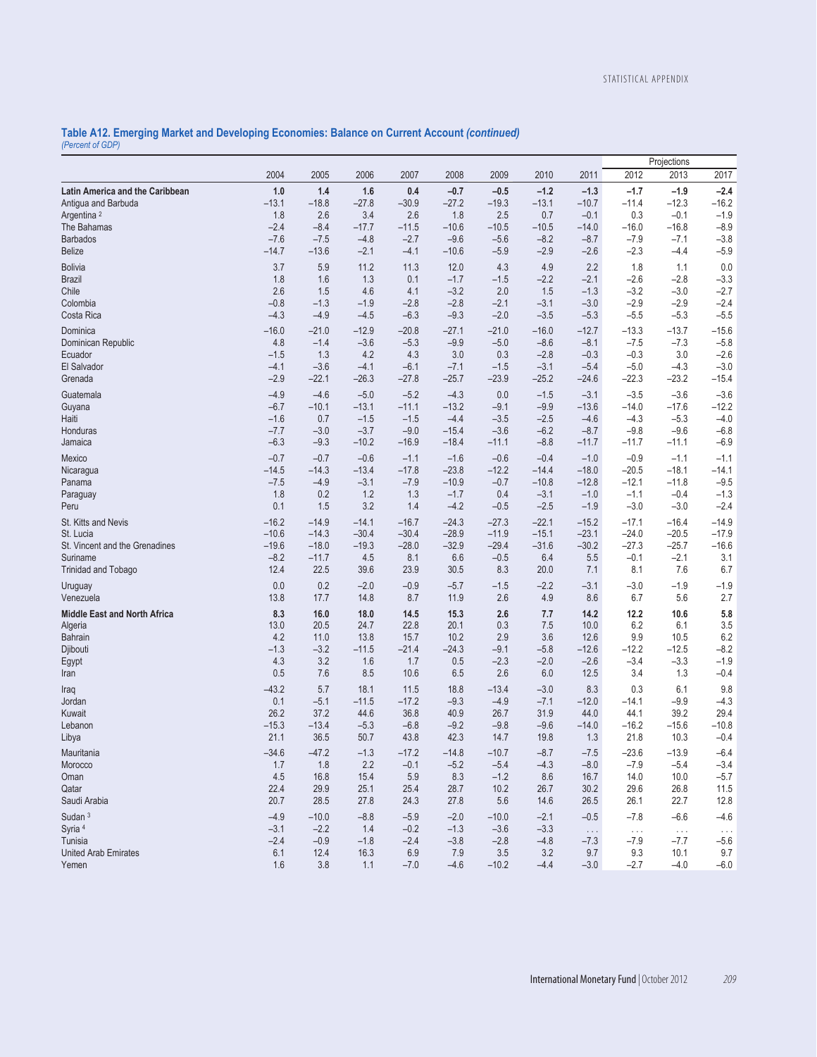### Table A12. Emerging Market and Developing Economies: Balance on Current Account *(continued)*

*(Percent of GDP)*

| | 2004 | 2005 | 2006 | 2007 | 2008 | 2009 | 2010 | 2011 | Projections 2012 | 2013 | 2017 |
|---|---|---|---|---|---|---|---|---|---|---|---|
| **Latin America and the Caribbean** | **1.0** | **1.4** | **1.6** | **0.4** | **–0.7** | **–0.5** | **–1.2** | **–1.3** | **–1.7** | **–1.9** | **–2.4** |
| Antigua and Barbuda | –13.1 | –18.8 | –27.8 | –30.9 | –27.2 | –19.3 | –13.1 | –10.7 | –11.4 | –12.3 | –16.2 |
| Argentina [2] | 1.8 | 2.6 | 3.4 | 2.6 | 1.8 | 2.5 | 0.7 | –0.1 | 0.3 | –0.1 | –1.9 |
| The Bahamas | –2.4 | –8.4 | –17.7 | –11.5 | –10.6 | –10.5 | –10.5 | –14.0 | –16.0 | –16.8 | –8.9 |
| Barbados | –7.6 | –7.5 | –4.8 | –2.7 | –9.6 | –5.6 | –8.2 | –8.7 | –7.9 | –7.1 | –3.8 |
| Belize | –14.7 | –13.6 | –2.1 | –4.1 | –10.6 | –5.9 | –2.9 | –2.6 | –2.3 | –4.4 | –5.9 |
| Bolivia | 3.7 | 5.9 | 11.2 | 11.3 | 12.0 | 4.3 | 4.9 | 2.2 | 1.8 | 1.1 | 0.0 |
| Brazil | 1.8 | 1.6 | 1.3 | 0.1 | –1.7 | –1.5 | –2.2 | –2.1 | –2.6 | –2.8 | –3.3 |
| Chile | 2.6 | 1.5 | 4.6 | 4.1 | –3.2 | 2.0 | 1.5 | –1.3 | –3.2 | –3.0 | –2.7 |
| Colombia | –0.8 | –1.3 | –1.9 | –2.8 | –2.8 | –2.1 | –3.1 | –3.0 | –2.9 | –2.9 | –2.4 |
| Costa Rica | –4.3 | –4.9 | –4.5 | –6.3 | –9.3 | –2.0 | –3.5 | –5.3 | –5.5 | –5.3 | –5.5 |
| Dominica | –16.0 | –21.0 | –12.9 | –20.8 | –27.1 | –21.0 | –16.0 | –12.7 | –13.3 | –13.7 | –15.6 |
| Dominican Republic | 4.8 | –1.4 | –3.6 | –5.3 | –9.9 | –5.0 | –8.6 | –8.1 | –7.5 | –7.3 | –5.8 |
| Ecuador | –1.5 | 1.3 | 4.2 | 4.3 | 3.0 | 0.3 | –2.8 | –0.3 | –0.3 | 3.0 | –2.6 |
| El Salvador | –4.1 | –3.6 | –4.1 | –6.1 | –7.1 | –1.5 | –3.1 | –5.4 | –5.0 | –4.3 | –3.0 |
| Grenada | –2.9 | –22.1 | –26.3 | –27.8 | –25.7 | –23.9 | –25.2 | –24.6 | –22.3 | –23.2 | –15.4 |
| Guatemala | –4.9 | –4.6 | –5.0 | –5.2 | –4.3 | 0.0 | –1.5 | –3.1 | –3.5 | –3.6 | –3.6 |
| Guyana | –6.7 | –10.1 | –13.1 | –11.1 | –13.2 | –9.1 | –9.9 | –13.6 | –14.0 | –17.6 | –12.2 |
| Haiti | –1.6 | 0.7 | –1.5 | –1.5 | –4.4 | –3.5 | –2.5 | –4.6 | –4.3 | –5.3 | –4.0 |
| Honduras | –7.7 | –3.0 | –3.7 | –9.0 | –15.4 | –3.6 | –6.2 | –8.7 | –9.8 | –9.6 | –6.8 |
| Jamaica | –6.3 | –9.3 | –10.2 | –16.9 | –18.4 | –11.1 | –8.8 | –11.7 | –11.7 | –11.1 | –6.9 |
| Mexico | –0.7 | –0.7 | –0.6 | –1.1 | –1.6 | –0.6 | –0.4 | –1.0 | –0.9 | –1.1 | –1.1 |
| Nicaragua | –14.5 | –14.3 | –13.4 | –17.8 | –23.8 | –12.2 | –14.4 | –18.0 | –20.5 | –18.1 | –14.1 |
| Panama | –7.5 | –4.9 | –3.1 | –7.9 | –10.9 | –0.7 | –10.8 | –12.8 | –12.1 | –11.8 | –9.5 |
| Paraguay | 1.8 | 0.2 | 1.2 | 1.3 | –1.7 | 0.4 | –3.1 | –1.0 | –1.1 | –0.4 | –1.3 |
| Peru | 0.1 | 1.5 | 3.2 | 1.4 | –4.2 | –0.5 | –2.5 | –1.9 | –3.0 | –3.0 | –2.4 |
| St. Kitts and Nevis | –16.2 | –14.9 | –14.1 | –16.7 | –24.3 | –27.3 | –22.1 | –15.2 | –17.1 | –16.4 | –14.9 |
| St. Lucia | –10.6 | –14.3 | –30.4 | –30.4 | –28.9 | –11.9 | –15.1 | –23.1 | –24.0 | –20.5 | –17.9 |
| St. Vincent and the Grenadines | –19.6 | –18.0 | –19.3 | –28.0 | –32.9 | –29.4 | –31.6 | –30.2 | –27.3 | –25.7 | –16.6 |
| Suriname | –8.2 | –11.7 | 4.5 | 8.1 | 6.6 | –0.5 | 6.4 | 5.5 | –0.1 | –2.1 | 3.1 |
| Trinidad and Tobago | 12.4 | 22.5 | 39.6 | 23.9 | 30.5 | 8.3 | 20.0 | 7.1 | 8.1 | 7.6 | 6.7 |
| Uruguay | 0.0 | 0.2 | –2.0 | –0.9 | –5.7 | –1.5 | –2.2 | –3.1 | –3.0 | –1.9 | –1.9 |
| Venezuela | 13.8 | 17.7 | 14.8 | 8.7 | 11.9 | 2.6 | 4.9 | 8.6 | 6.7 | 5.6 | 2.7 |
| **Middle East and North Africa** | **8.3** | **16.0** | **18.0** | **14.5** | **15.3** | **2.6** | **7.7** | **14.2** | **12.2** | **10.6** | **5.8** |
| Algeria | 13.0 | 20.5 | 24.7 | 22.8 | 20.1 | 0.3 | 7.5 | 10.0 | 6.2 | 6.1 | 3.5 |
| Bahrain | 4.2 | 11.0 | 13.8 | 15.7 | 10.2 | 2.9 | 3.6 | 12.6 | 9.9 | 10.5 | 6.2 |
| Djibouti | –1.3 | –3.2 | –11.5 | –21.4 | –24.3 | –9.1 | –5.8 | –12.6 | –12.2 | –12.5 | –8.2 |
| Egypt | 4.3 | 3.2 | 1.6 | 1.7 | 0.5 | –2.3 | –2.0 | –2.6 | –3.4 | –3.3 | –1.9 |
| Iran | 0.5 | 7.6 | 8.5 | 10.6 | 6.5 | 2.6 | 6.0 | 12.5 | 3.4 | 1.3 | –0.4 |
| Iraq | –43.2 | 5.7 | 18.1 | 11.5 | 18.8 | –13.4 | –3.0 | 8.3 | 0.3 | 6.1 | 9.8 |
| Jordan | 0.1 | –5.1 | –11.5 | –17.2 | –9.3 | –4.9 | –7.1 | –12.0 | –14.1 | –9.9 | –4.3 |
| Kuwait | 26.2 | 37.2 | 44.6 | 36.8 | 40.9 | 26.7 | 31.9 | 44.0 | 44.1 | 39.2 | 29.4 |
| Lebanon | –15.3 | –13.4 | –5.3 | –6.8 | –9.2 | –9.8 | –9.6 | –14.0 | –16.2 | –15.6 | –10.8 |
| Libya | 21.1 | 36.5 | 50.7 | 43.8 | 42.3 | 14.7 | 19.8 | 1.3 | 21.8 | 10.3 | –0.4 |
| Mauritania | –34.6 | –47.2 | –1.3 | –17.2 | –14.8 | –10.7 | –8.7 | –7.5 | –23.6 | –13.9 | –6.4 |
| Morocco | 1.7 | 1.8 | 2.2 | –0.1 | –5.2 | –5.4 | –4.3 | –8.0 | –7.9 | –5.4 | –3.4 |
| Oman | 4.5 | 16.8 | 15.4 | 5.9 | 8.3 | –1.2 | 8.6 | 16.7 | 14.0 | 10.0 | –5.7 |
| Qatar | 22.4 | 29.9 | 25.1 | 25.4 | 28.7 | 10.2 | 26.7 | 30.2 | 29.6 | 26.8 | 11.5 |
| Saudi Arabia | 20.7 | 28.5 | 27.8 | 24.3 | 27.8 | 5.6 | 14.6 | 26.5 | 26.1 | 22.7 | 12.8 |
| Sudan [3] | –4.9 | –10.0 | –8.8 | –5.9 | –2.0 | –10.0 | –2.1 | –0.5 | –7.8 | –6.6 | –4.6 |
| Syria [4] | –3.1 | –2.2 | 1.4 | –0.2 | –1.3 | –3.6 | –3.3 | . . . | . . . | . . . | . . . |
| Tunisia | –2.4 | –0.9 | –1.8 | –2.4 | –3.8 | –2.8 | –4.8 | –7.3 | –7.9 | –7.7 | –5.6 |
| United Arab Emirates | 6.1 | 12.4 | 16.3 | 6.9 | 7.9 | 3.5 | 3.2 | 9.7 | 9.3 | 10.1 | 9.7 |
| Yemen | 1.6 | 3.8 | 1.1 | –7.0 | –4.6 | –10.2 | –4.4 | –3.0 | –2.7 | –4.0 | –6.0 |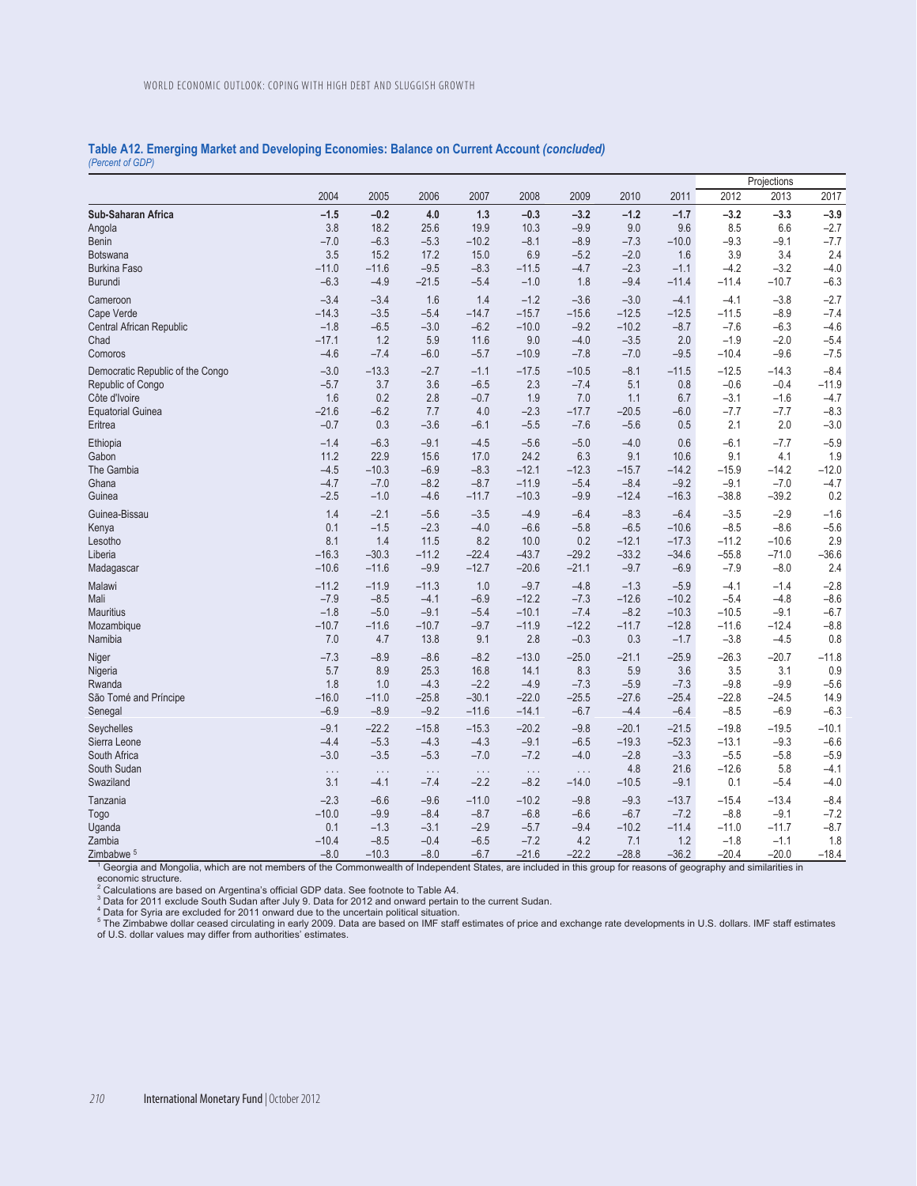## Table A12. Emerging Market and Developing Economies: Balance on Current Account *(concluded)*

*(Percent of GDP)*

| | 2004 | 2005 | 2006 | 2007 | 2008 | 2009 | 2010 | 2011 | Projections 2012 | 2013 | 2017 |
|---|---|---|---|---|---|---|---|---|---|---|---|
| **Sub-Saharan Africa** | **–1.5** | **–0.2** | **4.0** | **1.3** | **–0.3** | **–3.2** | **–1.2** | **–1.7** | **–3.2** | **–3.3** | **–3.9** |
| Angola | 3.8 | 18.2 | 25.6 | 19.9 | 10.3 | –9.9 | 9.0 | 9.6 | 8.5 | 6.6 | –2.7 |
| Benin | –7.0 | –6.3 | –5.3 | –10.2 | –8.1 | –8.9 | –7.3 | –10.0 | –9.3 | –9.1 | –7.7 |
| Botswana | 3.5 | 15.2 | 17.2 | 15.0 | 6.9 | –5.2 | –2.0 | 1.6 | 3.9 | 3.4 | 2.4 |
| Burkina Faso | –11.0 | –11.6 | –9.5 | –8.3 | –11.5 | –4.7 | –2.3 | –1.1 | –4.2 | –3.2 | –4.0 |
| Burundi | –6.3 | –4.9 | –21.5 | –5.4 | –1.0 | 1.8 | –9.4 | –11.4 | –11.4 | –10.7 | –6.3 |
| Cameroon | –3.4 | –3.4 | 1.6 | 1.4 | –1.2 | –3.6 | –3.0 | –4.1 | –4.1 | –3.8 | –2.7 |
| Cape Verde | –14.3 | –3.5 | –5.4 | –14.7 | –15.7 | –15.6 | –12.5 | –12.5 | –11.5 | –8.9 | –7.4 |
| Central African Republic | –1.8 | –6.5 | –3.0 | –6.2 | –10.0 | –9.2 | –10.2 | –8.7 | –7.6 | –6.3 | –4.6 |
| Chad | –17.1 | 1.2 | 5.9 | 11.6 | 9.0 | –4.0 | –3.5 | 2.0 | –1.9 | –2.0 | –5.4 |
| Comoros | –4.6 | –7.4 | –6.0 | –5.7 | –10.9 | –7.8 | –7.0 | –9.5 | –10.4 | –9.6 | –7.5 |
| Democratic Republic of the Congo | –3.0 | –13.3 | –2.7 | –1.1 | –17.5 | –10.5 | –8.1 | –11.5 | –12.5 | –14.3 | –8.4 |
| Republic of Congo | –5.7 | 3.7 | 3.6 | –6.5 | 2.3 | –7.4 | 5.1 | 0.8 | –0.6 | –0.4 | –11.9 |
| Côte d'Ivoire | 1.6 | 0.2 | 2.8 | –0.7 | 1.9 | 7.0 | 1.1 | 6.7 | –3.1 | –1.6 | –4.7 |
| Equatorial Guinea | –21.6 | –6.2 | 7.7 | 4.0 | –2.3 | –17.7 | –20.5 | –6.0 | –7.7 | –7.7 | –8.3 |
| Eritrea | –0.7 | 0.3 | –3.6 | –6.1 | –5.5 | –7.6 | –5.6 | 0.5 | 2.1 | 2.0 | –3.0 |
| Ethiopia | –1.4 | –6.3 | –9.1 | –4.5 | –5.6 | –5.0 | –4.0 | 0.6 | –6.1 | –7.7 | –5.9 |
| Gabon | 11.2 | 22.9 | 15.6 | 17.0 | 24.2 | 6.3 | 9.1 | 10.6 | 9.1 | 4.1 | 1.9 |
| The Gambia | –4.5 | –10.3 | –6.9 | –8.3 | –12.1 | –12.3 | –15.7 | –14.2 | –15.9 | –14.2 | –12.0 |
| Ghana | –4.7 | –7.0 | –8.2 | –8.7 | –11.9 | –5.4 | –8.4 | –9.2 | –9.1 | –7.0 | –4.7 |
| Guinea | –2.5 | –1.0 | –4.6 | –11.7 | –10.3 | –9.9 | –12.4 | –16.3 | –38.8 | –39.2 | 0.2 |
| Guinea-Bissau | 1.4 | –2.1 | –5.6 | –3.5 | –4.9 | –6.4 | –8.3 | –6.4 | –3.5 | –2.9 | –1.6 |
| Kenya | 0.1 | –1.5 | –2.3 | –4.0 | –6.6 | –5.8 | –6.5 | –10.6 | –8.5 | –8.6 | –5.6 |
| Lesotho | 8.1 | 1.4 | 11.5 | 8.2 | 10.0 | 0.2 | –12.1 | –17.3 | –11.2 | –10.6 | 2.9 |
| Liberia | –16.3 | –30.3 | –11.2 | –22.4 | –43.7 | –29.2 | –33.2 | –34.6 | –55.8 | –71.0 | –36.6 |
| Madagascar | –10.6 | –11.6 | –9.9 | –12.7 | –20.6 | –21.1 | –9.7 | –6.9 | –7.9 | –8.0 | 2.4 |
| Malawi | –11.2 | –11.9 | –11.3 | 1.0 | –9.7 | –4.8 | –1.3 | –5.9 | –4.1 | –1.4 | –2.8 |
| Mali | –7.9 | –8.5 | –4.1 | –6.9 | –12.2 | –7.3 | –12.6 | –10.2 | –5.4 | –4.8 | –8.6 |
| Mauritius | –1.8 | –5.0 | –9.1 | –5.4 | –10.1 | –7.4 | –8.2 | –10.3 | –10.5 | –9.1 | –6.7 |
| Mozambique | –10.7 | –11.6 | –10.7 | –9.7 | –11.9 | –12.2 | –11.7 | –12.8 | –11.6 | –12.4 | –8.8 |
| Namibia | 7.0 | 4.7 | 13.8 | 9.1 | 2.8 | –0.3 | 0.3 | –1.7 | –3.8 | –4.5 | 0.8 |
| Niger | –7.3 | –8.9 | –8.6 | –8.2 | –13.0 | –25.0 | –21.1 | –25.9 | –26.3 | –20.7 | –11.8 |
| Nigeria | 5.7 | 8.9 | 25.3 | 16.8 | 14.1 | 8.3 | 5.9 | 3.6 | 3.5 | 3.1 | 0.9 |
| Rwanda | 1.8 | 1.0 | –4.3 | –2.2 | –4.9 | –7.3 | –5.9 | –7.3 | –9.8 | –9.9 | –5.6 |
| São Tomé and Príncipe | –16.0 | –11.0 | –25.8 | –30.1 | –22.0 | –25.5 | –27.6 | –25.4 | –22.8 | –24.5 | 14.9 |
| Senegal | –6.9 | –8.9 | –9.2 | –11.6 | –14.1 | –6.7 | –4.4 | –6.4 | –8.5 | –6.9 | –6.3 |
| Seychelles | –9.1 | –22.2 | –15.8 | –15.3 | –20.2 | –9.8 | –20.1 | –21.5 | –19.8 | –19.5 | –10.1 |
| Sierra Leone | –4.4 | –5.3 | –4.3 | –4.3 | –9.1 | –6.5 | –19.3 | –52.3 | –13.1 | –9.3 | –6.6 |
| South Africa | –3.0 | –3.5 | –5.3 | –7.0 | –7.2 | –4.0 | –2.8 | –3.3 | –5.5 | –5.8 | –5.9 |
| South Sudan | . . . | . . . | . . . | . . . | . . . | . . . | 4.8 | 21.6 | –12.6 | 5.8 | –4.1 |
| Swaziland | 3.1 | –4.1 | –7.4 | –2.2 | –8.2 | –14.0 | –10.5 | –9.1 | 0.1 | –5.4 | –4.0 |
| Tanzania | –2.3 | –6.6 | –9.6 | –11.0 | –10.2 | –9.8 | –9.3 | –13.7 | –15.4 | –13.4 | –8.4 |
| Togo | –10.0 | –9.9 | –8.4 | –8.7 | –6.8 | –6.6 | –6.7 | –7.2 | –8.8 | –9.1 | –7.2 |
| Uganda | 0.1 | –1.3 | –3.1 | –2.9 | –5.7 | –9.4 | –10.2 | –11.4 | –11.0 | –11.7 | –8.7 |
| Zambia | –10.4 | –8.5 | –0.4 | –6.5 | –7.2 | 4.2 | 7.1 | 1.2 | –1.8 | –1.1 | 1.8 |
| Zimbabwe [5] | –8.0 | –10.3 | –8.0 | –6.7 | –21.6 | –22.2 | –28.8 | –36.2 | –20.4 | –20.0 | –18.4 |

[1] Georgia and Mongolia, which are not members of the Commonwealth of Independent States, are included in this group for reasons of geography and similarities in economic structure.
[2] Calculations are based on Argentina's official GDP data. See footnote to Table A4.
[3] Data for 2011 exclude South Sudan after July 9. Data for 2012 and onward pertain to the current Sudan.
[4] Data for Syria are excluded for 2011 onward due to the uncertain political situation.
[5] The Zimbabwe dollar ceased circulating in early 2009. Data are based on IMF staff estimates of price and exchange rate developments in U.S. dollars. IMF staff estimates of U.S. dollar values may differ from authorities' estimates.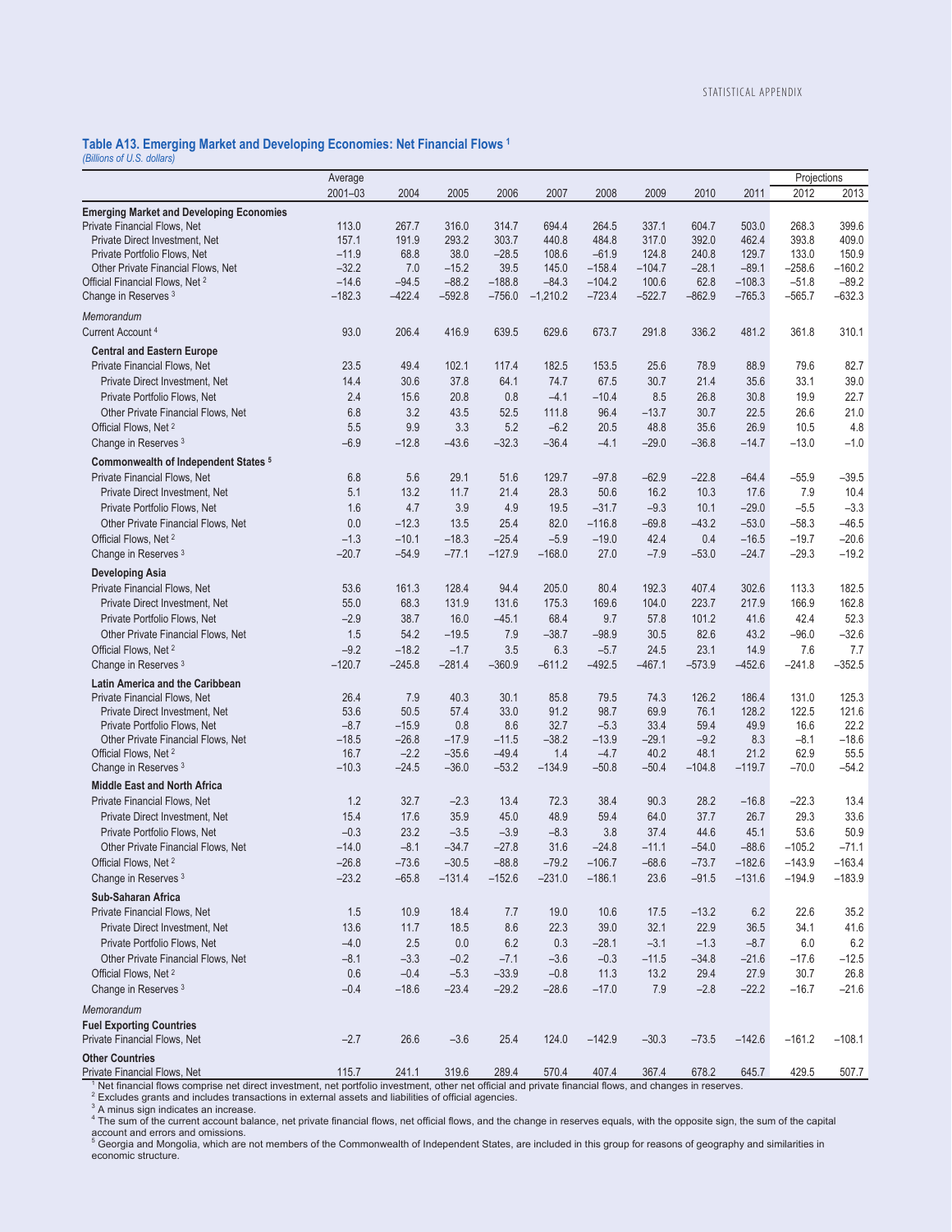### Table A13. Emerging Market and Developing Economies: Net Financial Flows[1]

*(Billions of U.S. dollars)*

| | Average 2001–03 | 2004 | 2005 | 2006 | 2007 | 2008 | 2009 | 2010 | 2011 | Projections 2012 | 2013 |
|---|---|---|---|---|---|---|---|---|---|---|---|
| **Emerging Market and Developing Economies** | | | | | | | | | | | |
| Private Financial Flows, Net | 113.0 | 267.7 | 316.0 | 314.7 | 694.4 | 264.5 | 337.1 | 604.7 | 503.0 | 268.3 | 399.6 |
| Private Direct Investment, Net | 157.1 | 191.9 | 293.2 | 303.7 | 440.8 | 484.8 | 317.0 | 392.0 | 462.4 | 393.8 | 409.0 |
| Private Portfolio Flows, Net | –11.9 | 68.8 | 38.0 | –28.5 | 108.6 | –61.9 | 124.8 | 240.8 | 129.7 | 133.0 | 150.9 |
| Other Private Financial Flows, Net | –32.2 | 7.0 | –15.2 | 39.5 | 145.0 | –158.4 | –104.7 | –28.1 | –89.1 | –258.6 | –160.2 |
| Official Financial Flows, Net[2] | –14.6 | –94.5 | –88.2 | –188.8 | –84.3 | –104.2 | 100.6 | 62.8 | –108.3 | –51.8 | –89.2 |
| Change in Reserves[3] | –182.3 | –422.4 | –592.8 | –756.0 | –1,210.2 | –723.4 | –522.7 | –862.9 | –765.3 | –565.7 | –632.3 |
| *Memorandum* | | | | | | | | | | | |
| Current Account[4] | 93.0 | 206.4 | 416.9 | 639.5 | 629.6 | 673.7 | 291.8 | 336.2 | 481.2 | 361.8 | 310.1 |
| **Central and Eastern Europe** | | | | | | | | | | | |
| Private Financial Flows, Net | 23.5 | 49.4 | 102.1 | 117.4 | 182.5 | 153.5 | 25.6 | 78.9 | 88.9 | 79.6 | 82.7 |
| Private Direct Investment, Net | 14.4 | 30.6 | 37.8 | 64.1 | 74.7 | 67.5 | 30.7 | 21.4 | 35.6 | 33.1 | 39.0 |
| Private Portfolio Flows, Net | 2.4 | 15.6 | 20.8 | 0.8 | –4.1 | –10.4 | 8.5 | 26.8 | 30.8 | 19.9 | 22.7 |
| Other Private Financial Flows, Net | 6.8 | 3.2 | 43.5 | 52.5 | 111.8 | 96.4 | –13.7 | 30.7 | 22.5 | 26.6 | 21.0 |
| Official Flows, Net[2] | 5.5 | 9.9 | 3.3 | 5.2 | –6.2 | 20.5 | 48.8 | 35.6 | 26.9 | 10.5 | 4.8 |
| Change in Reserves[3] | –6.9 | –12.8 | –43.6 | –32.3 | –36.4 | –4.1 | –29.0 | –36.8 | –14.7 | –13.0 | –1.0 |
| **Commonwealth of Independent States[5]** | | | | | | | | | | | |
| Private Financial Flows, Net | 6.8 | 5.6 | 29.1 | 51.6 | 129.7 | –97.8 | –62.9 | –22.8 | –64.4 | –55.9 | –39.5 |
| Private Direct Investment, Net | 5.1 | 13.2 | 11.7 | 21.4 | 28.3 | 50.6 | 16.2 | 10.3 | 17.6 | 7.9 | 10.4 |
| Private Portfolio Flows, Net | 1.6 | 4.7 | 3.9 | 4.9 | 19.5 | –31.7 | –9.3 | 10.1 | –29.0 | –5.5 | –3.3 |
| Other Private Financial Flows, Net | 0.0 | –12.3 | 13.5 | 25.4 | 82.0 | –116.8 | –69.8 | –43.2 | –53.0 | –58.3 | –46.5 |
| Official Flows, Net[2] | –1.3 | –10.1 | –18.3 | –25.4 | –5.9 | –19.0 | 42.4 | 0.4 | –16.5 | –19.7 | –20.6 |
| Change in Reserves[3] | –20.7 | –54.9 | –77.1 | –127.9 | –168.0 | 27.0 | –7.9 | –53.0 | –24.7 | –29.3 | –19.2 |
| **Developing Asia** | | | | | | | | | | | |
| Private Financial Flows, Net | 53.6 | 161.3 | 128.4 | 94.4 | 205.0 | 80.4 | 192.3 | 407.4 | 302.6 | 113.3 | 182.5 |
| Private Direct Investment, Net | 55.0 | 68.3 | 131.9 | 131.6 | 175.3 | 169.6 | 104.0 | 223.7 | 217.9 | 166.9 | 162.8 |
| Private Portfolio Flows, Net | –2.9 | 38.7 | 16.0 | –45.1 | 68.4 | 9.7 | 57.8 | 101.2 | 41.6 | 42.4 | 52.3 |
| Other Private Financial Flows, Net | 1.5 | 54.2 | –19.5 | 7.9 | –38.7 | –98.9 | 30.5 | 82.6 | 43.2 | –96.0 | –32.6 |
| Official Flows, Net[2] | –9.2 | –18.2 | –1.7 | 3.5 | 6.3 | –5.7 | 24.5 | 23.1 | 14.9 | 7.6 | 7.7 |
| Change in Reserves[3] | –120.7 | –245.8 | –281.4 | –360.9 | –611.2 | –492.5 | –467.1 | –573.9 | –452.6 | –241.8 | –352.5 |
| **Latin America and the Caribbean** | | | | | | | | | | | |
| Private Financial Flows, Net | 26.4 | 7.9 | 40.3 | 30.1 | 85.8 | 79.5 | 74.3 | 126.2 | 186.4 | 131.0 | 125.3 |
| Private Direct Investment, Net | 53.6 | 50.5 | 57.4 | 33.0 | 91.2 | 98.7 | 69.9 | 76.1 | 128.2 | 122.5 | 121.6 |
| Private Portfolio Flows, Net | –8.7 | –15.9 | 0.8 | 8.6 | 32.7 | –5.3 | 33.4 | 59.4 | 49.9 | 16.6 | 22.2 |
| Other Private Financial Flows, Net | –18.5 | –26.8 | –17.9 | –11.5 | –38.2 | –13.9 | –29.1 | –9.2 | 8.3 | –8.1 | –18.6 |
| Official Flows, Net[2] | 16.7 | –2.2 | –35.6 | –49.4 | 1.4 | –4.7 | 40.2 | 48.1 | 21.2 | 62.9 | 55.5 |
| Change in Reserves[3] | –10.3 | –24.5 | –36.0 | –53.2 | –134.9 | –50.8 | –50.4 | –104.8 | –119.7 | –70.0 | –54.2 |
| **Middle East and North Africa** | | | | | | | | | | | |
| Private Financial Flows, Net | 1.2 | 32.7 | –2.3 | 13.4 | 72.3 | 38.4 | 90.3 | 28.2 | –16.8 | –22.3 | 13.4 |
| Private Direct Investment, Net | 15.4 | 17.6 | 35.9 | 45.0 | 48.9 | 59.4 | 64.0 | 37.7 | 26.7 | 29.3 | 33.6 |
| Private Portfolio Flows, Net | –0.3 | 23.2 | –3.5 | –3.9 | –8.3 | 3.8 | 37.4 | 44.6 | 45.1 | 53.6 | 50.9 |
| Other Private Financial Flows, Net | –14.0 | –8.1 | –34.7 | –27.8 | 31.6 | –24.8 | –11.1 | –54.0 | –88.6 | –105.2 | –71.1 |
| Official Flows, Net[2] | –26.8 | –73.6 | –30.5 | –88.8 | –79.2 | –106.7 | –68.6 | –73.7 | –182.6 | –143.9 | –163.4 |
| Change in Reserves[3] | –23.2 | –65.8 | –131.4 | –152.6 | –231.0 | –186.1 | 23.6 | –91.5 | –131.6 | –194.9 | –183.9 |
| **Sub-Saharan Africa** | | | | | | | | | | | |
| Private Financial Flows, Net | 1.5 | 10.9 | 18.4 | 7.7 | 19.0 | 10.6 | 17.5 | –13.2 | 6.2 | 22.6 | 35.2 |
| Private Direct Investment, Net | 13.6 | 11.7 | 18.5 | 8.6 | 22.3 | 39.0 | 32.1 | 22.9 | 36.5 | 34.1 | 41.6 |
| Private Portfolio Flows, Net | –4.0 | 2.5 | 0.0 | 6.2 | 0.3 | –28.1 | –3.1 | –1.3 | –8.7 | 6.0 | 6.2 |
| Other Private Financial Flows, Net | –8.1 | –3.3 | –0.2 | –7.1 | –3.6 | –0.3 | –11.5 | –34.8 | –21.6 | –17.6 | –12.5 |
| Official Flows, Net[2] | 0.6 | –0.4 | –5.3 | –33.9 | –0.8 | 11.3 | 13.2 | 29.4 | 27.9 | 30.7 | 26.8 |
| Change in Reserves[3] | –0.4 | –18.6 | –23.4 | –29.2 | –28.6 | –17.0 | 7.9 | –2.8 | –22.2 | –16.7 | –21.6 |
| *Memorandum* | | | | | | | | | | | |
| **Fuel Exporting Countries** | | | | | | | | | | | |
| Private Financial Flows, Net | –2.7 | 26.6 | –3.6 | 25.4 | 124.0 | –142.9 | –30.3 | –73.5 | –142.6 | –161.2 | –108.1 |
| **Other Countries** | | | | | | | | | | | |
| Private Financial Flows, Net | 115.7 | 241.1 | 319.6 | 289.4 | 570.4 | 407.4 | 367.4 | 678.2 | 645.7 | 429.5 | 507.7 |

[1] Net financial flows comprise net direct investment, net portfolio investment, other net official and private financial flows, and changes in reserves.
[2] Excludes grants and includes transactions in external assets and liabilities of official agencies.
[3] A minus sign indicates an increase.
[4] The sum of the current account balance, net private financial flows, net official flows, and the change in reserves equals, with the opposite sign, the sum of the capital account and errors and omissions.
[5] Georgia and Mongolia, which are not members of the Commonwealth of Independent States, are included in this group for reasons of geography and similarities in economic structure.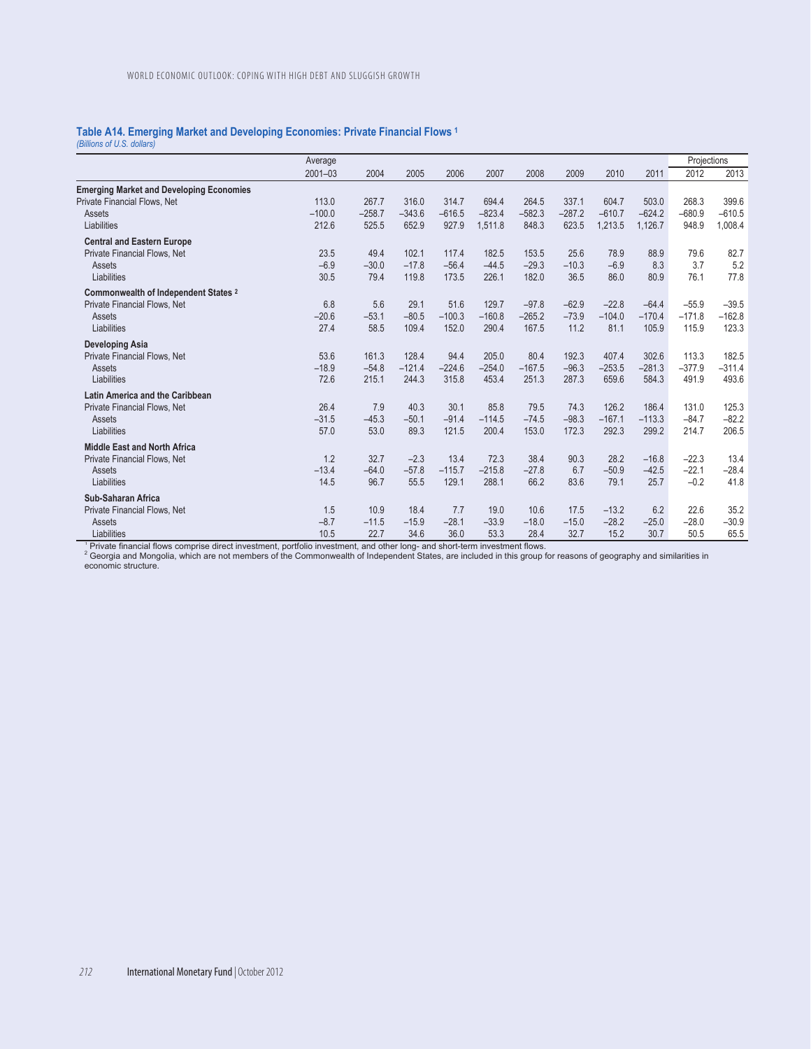### Table A14. Emerging Market and Developing Economies: Private Financial Flows [1]

*(Billions of U.S. dollars)*

| | Average 2001–03 | 2004 | 2005 | 2006 | 2007 | 2008 | 2009 | 2010 | 2011 | Projections 2012 | 2013 |
|---|---|---|---|---|---|---|---|---|---|---|---|
| **Emerging Market and Developing Economies** | | | | | | | | | | | |
| Private Financial Flows, Net | 113.0 | 267.7 | 316.0 | 314.7 | 694.4 | 264.5 | 337.1 | 604.7 | 503.0 | 268.3 | 399.6 |
| Assets | –100.0 | –258.7 | –343.6 | –616.5 | –823.4 | –582.3 | –287.2 | –610.7 | –624.2 | –680.9 | –610.5 |
| Liabilities | 212.6 | 525.5 | 652.9 | 927.9 | 1,511.8 | 848.3 | 623.5 | 1,213.5 | 1,126.7 | 948.9 | 1,008.4 |
| **Central and Eastern Europe** | | | | | | | | | | | |
| Private Financial Flows, Net | 23.5 | 49.4 | 102.1 | 117.4 | 182.5 | 153.5 | 25.6 | 78.9 | 88.9 | 79.6 | 82.7 |
| Assets | –6.9 | –30.0 | –17.8 | –56.4 | –44.5 | –29.3 | –10.3 | –6.9 | 8.3 | 3.7 | 5.2 |
| Liabilities | 30.5 | 79.4 | 119.8 | 173.5 | 226.1 | 182.0 | 36.5 | 86.0 | 80.9 | 76.1 | 77.8 |
| **Commonwealth of Independent States [2]** | | | | | | | | | | | |
| Private Financial Flows, Net | 6.8 | 5.6 | 29.1 | 51.6 | 129.7 | –97.8 | –62.9 | –22.8 | –64.4 | –55.9 | –39.5 |
| Assets | –20.6 | –53.1 | –80.5 | –100.3 | –160.8 | –265.2 | –73.9 | –104.0 | –170.4 | –171.8 | –162.8 |
| Liabilities | 27.4 | 58.5 | 109.4 | 152.0 | 290.4 | 167.5 | 11.2 | 81.1 | 105.9 | 115.9 | 123.3 |
| **Developing Asia** | | | | | | | | | | | |
| Private Financial Flows, Net | 53.6 | 161.3 | 128.4 | 94.4 | 205.0 | 80.4 | 192.3 | 407.4 | 302.6 | 113.3 | 182.5 |
| Assets | –18.9 | –54.8 | –121.4 | –224.6 | –254.0 | –167.5 | –96.3 | –253.5 | –281.3 | –377.9 | –311.4 |
| Liabilities | 72.6 | 215.1 | 244.3 | 315.8 | 453.4 | 251.3 | 287.3 | 659.6 | 584.3 | 491.9 | 493.6 |
| **Latin America and the Caribbean** | | | | | | | | | | | |
| Private Financial Flows, Net | 26.4 | 7.9 | 40.3 | 30.1 | 85.8 | 79.5 | 74.3 | 126.2 | 186.4 | 131.0 | 125.3 |
| Assets | –31.5 | –45.3 | –50.1 | –91.4 | –114.5 | –74.5 | –98.3 | –167.1 | –113.3 | –84.7 | –82.2 |
| Liabilities | 57.0 | 53.0 | 89.3 | 121.5 | 200.4 | 153.0 | 172.3 | 292.3 | 299.2 | 214.7 | 206.5 |
| **Middle East and North Africa** | | | | | | | | | | | |
| Private Financial Flows, Net | 1.2 | 32.7 | –2.3 | 13.4 | 72.3 | 38.4 | 90.3 | 28.2 | –16.8 | –22.3 | 13.4 |
| Assets | –13.4 | –64.0 | –57.8 | –115.7 | –215.8 | –27.8 | 6.7 | –50.9 | –42.5 | –22.1 | –28.4 |
| Liabilities | 14.5 | 96.7 | 55.5 | 129.1 | 288.1 | 66.2 | 83.6 | 79.1 | 25.7 | –0.2 | 41.8 |
| **Sub-Saharan Africa** | | | | | | | | | | | |
| Private Financial Flows, Net | 1.5 | 10.9 | 18.4 | 7.7 | 19.0 | 10.6 | 17.5 | –13.2 | 6.2 | 22.6 | 35.2 |
| Assets | –8.7 | –11.5 | –15.9 | –28.1 | –33.9 | –18.0 | –15.0 | –28.2 | –25.0 | –28.0 | –30.9 |
| Liabilities | 10.5 | 22.7 | 34.6 | 36.0 | 53.3 | 28.4 | 32.7 | 15.2 | 30.7 | 50.5 | 65.5 |

[1] Private financial flows comprise direct investment, portfolio investment, and other long- and short-term investment flows.
[2] Georgia and Mongolia, which are not members of the Commonwealth of Independent States, are included in this group for reasons of geography and similarities in economic structure.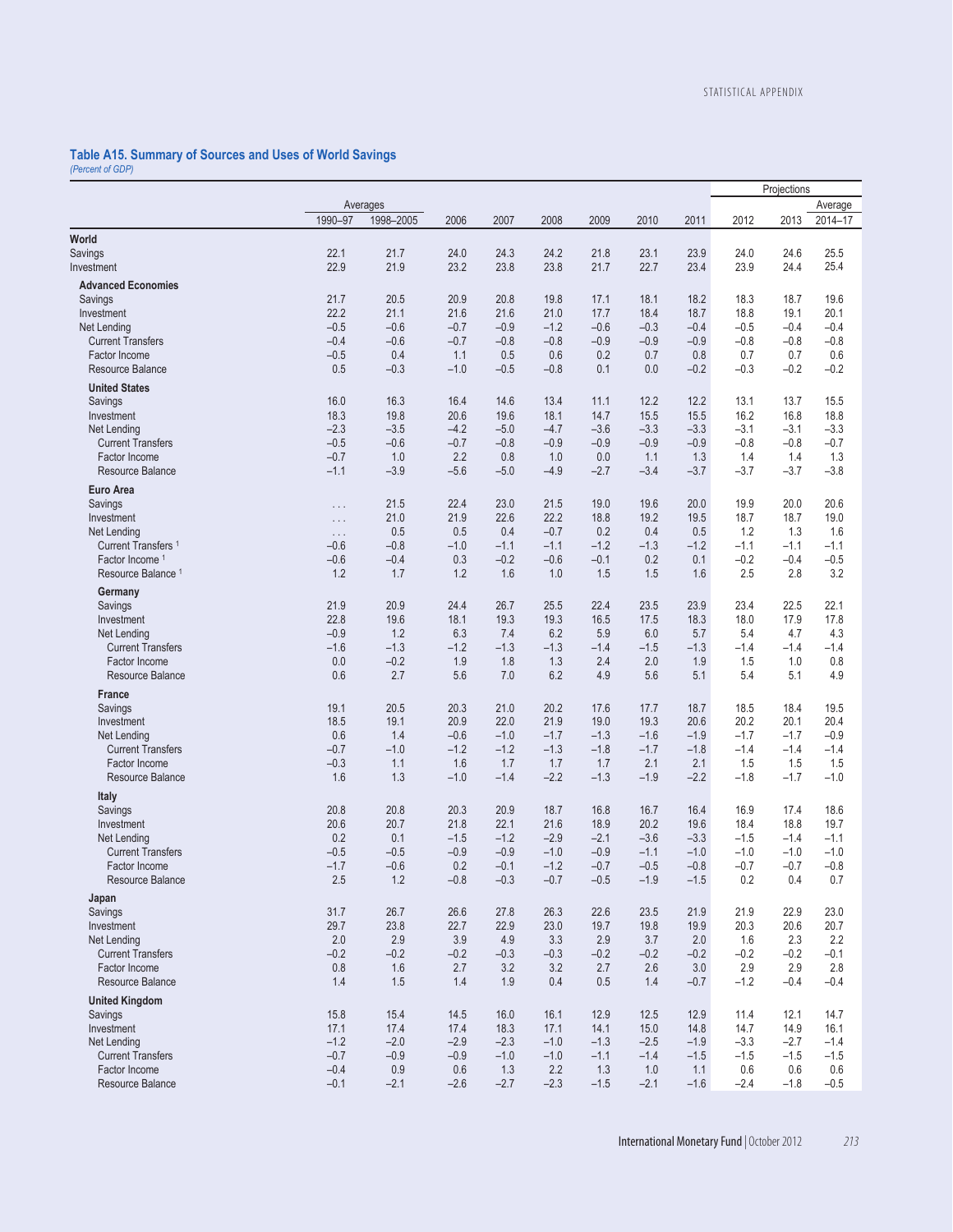## Table A15. Summary of Sources and Uses of World Savings

*(Percent of GDP)*

| | Averages | | | | | | | | Projections | | Average |
|---|---|---|---|---|---|---|---|---|---|---|---|
| | 1990–97 | 1998–2005 | 2006 | 2007 | 2008 | 2009 | 2010 | 2011 | 2012 | 2013 | 2014–17 |
| **World** | | | | | | | | | | | |
| Savings | 22.1 | 21.7 | 24.0 | 24.3 | 24.2 | 21.8 | 23.1 | 23.9 | 24.0 | 24.6 | 25.5 |
| Investment | 22.9 | 21.9 | 23.2 | 23.8 | 23.8 | 21.7 | 22.7 | 23.4 | 23.9 | 24.4 | 25.4 |
| **Advanced Economies** | | | | | | | | | | | |
| Savings | 21.7 | 20.5 | 20.9 | 20.8 | 19.8 | 17.1 | 18.1 | 18.2 | 18.3 | 18.7 | 19.6 |
| Investment | 22.2 | 21.1 | 21.6 | 21.6 | 21.0 | 17.7 | 18.4 | 18.7 | 18.8 | 19.1 | 20.1 |
| Net Lending | –0.5 | –0.6 | –0.7 | –0.9 | –1.2 | –0.6 | –0.3 | –0.4 | –0.5 | –0.4 | –0.4 |
| Current Transfers | –0.4 | –0.6 | –0.7 | –0.8 | –0.8 | –0.9 | –0.9 | –0.9 | –0.8 | –0.8 | –0.8 |
| Factor Income | –0.5 | 0.4 | 1.1 | 0.5 | 0.6 | 0.2 | 0.7 | 0.8 | 0.7 | 0.7 | 0.6 |
| Resource Balance | 0.5 | –0.3 | –1.0 | –0.5 | –0.8 | 0.1 | 0.0 | –0.2 | –0.3 | –0.2 | –0.2 |
| **United States** | | | | | | | | | | | |
| Savings | 16.0 | 16.3 | 16.4 | 14.6 | 13.4 | 11.1 | 12.2 | 12.2 | 13.1 | 13.7 | 15.5 |
| Investment | 18.3 | 19.8 | 20.6 | 19.6 | 18.1 | 14.7 | 15.5 | 15.5 | 16.2 | 16.8 | 18.8 |
| Net Lending | –2.3 | –3.5 | –4.2 | –5.0 | –4.7 | –3.6 | –3.3 | –3.3 | –3.1 | –3.1 | –3.3 |
| Current Transfers | –0.5 | –0.6 | –0.7 | –0.8 | –0.9 | –0.9 | –0.9 | –0.9 | –0.8 | –0.8 | –0.7 |
| Factor Income | –0.7 | 1.0 | 2.2 | 0.8 | 1.0 | 0.0 | 1.1 | 1.3 | 1.4 | 1.4 | 1.3 |
| Resource Balance | –1.1 | –3.9 | –5.6 | –5.0 | –4.9 | –2.7 | –3.4 | –3.7 | –3.7 | –3.7 | –3.8 |
| **Euro Area** | | | | | | | | | | | |
| Savings | . . . | 21.5 | 22.4 | 23.0 | 21.5 | 19.0 | 19.6 | 20.0 | 19.9 | 20.0 | 20.6 |
| Investment | . . . | 21.0 | 21.9 | 22.6 | 22.2 | 18.8 | 19.2 | 19.5 | 18.7 | 18.7 | 19.0 |
| Net Lending | . . . | 0.5 | 0.5 | 0.4 | –0.7 | 0.2 | 0.4 | 0.5 | 1.2 | 1.3 | 1.6 |
| Current Transfers [1] | –0.6 | –0.8 | –1.0 | –1.1 | –1.1 | –1.2 | –1.3 | –1.2 | –1.1 | –1.1 | –1.1 |
| Factor Income [1] | –0.6 | –0.4 | 0.3 | –0.2 | –0.6 | –0.1 | 0.2 | 0.1 | –0.2 | –0.4 | –0.5 |
| Resource Balance [1] | 1.2 | 1.7 | 1.2 | 1.6 | 1.0 | 1.5 | 1.5 | 1.6 | 2.5 | 2.8 | 3.2 |
| **Germany** | | | | | | | | | | | |
| Savings | 21.9 | 20.9 | 24.4 | 26.7 | 25.5 | 22.4 | 23.5 | 23.9 | 23.4 | 22.5 | 22.1 |
| Investment | 22.8 | 19.6 | 18.1 | 19.3 | 19.3 | 16.5 | 17.5 | 18.3 | 18.0 | 17.9 | 17.8 |
| Net Lending | –0.9 | 1.2 | 6.3 | 7.4 | 6.2 | 5.9 | 6.0 | 5.7 | 5.4 | 4.7 | 4.3 |
| Current Transfers | –1.6 | –1.3 | –1.2 | –1.3 | –1.3 | –1.4 | –1.5 | –1.3 | –1.4 | –1.4 | –1.4 |
| Factor Income | 0.0 | –0.2 | 1.9 | 1.8 | 1.3 | 2.4 | 2.0 | 1.9 | 1.5 | 1.0 | 0.8 |
| Resource Balance | 0.6 | 2.7 | 5.6 | 7.0 | 6.2 | 4.9 | 5.6 | 5.1 | 5.4 | 5.1 | 4.9 |
| **France** | | | | | | | | | | | |
| Savings | 19.1 | 20.5 | 20.3 | 21.0 | 20.2 | 17.6 | 17.7 | 18.7 | 18.5 | 18.4 | 19.5 |
| Investment | 18.5 | 19.1 | 20.9 | 22.0 | 21.9 | 19.0 | 19.3 | 20.6 | 20.2 | 20.1 | 20.4 |
| Net Lending | 0.6 | 1.4 | –0.6 | –1.0 | –1.7 | –1.3 | –1.6 | –1.9 | –1.7 | –1.7 | –0.9 |
| Current Transfers | –0.7 | –1.0 | –1.2 | –1.2 | –1.3 | –1.8 | –1.7 | –1.8 | –1.4 | –1.4 | –1.4 |
| Factor Income | –0.3 | 1.1 | 1.6 | 1.7 | 1.7 | 1.7 | 2.1 | 2.1 | 1.5 | 1.5 | 1.5 |
| Resource Balance | 1.6 | 1.3 | –1.0 | –1.4 | –2.2 | –1.3 | –1.9 | –2.2 | –1.8 | –1.7 | –1.0 |
| **Italy** | | | | | | | | | | | |
| Savings | 20.8 | 20.8 | 20.3 | 20.9 | 18.7 | 16.8 | 16.7 | 16.4 | 16.9 | 17.4 | 18.6 |
| Investment | 20.6 | 20.7 | 21.8 | 22.1 | 21.6 | 18.9 | 20.2 | 19.6 | 18.4 | 18.8 | 19.7 |
| Net Lending | 0.2 | 0.1 | –1.5 | –1.2 | –2.9 | –2.1 | –3.6 | –3.3 | –1.5 | –1.4 | –1.1 |
| Current Transfers | –0.5 | –0.5 | –0.9 | –0.9 | –1.0 | –0.9 | –1.1 | –1.0 | –1.0 | –1.0 | –1.0 |
| Factor Income | –1.7 | –0.6 | 0.2 | –0.1 | –1.2 | –0.7 | –0.5 | –0.8 | –0.7 | –0.7 | –0.8 |
| Resource Balance | 2.5 | 1.2 | –0.8 | –0.3 | –0.7 | –0.5 | –1.9 | –1.5 | 0.2 | 0.4 | 0.7 |
| **Japan** | | | | | | | | | | | |
| Savings | 31.7 | 26.7 | 26.6 | 27.8 | 26.3 | 22.6 | 23.5 | 21.9 | 21.9 | 22.9 | 23.0 |
| Investment | 29.7 | 23.8 | 22.7 | 22.9 | 23.0 | 19.7 | 19.8 | 19.9 | 20.3 | 20.6 | 20.7 |
| Net Lending | 2.0 | 2.9 | 3.9 | 4.9 | 3.3 | 2.9 | 3.7 | 2.0 | 1.6 | 2.3 | 2.2 |
| Current Transfers | –0.2 | –0.2 | –0.2 | –0.3 | –0.3 | –0.2 | –0.2 | –0.2 | –0.2 | –0.2 | –0.1 |
| Factor Income | 0.8 | 1.6 | 2.7 | 3.2 | 3.2 | 2.7 | 2.6 | 3.0 | 2.9 | 2.9 | 2.8 |
| Resource Balance | 1.4 | 1.5 | 1.4 | 1.9 | 0.4 | 0.5 | 1.4 | –0.7 | –1.2 | –0.4 | –0.4 |
| **United Kingdom** | | | | | | | | | | | |
| Savings | 15.8 | 15.4 | 14.5 | 16.0 | 16.1 | 12.9 | 12.5 | 12.9 | 11.4 | 12.1 | 14.7 |
| Investment | 17.1 | 17.4 | 17.4 | 18.3 | 17.1 | 14.1 | 15.0 | 14.8 | 14.7 | 14.9 | 16.1 |
| Net Lending | –1.2 | –2.0 | –2.9 | –2.3 | –1.0 | –1.3 | –2.5 | –1.9 | –3.3 | –2.7 | –1.4 |
| Current Transfers | –0.7 | –0.9 | –0.9 | –1.0 | –1.0 | –1.1 | –1.4 | –1.5 | –1.5 | –1.5 | –1.5 |
| Factor Income | –0.4 | 0.9 | 0.6 | 1.3 | 2.2 | 1.3 | 1.0 | 1.1 | 0.6 | 0.6 | 0.6 |
| Resource Balance | –0.1 | –2.1 | –2.6 | –2.7 | –2.3 | –1.5 | –2.1 | –1.6 | –2.4 | –1.8 | –0.5 |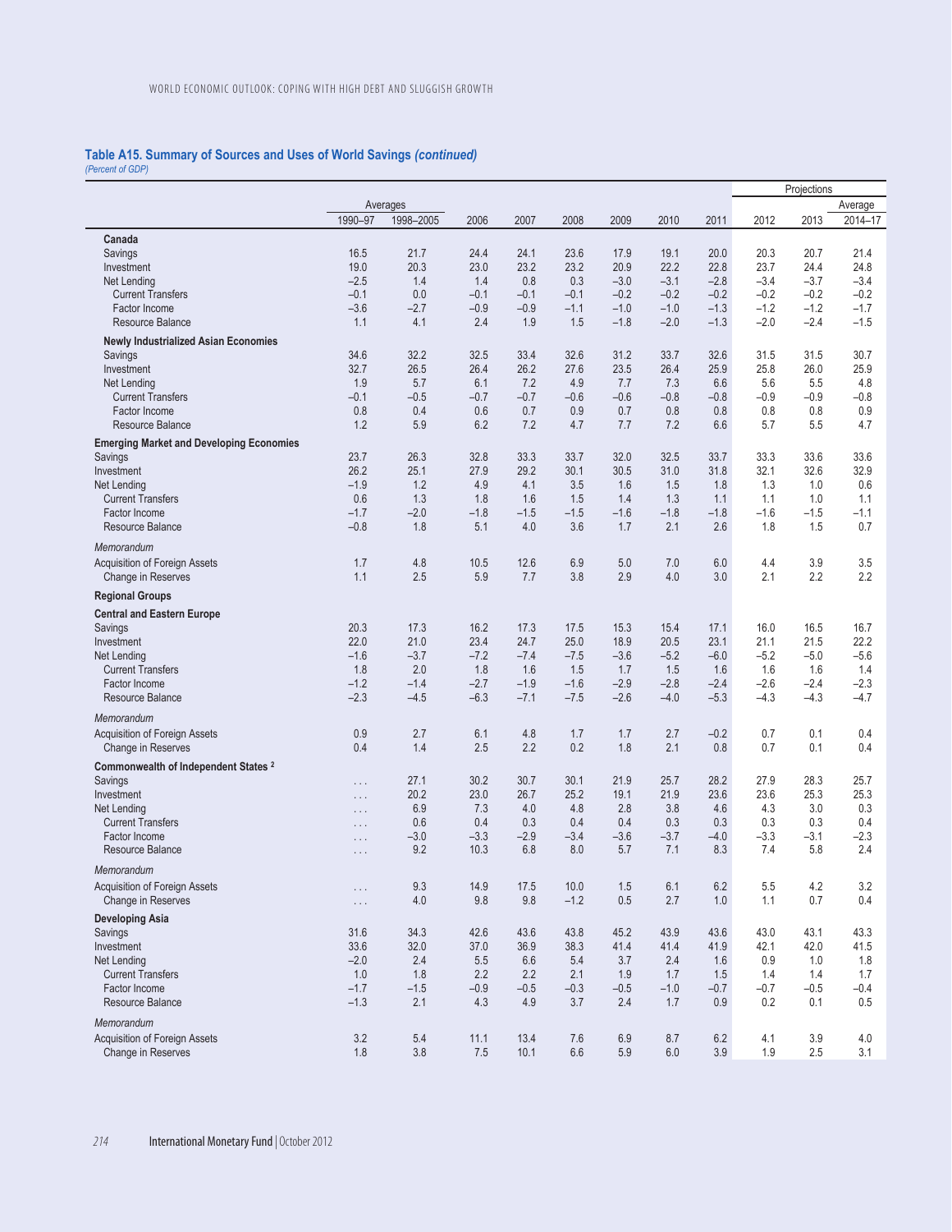## Table A15. Summary of Sources and Uses of World Savings *(continued)*

*(Percent of GDP)*

| | Averages | | | | | | | | Projections | | |
|---|---|---|---|---|---|---|---|---|---|---|---|
| | 1990–97 | 1998–2005 | 2006 | 2007 | 2008 | 2009 | 2010 | 2011 | 2012 | 2013 | Average 2014–17 |
| **Canada** | | | | | | | | | | | |
| Savings | 16.5 | 21.7 | 24.4 | 24.1 | 23.6 | 17.9 | 19.1 | 20.0 | 20.3 | 20.7 | 21.4 |
| Investment | 19.0 | 20.3 | 23.0 | 23.2 | 23.2 | 20.9 | 22.2 | 22.8 | 23.7 | 24.4 | 24.8 |
| Net Lending | –2.5 | 1.4 | 1.4 | 0.8 | 0.3 | –3.0 | –3.1 | –2.8 | –3.4 | –3.7 | –3.4 |
| Current Transfers | –0.1 | 0.0 | –0.1 | –0.1 | –0.1 | –0.2 | –0.2 | –0.2 | –0.2 | –0.2 | –0.2 |
| Factor Income | –3.6 | –2.7 | –0.9 | –0.9 | –1.1 | –1.0 | –1.0 | –1.3 | –1.2 | –1.2 | –1.7 |
| Resource Balance | 1.1 | 4.1 | 2.4 | 1.9 | 1.5 | –1.8 | –2.0 | –1.3 | –2.0 | –2.4 | –1.5 |
| **Newly Industrialized Asian Economies** | | | | | | | | | | | |
| Savings | 34.6 | 32.2 | 32.5 | 33.4 | 32.6 | 31.2 | 33.7 | 32.6 | 31.5 | 31.5 | 30.7 |
| Investment | 32.7 | 26.5 | 26.4 | 26.2 | 27.6 | 23.5 | 26.4 | 25.9 | 25.8 | 26.0 | 25.9 |
| Net Lending | 1.9 | 5.7 | 6.1 | 7.2 | 4.9 | 7.7 | 7.3 | 6.6 | 5.6 | 5.5 | 4.8 |
| Current Transfers | –0.1 | –0.5 | –0.7 | –0.7 | –0.6 | –0.6 | –0.8 | –0.8 | –0.9 | –0.9 | –0.8 |
| Factor Income | 0.8 | 0.4 | 0.6 | 0.7 | 0.9 | 0.7 | 0.8 | 0.8 | 0.8 | 0.8 | 0.9 |
| Resource Balance | 1.2 | 5.9 | 6.2 | 7.2 | 4.7 | 7.7 | 7.2 | 6.6 | 5.7 | 5.5 | 4.7 |
| **Emerging Market and Developing Economies** | | | | | | | | | | | |
| Savings | 23.7 | 26.3 | 32.8 | 33.3 | 33.7 | 32.0 | 32.5 | 33.7 | 33.3 | 33.6 | 33.6 |
| Investment | 26.2 | 25.1 | 27.9 | 29.2 | 30.1 | 30.5 | 31.0 | 31.8 | 32.1 | 32.6 | 32.9 |
| Net Lending | –1.9 | 1.2 | 4.9 | 4.1 | 3.5 | 1.6 | 1.5 | 1.8 | 1.3 | 1.0 | 0.6 |
| Current Transfers | 0.6 | 1.3 | 1.8 | 1.6 | 1.5 | 1.4 | 1.3 | 1.1 | 1.1 | 1.0 | 1.1 |
| Factor Income | –1.7 | –2.0 | –1.8 | –1.5 | –1.5 | –1.6 | –1.8 | –1.8 | –1.6 | –1.5 | –1.1 |
| Resource Balance | –0.8 | 1.8 | 5.1 | 4.0 | 3.6 | 1.7 | 2.1 | 2.6 | 1.8 | 1.5 | 0.7 |
| *Memorandum* | | | | | | | | | | | |
| Acquisition of Foreign Assets | 1.7 | 4.8 | 10.5 | 12.6 | 6.9 | 5.0 | 7.0 | 6.0 | 4.4 | 3.9 | 3.5 |
| Change in Reserves | 1.1 | 2.5 | 5.9 | 7.7 | 3.8 | 2.9 | 4.0 | 3.0 | 2.1 | 2.2 | 2.2 |
| **Regional Groups** | | | | | | | | | | | |
| **Central and Eastern Europe** | | | | | | | | | | | |
| Savings | 20.3 | 17.3 | 16.2 | 17.3 | 17.5 | 15.3 | 15.4 | 17.1 | 16.0 | 16.5 | 16.7 |
| Investment | 22.0 | 21.0 | 23.4 | 24.7 | 25.0 | 18.9 | 20.5 | 23.1 | 21.1 | 21.5 | 22.2 |
| Net Lending | –1.6 | –3.7 | –7.2 | –7.4 | –7.5 | –3.6 | –5.2 | –6.0 | –5.2 | –5.0 | –5.6 |
| Current Transfers | 1.8 | 2.0 | 1.8 | 1.5 | 1.7 | 1.5 | 1.6 | 1.6 | 1.6 | 1.6 | 1.4 |
| Factor Income | –1.2 | –1.4 | –2.7 | –1.9 | –1.6 | –2.9 | –2.8 | –2.4 | –2.6 | –2.4 | –2.3 |
| Resource Balance | –2.3 | –4.5 | –6.3 | –7.1 | –7.5 | –2.6 | –4.0 | –5.3 | –4.3 | –4.3 | –4.7 |
| *Memorandum* | | | | | | | | | | | |
| Acquisition of Foreign Assets | 0.9 | 2.7 | 6.1 | 4.8 | 1.7 | 1.7 | 2.7 | –0.2 | 0.7 | 0.1 | 0.4 |
| Change in Reserves | 0.4 | 1.4 | 2.5 | 2.2 | 0.2 | 1.8 | 2.1 | 0.8 | 0.7 | 0.1 | 0.4 |
| **Commonwealth of Independent States [2]** | | | | | | | | | | | |
| Savings | . . . | 27.1 | 30.2 | 30.7 | 30.1 | 21.9 | 25.7 | 28.2 | 27.9 | 28.3 | 25.7 |
| Investment | . . . | 20.2 | 23.0 | 26.7 | 25.2 | 19.1 | 21.9 | 23.6 | 23.6 | 25.3 | 25.3 |
| Net Lending | . . . | 6.9 | 7.3 | 4.0 | 4.8 | 2.8 | 3.8 | 4.6 | 4.3 | 3.0 | 0.3 |
| Current Transfers | . . . | 0.6 | 0.4 | 0.3 | 0.4 | 0.4 | 0.3 | 0.3 | 0.3 | 0.3 | 0.4 |
| Factor Income | . . . | –3.0 | –3.3 | –2.9 | –3.4 | –3.6 | –3.7 | –4.0 | –3.3 | –3.1 | –2.3 |
| Resource Balance | . . . | 9.2 | 10.3 | 6.8 | 8.0 | 5.7 | 7.1 | 8.3 | 7.4 | 5.8 | 2.4 |
| *Memorandum* | | | | | | | | | | | |
| Acquisition of Foreign Assets | . . . | 9.3 | 14.9 | 17.5 | 10.0 | 1.5 | 6.1 | 6.2 | 5.5 | 4.2 | 3.2 |
| Change in Reserves | . . . | 4.0 | 9.8 | 9.8 | –1.2 | 0.5 | 2.7 | 1.0 | 1.1 | 0.7 | 0.4 |
| **Developing Asia** | | | | | | | | | | | |
| Savings | 31.6 | 34.3 | 42.6 | 43.6 | 43.8 | 45.2 | 43.9 | 43.6 | 43.0 | 43.1 | 43.3 |
| Investment | 33.6 | 32.0 | 37.0 | 36.9 | 38.3 | 41.4 | 41.4 | 41.9 | 42.1 | 42.0 | 41.5 |
| Net Lending | –2.0 | 2.4 | 5.5 | 6.6 | 5.4 | 3.7 | 2.4 | 1.6 | 0.9 | 1.0 | 1.8 |
| Current Transfers | 1.0 | 1.8 | 2.2 | 2.2 | 2.1 | 1.9 | 1.7 | 1.5 | 1.4 | 1.4 | 1.7 |
| Factor Income | –1.7 | –1.5 | –0.9 | –0.5 | –0.3 | –0.5 | –1.0 | –0.7 | –0.7 | –0.5 | –0.4 |
| Resource Balance | –1.3 | 2.1 | 4.3 | 4.9 | 3.7 | 2.4 | 1.7 | 0.9 | 0.2 | 0.1 | 0.5 |
| *Memorandum* | | | | | | | | | | | |
| Acquisition of Foreign Assets | 3.2 | 5.4 | 11.1 | 13.4 | 7.6 | 6.9 | 8.7 | 6.2 | 4.1 | 3.9 | 4.0 |
| Change in Reserves | 1.8 | 3.8 | 7.5 | 10.1 | 6.6 | 5.9 | 6.0 | 3.9 | 1.9 | 2.5 | 3.1 |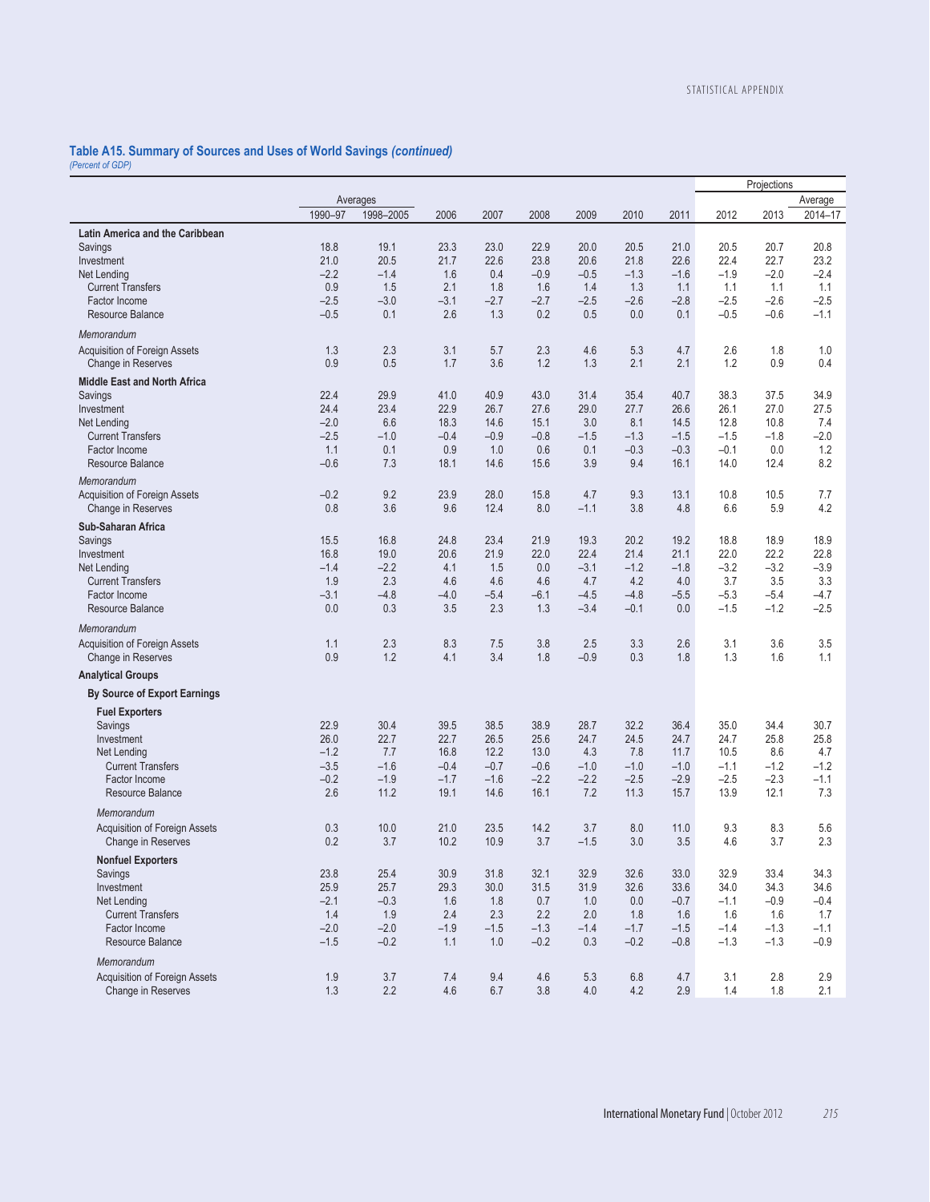### Table A15. Summary of Sources and Uses of World Savings *(continued)*

*(Percent of GDP)*

| | Averages | | | | | | | | Projections | | |
|---|---|---|---|---|---|---|---|---|---|---|---|
| | 1990–97 | 1998–2005 | 2006 | 2007 | 2008 | 2009 | 2010 | 2011 | 2012 | 2013 | Average 2014–17 |
| **Latin America and the Caribbean** | | | | | | | | | | | |
| Savings | 18.8 | 19.1 | 23.3 | 23.0 | 22.9 | 20.0 | 20.5 | 21.0 | 20.5 | 20.7 | 20.8 |
| Investment | 21.0 | 20.5 | 21.7 | 22.6 | 23.8 | 20.6 | 21.8 | 22.6 | 22.4 | 22.7 | 23.2 |
| Net Lending | –2.2 | –1.4 | 1.6 | 0.4 | –0.9 | –0.5 | –1.3 | –1.6 | –1.9 | –2.0 | –2.4 |
| Current Transfers | 0.9 | 1.5 | 2.1 | 1.8 | 1.6 | 1.4 | 1.3 | 1.1 | 1.1 | 1.1 | 1.1 |
| Factor Income | –2.5 | –3.0 | –3.1 | –2.7 | –2.7 | –2.5 | –2.6 | –2.8 | –2.5 | –2.6 | –2.5 |
| Resource Balance | –0.5 | 0.1 | 2.6 | 1.3 | 0.2 | 0.5 | 0.0 | 0.1 | –0.5 | –0.6 | –1.1 |
| *Memorandum* | | | | | | | | | | | |
| Acquisition of Foreign Assets | 1.3 | 2.3 | 3.1 | 5.7 | 2.3 | 4.6 | 5.3 | 4.7 | 2.6 | 1.8 | 1.0 |
| Change in Reserves | 0.9 | 0.5 | 1.7 | 3.6 | 1.2 | 1.3 | 2.1 | 2.1 | 1.2 | 0.9 | 0.4 |
| **Middle East and North Africa** | | | | | | | | | | | |
| Savings | 22.4 | 29.9 | 41.0 | 40.9 | 43.0 | 31.4 | 35.4 | 40.7 | 38.3 | 37.5 | 34.9 |
| Investment | 24.4 | 23.4 | 22.9 | 26.7 | 27.6 | 29.0 | 27.7 | 26.6 | 26.1 | 27.0 | 27.5 |
| Net Lending | –2.0 | 6.6 | 18.3 | 14.6 | 15.1 | 3.0 | 8.1 | 14.5 | 12.8 | 10.8 | 7.4 |
| Current Transfers | –2.5 | –1.0 | –0.4 | –0.9 | –0.8 | –1.5 | –1.3 | –1.5 | –1.5 | –1.8 | –2.0 |
| Factor Income | 1.1 | 0.1 | 0.9 | 1.0 | 0.6 | 0.1 | –0.3 | –0.3 | –0.1 | 0.0 | 1.2 |
| Resource Balance | –0.6 | 7.3 | 18.1 | 14.6 | 15.6 | 3.9 | 9.4 | 16.1 | 14.0 | 12.4 | 8.2 |
| *Memorandum* | | | | | | | | | | | |
| Acquisition of Foreign Assets | –0.2 | 9.2 | 23.9 | 28.0 | 15.8 | 4.7 | 9.3 | 13.1 | 10.8 | 10.5 | 7.7 |
| Change in Reserves | 0.8 | 3.6 | 9.6 | 12.4 | 8.0 | –1.1 | 3.8 | 4.8 | 6.6 | 5.9 | 4.2 |
| **Sub-Saharan Africa** | | | | | | | | | | | |
| Savings | 15.5 | 16.8 | 24.8 | 23.4 | 21.9 | 19.3 | 20.2 | 19.2 | 18.8 | 18.9 | 18.9 |
| Investment | 16.8 | 19.0 | 20.6 | 21.9 | 22.0 | 22.4 | 21.4 | 21.1 | 22.0 | 22.2 | 22.8 |
| Net Lending | –1.4 | –2.2 | 4.1 | 1.5 | 0.0 | –3.1 | –1.2 | –1.8 | –3.2 | –3.2 | –3.9 |
| Current Transfers | 1.9 | 2.3 | 4.6 | 4.6 | 4.6 | 4.7 | 4.2 | 4.0 | 3.7 | 3.5 | 3.3 |
| Factor Income | –3.1 | –4.8 | –4.0 | –5.4 | –6.1 | –4.5 | –4.8 | –5.5 | –5.3 | –5.4 | –4.7 |
| Resource Balance | 0.0 | 0.3 | 3.5 | 2.3 | 1.3 | –3.4 | –0.1 | 0.0 | –1.5 | –1.2 | –2.5 |
| *Memorandum* | | | | | | | | | | | |
| Acquisition of Foreign Assets | 1.1 | 2.3 | 8.3 | 7.5 | 3.8 | 2.5 | 3.3 | 2.6 | 3.1 | 3.6 | 3.5 |
| Change in Reserves | 0.9 | 1.2 | 4.1 | 3.4 | 1.8 | –0.9 | 0.3 | 1.8 | 1.3 | 1.6 | 1.1 |
| **Analytical Groups** | | | | | | | | | | | |
| **By Source of Export Earnings** | | | | | | | | | | | |
| **Fuel Exporters** | | | | | | | | | | | |
| Savings | 22.9 | 30.4 | 39.5 | 38.5 | 38.9 | 28.7 | 32.2 | 36.4 | 35.0 | 34.4 | 30.7 |
| Investment | 26.0 | 22.7 | 22.7 | 26.5 | 25.6 | 24.7 | 24.5 | 24.7 | 24.7 | 25.8 | 25.8 |
| Net Lending | –1.2 | 7.7 | 16.8 | 12.2 | 13.0 | 4.3 | 7.8 | 11.7 | 10.5 | 8.6 | 4.7 |
| Current Transfers | –3.5 | –1.6 | –0.4 | –0.7 | –0.6 | –1.0 | –1.0 | –1.0 | –1.1 | –1.2 | –1.2 |
| Factor Income | –0.2 | –1.9 | –1.7 | –1.6 | –2.2 | –2.2 | –2.5 | –2.9 | –2.5 | –2.3 | –1.1 |
| Resource Balance | 2.6 | 11.2 | 19.1 | 14.6 | 16.1 | 7.2 | 11.3 | 15.7 | 13.9 | 12.1 | 7.3 |
| *Memorandum* | | | | | | | | | | | |
| Acquisition of Foreign Assets | 0.3 | 10.0 | 21.0 | 23.5 | 14.2 | 3.7 | 8.0 | 11.0 | 9.3 | 8.3 | 5.6 |
| Change in Reserves | 0.2 | 3.7 | 10.2 | 10.9 | 3.7 | –1.5 | 3.0 | 3.5 | 4.6 | 3.7 | 2.3 |
| **Nonfuel Exporters** | | | | | | | | | | | |
| Savings | 23.8 | 25.4 | 30.9 | 31.8 | 32.1 | 32.9 | 32.6 | 33.0 | 32.9 | 33.4 | 34.3 |
| Investment | 25.9 | 25.7 | 29.3 | 30.0 | 31.5 | 31.9 | 32.6 | 33.6 | 34.0 | 34.3 | 34.6 |
| Net Lending | –2.1 | –0.3 | 1.6 | 1.8 | 0.7 | 1.0 | 0.0 | –0.7 | –1.1 | –0.9 | –0.4 |
| Current Transfers | 1.4 | 1.9 | 2.4 | 2.3 | 2.2 | 2.0 | 1.8 | 1.6 | 1.6 | 1.6 | 1.7 |
| Factor Income | –2.0 | –2.0 | –1.9 | –1.5 | –1.3 | –1.4 | –1.7 | –1.5 | –1.4 | –1.3 | –1.1 |
| Resource Balance | –1.5 | –0.2 | 1.1 | 1.0 | –0.2 | 0.3 | –0.2 | –0.8 | –1.3 | –1.3 | –0.9 |
| *Memorandum* | | | | | | | | | | | |
| Acquisition of Foreign Assets | 1.9 | 3.7 | 7.4 | 9.4 | 4.6 | 5.3 | 6.8 | 4.7 | 3.1 | 2.8 | 2.9 |
| Change in Reserves | 1.3 | 2.2 | 4.6 | 6.7 | 3.8 | 4.0 | 4.2 | 2.9 | 1.4 | 1.8 | 2.1 |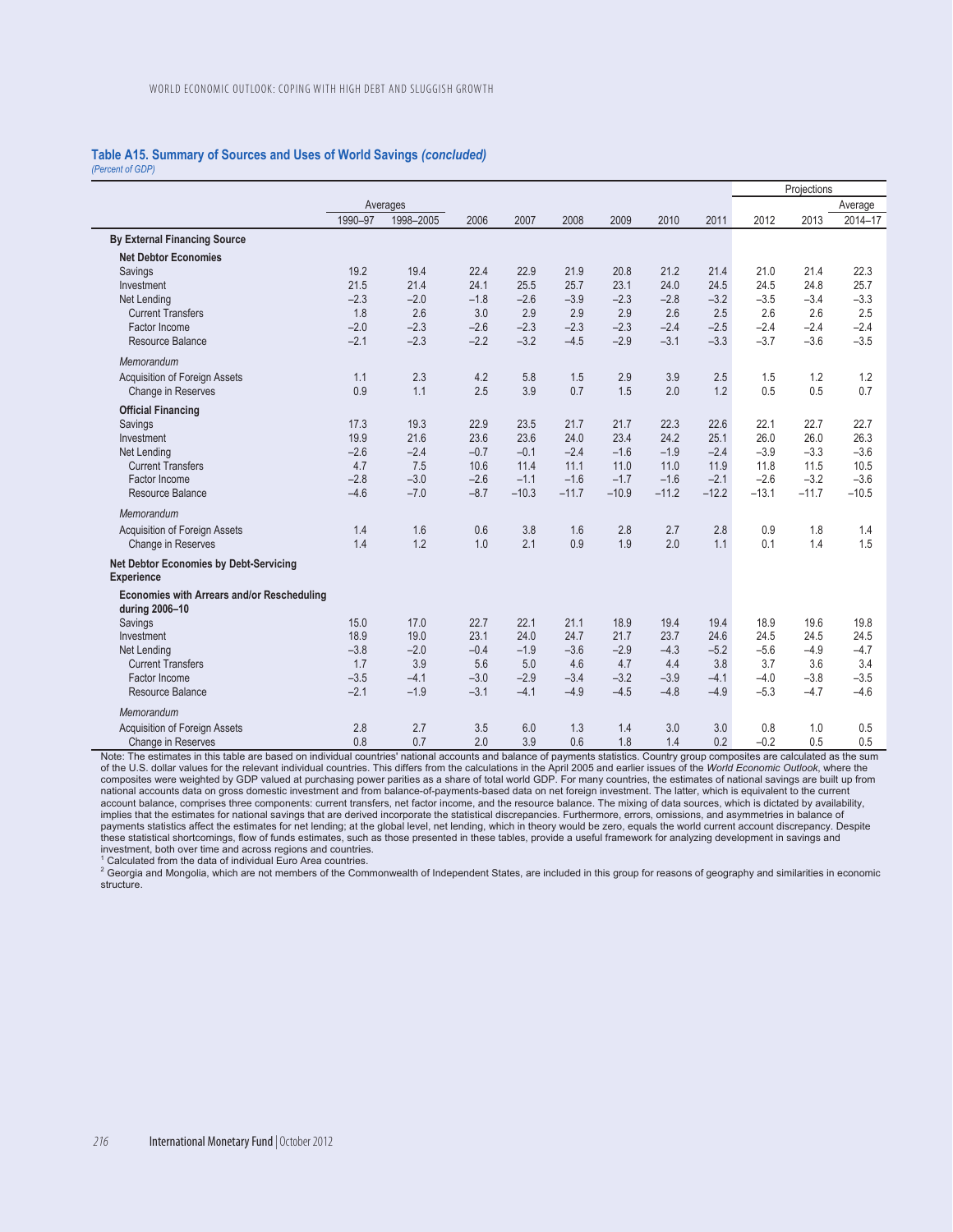### Table A15. Summary of Sources and Uses of World Savings *(concluded)*

*(Percent of GDP)*

| | Averages | | | | | | | | Projections | | |
|---|---|---|---|---|---|---|---|---|---|---|---|
| | | | | | | | | | | | Average |
| | 1990–97 | 1998–2005 | 2006 | 2007 | 2008 | 2009 | 2010 | 2011 | 2012 | 2013 | 2014–17 |
| **By External Financing Source** | | | | | | | | | | | |
| **Net Debtor Economies** | | | | | | | | | | | |
| Savings | 19.2 | 19.4 | 22.4 | 22.9 | 21.9 | 20.8 | 21.2 | 21.4 | 21.0 | 21.4 | 22.3 |
| Investment | 21.5 | 21.4 | 24.1 | 25.5 | 25.7 | 23.1 | 24.0 | 24.5 | 24.5 | 24.8 | 25.7 |
| Net Lending | –2.3 | –2.0 | –1.8 | –2.6 | –3.9 | –2.3 | –2.8 | –3.2 | –3.5 | –3.4 | –3.3 |
| Current Transfers | 1.8 | 2.6 | 3.0 | 2.9 | 2.9 | 2.9 | 2.6 | 2.5 | 2.6 | 2.6 | 2.5 |
| Factor Income | –2.0 | –2.3 | –2.6 | –2.3 | –2.3 | –2.3 | –2.4 | –2.5 | –2.4 | –2.4 | –2.4 |
| Resource Balance | –2.1 | –2.3 | –2.2 | –3.2 | –4.5 | –2.9 | –3.1 | –3.3 | –3.7 | –3.6 | –3.5 |
| *Memorandum* | | | | | | | | | | | |
| Acquisition of Foreign Assets | 1.1 | 2.3 | 4.2 | 5.8 | 1.5 | 2.9 | 3.9 | 2.5 | 1.5 | 1.2 | 1.2 |
| Change in Reserves | 0.9 | 1.1 | 2.5 | 3.9 | 0.7 | 1.5 | 2.0 | 1.2 | 0.5 | 0.5 | 0.7 |
| **Official Financing** | | | | | | | | | | | |
| Savings | 17.3 | 19.3 | 22.9 | 23.5 | 21.7 | 21.7 | 22.3 | 22.6 | 22.1 | 22.7 | 22.7 |
| Investment | 19.9 | 21.6 | 23.6 | 23.6 | 24.0 | 23.4 | 24.2 | 25.1 | 26.0 | 26.0 | 26.3 |
| Net Lending | –2.6 | –2.4 | –0.7 | –0.1 | –2.4 | –1.6 | –1.9 | –2.4 | –3.9 | –3.3 | –3.6 |
| Current Transfers | 4.7 | 7.5 | 10.6 | 11.4 | 11.1 | 11.0 | 11.0 | 11.9 | 11.8 | 11.5 | 10.5 |
| Factor Income | –2.8 | –3.0 | –2.6 | –1.1 | –1.6 | –1.7 | –1.6 | –2.1 | –2.6 | –3.2 | –3.6 |
| Resource Balance | –4.6 | –7.0 | –8.7 | –10.3 | –11.7 | –10.9 | –11.2 | –12.2 | –13.1 | –11.7 | –10.5 |
| *Memorandum* | | | | | | | | | | | |
| Acquisition of Foreign Assets | 1.4 | 1.6 | 0.6 | 3.8 | 1.6 | 2.8 | 2.7 | 2.8 | 0.9 | 1.8 | 1.4 |
| Change in Reserves | 1.4 | 1.2 | 1.0 | 2.1 | 0.9 | 1.9 | 2.0 | 1.1 | 0.1 | 1.4 | 1.5 |
| **Net Debtor Economies by Debt-Servicing Experience** | | | | | | | | | | | |
| **Economies with Arrears and/or Rescheduling during 2006–10** | | | | | | | | | | | |
| Savings | 15.0 | 17.0 | 22.7 | 22.1 | 21.1 | 18.9 | 19.4 | 19.4 | 18.9 | 19.6 | 19.8 |
| Investment | 18.9 | 19.0 | 23.1 | 24.0 | 24.7 | 21.7 | 23.7 | 24.6 | 24.5 | 24.5 | 24.5 |
| Net Lending | –3.8 | –2.0 | –0.4 | –1.9 | –3.6 | –2.9 | –4.3 | –5.2 | –5.6 | –4.9 | –4.7 |
| Current Transfers | 1.7 | 3.9 | 5.6 | 5.0 | 4.6 | 4.7 | 4.4 | 3.8 | 3.7 | 3.6 | 3.4 |
| Factor Income | –3.5 | –4.1 | –3.0 | –2.9 | –3.4 | –3.2 | –3.9 | –4.1 | –4.0 | –3.8 | –3.5 |
| Resource Balance | –2.1 | –1.9 | –3.1 | –4.1 | –4.9 | –4.5 | –4.8 | –4.9 | –5.3 | –4.7 | –4.6 |
| *Memorandum* | | | | | | | | | | | |
| Acquisition of Foreign Assets | 2.8 | 2.7 | 3.5 | 6.0 | 1.3 | 1.4 | 3.0 | 3.0 | 0.8 | 1.0 | 0.5 |
| Change in Reserves | 0.8 | 0.7 | 2.0 | 3.9 | 0.6 | 1.8 | 1.4 | 0.2 | –0.2 | 0.5 | 0.5 |

Note: The estimates in this table are based on individual countries' national accounts and balance of payments statistics. Country group composites are calculated as the sum of the U.S. dollar values for the relevant individual countries. This differs from the calculations in the April 2005 and earlier issues of the *World Economic Outlook*, where the composites were weighted by GDP valued at purchasing power parities as a share of total world GDP. For many countries, the estimates of national savings are built up from national accounts data on gross domestic investment and from balance-of-payments-based data on net foreign investment. The latter, which is equivalent to the current account balance, comprises three components: current transfers, net factor income, and the resource balance. The mixing of data sources, which is dictated by availability, implies that the estimates for national savings that are derived incorporate the statistical discrepancies. Furthermore, errors, omissions, and asymmetries in balance of payments statistics affect the estimates for net lending; at the global level, net lending, which in theory would be zero, equals the world current account discrepancy. Despite these statistical shortcomings, flow of funds estimates, such as those presented in these tables, provide a useful framework for analyzing development in savings and investment, both over time and across regions and countries.

[1] Calculated from the data of individual Euro Area countries.

[2] Georgia and Mongolia, which are not members of the Commonwealth of Independent States, are included in this group for reasons of geography and similarities in economic structure.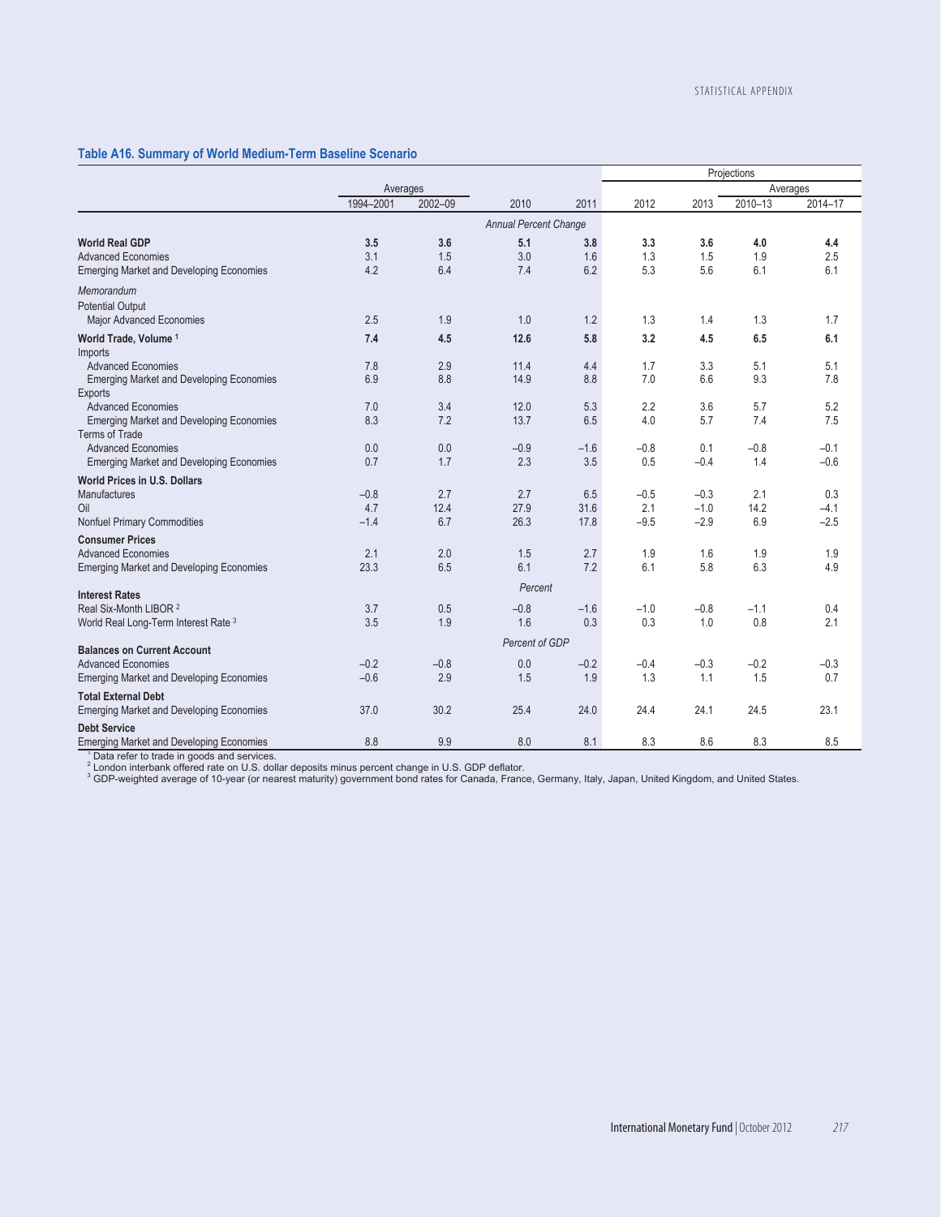### Table A16. Summary of World Medium-Term Baseline Scenario

| | Averages | | | | Projections | | | |
|---|---|---|---|---|---|---|---|---|
| | | | | | | | Averages | |
| | 1994–2001 | 2002–09 | 2010 | 2011 | 2012 | 2013 | 2010–13 | 2014–17 |
| | | | *Annual Percent Change* | | | | | |
| **World Real GDP** | **3.5** | **3.6** | **5.1** | **3.8** | **3.3** | **3.6** | **4.0** | **4.4** |
| Advanced Economies | 3.1 | 1.5 | 3.0 | 1.6 | 1.3 | 1.5 | 1.9 | 2.5 |
| Emerging Market and Developing Economies | 4.2 | 6.4 | 7.4 | 6.2 | 5.3 | 5.6 | 6.1 | 6.1 |
| *Memorandum* | | | | | | | | |
| Potential Output | | | | | | | | |
| Major Advanced Economies | 2.5 | 1.9 | 1.0 | 1.2 | 1.3 | 1.4 | 1.3 | 1.7 |
| **World Trade, Volume** [1] | **7.4** | **4.5** | **12.6** | **5.8** | **3.2** | **4.5** | **6.5** | **6.1** |
| Imports | | | | | | | | |
| Advanced Economies | 7.8 | 2.9 | 11.4 | 4.4 | 1.7 | 3.3 | 5.1 | 5.1 |
| Emerging Market and Developing Economies | 6.9 | 8.8 | 14.9 | 8.8 | 7.0 | 6.6 | 9.3 | 7.8 |
| Exports | | | | | | | | |
| Advanced Economies | 7.0 | 3.4 | 12.0 | 5.3 | 2.2 | 3.6 | 5.7 | 5.2 |
| Emerging Market and Developing Economies | 8.3 | 7.2 | 13.7 | 6.5 | 4.0 | 5.7 | 7.4 | 7.5 |
| Terms of Trade | | | | | | | | |
| Advanced Economies | 0.0 | 0.0 | –0.9 | –1.6 | –0.8 | 0.1 | –0.8 | –0.1 |
| Emerging Market and Developing Economies | 0.7 | 1.7 | 2.3 | 3.5 | 0.5 | –0.4 | 1.4 | –0.6 |
| **World Prices in U.S. Dollars** | | | | | | | | |
| Manufactures | –0.8 | 2.7 | 2.7 | 6.5 | –0.5 | –0.3 | 2.1 | 0.3 |
| Oil | 4.7 | 12.4 | 27.9 | 31.6 | 2.1 | –1.0 | 14.2 | –4.1 |
| Nonfuel Primary Commodities | –1.4 | 6.7 | 26.3 | 17.8 | –9.5 | –2.9 | 6.9 | –2.5 |
| **Consumer Prices** | | | | | | | | |
| Advanced Economies | 2.1 | 2.0 | 1.5 | 2.7 | 1.9 | 1.6 | 1.9 | 1.9 |
| Emerging Market and Developing Economies | 23.3 | 6.5 | 6.1 | 7.2 | 6.1 | 5.8 | 6.3 | 4.9 |
| | | | *Percent* | | | | | |
| **Interest Rates** | | | | | | | | |
| Real Six-Month LIBOR [2] | 3.7 | 0.5 | –0.8 | –1.6 | –1.0 | –0.8 | –1.1 | 0.4 |
| World Real Long-Term Interest Rate [3] | 3.5 | 1.9 | 1.6 | 0.3 | 0.3 | 1.0 | 0.8 | 2.1 |
| | | | *Percent of GDP* | | | | | |
| **Balances on Current Account** | | | | | | | | |
| Advanced Economies | –0.2 | –0.8 | 0.0 | –0.2 | –0.4 | –0.3 | –0.2 | –0.3 |
| Emerging Market and Developing Economies | –0.6 | 2.9 | 1.5 | 1.9 | 1.3 | 1.1 | 1.5 | 0.7 |
| **Total External Debt** | | | | | | | | |
| Emerging Market and Developing Economies | 37.0 | 30.2 | 25.4 | 24.0 | 24.4 | 24.1 | 24.5 | 23.1 |
| **Debt Service** | | | | | | | | |
| Emerging Market and Developing Economies | 8.8 | 9.9 | 8.0 | 8.1 | 8.3 | 8.6 | 8.3 | 8.5 |

[1] Data refer to trade in goods and services.
[2] London interbank offered rate on U.S. dollar deposits minus percent change in U.S. GDP deflator.
[3] GDP-weighted average of 10-year (or nearest maturity) government bond rates for Canada, France, Germany, Italy, Japan, United Kingdom, and United States.